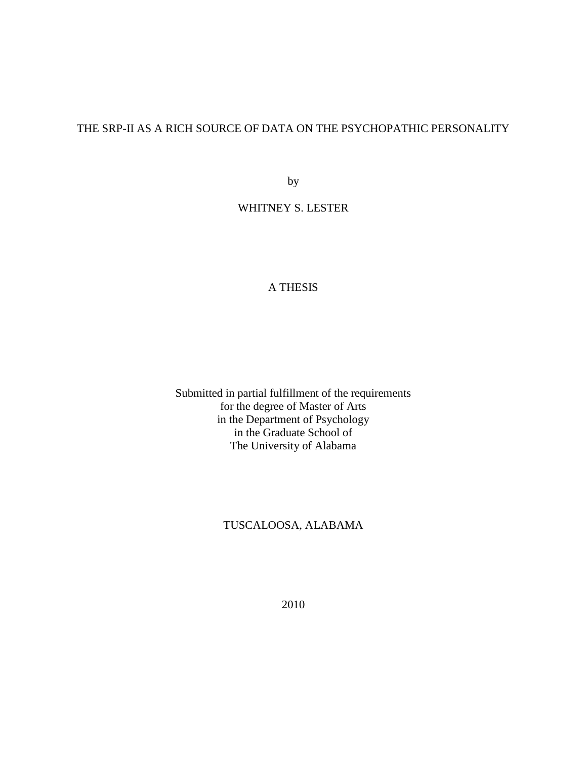# THE SRP-II AS A RICH SOURCE OF DATA ON THE PSYCHOPATHIC PERSONALITY

by

WHITNEY S. LESTER

A THESIS

Submitted in partial fulfillment of the requirements
for the degree of Master of Arts
in the Department of Psychology
in the Graduate School of
The University of Alabama

TUSCALOOSA, ALABAMA

2010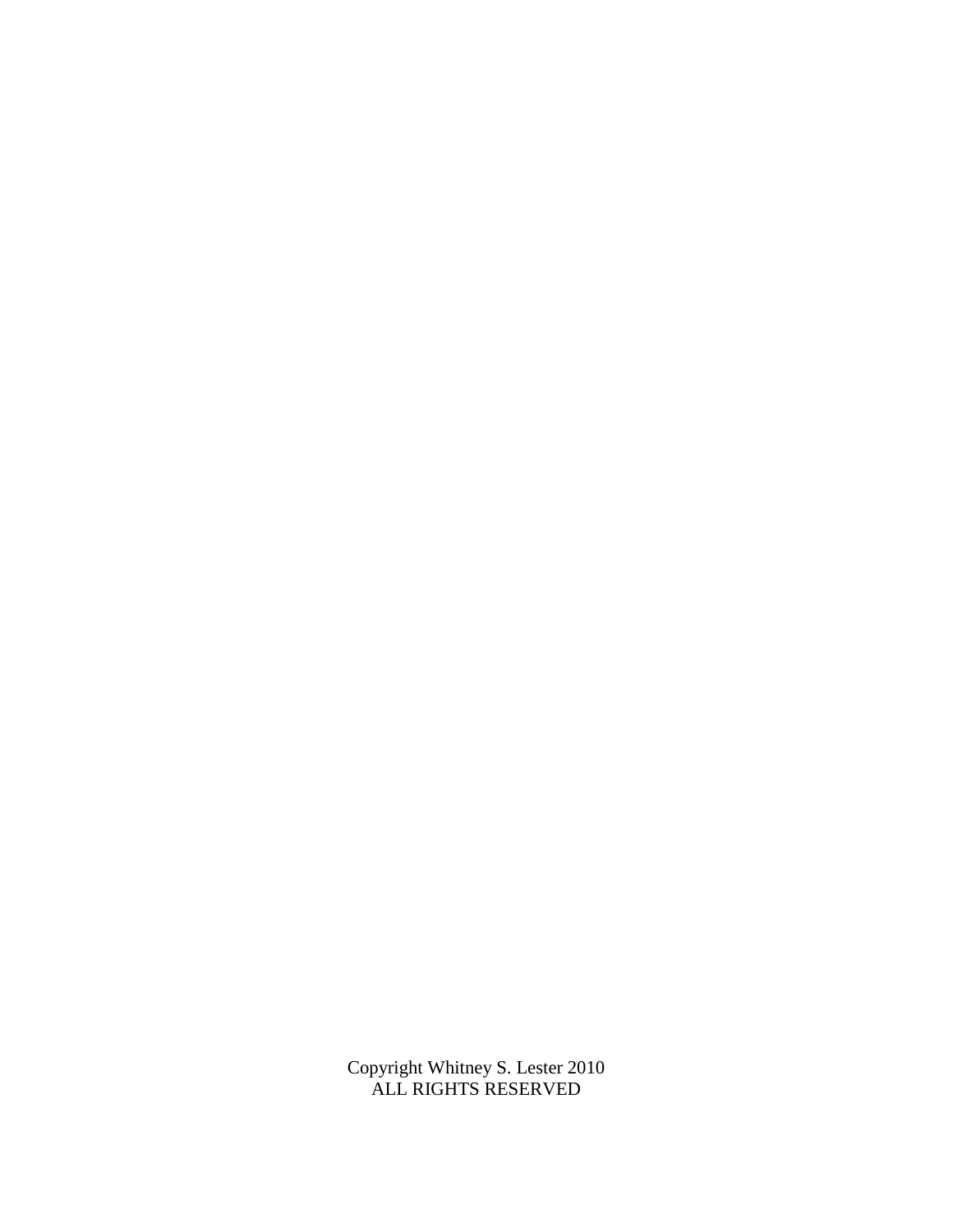Copyright Whitney S. Lester 2010
ALL RIGHTS RESERVED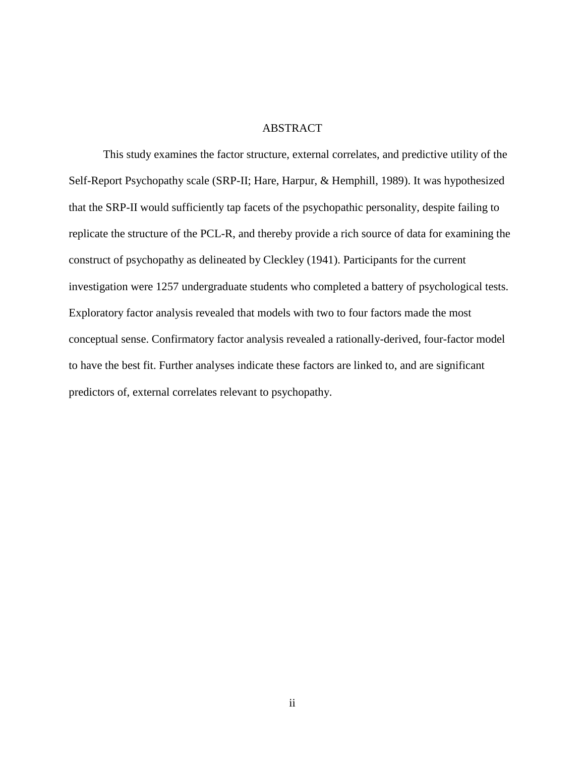# ABSTRACT

This study examines the factor structure, external correlates, and predictive utility of the Self-Report Psychopathy scale (SRP-II; Hare, Harpur, & Hemphill, 1989). It was hypothesized that the SRP-II would sufficiently tap facets of the psychopathic personality, despite failing to replicate the structure of the PCL-R, and thereby provide a rich source of data for examining the construct of psychopathy as delineated by Cleckley (1941). Participants for the current investigation were 1257 undergraduate students who completed a battery of psychological tests. Exploratory factor analysis revealed that models with two to four factors made the most conceptual sense. Confirmatory factor analysis revealed a rationally-derived, four-factor model to have the best fit. Further analyses indicate these factors are linked to, and are significant predictors of, external correlates relevant to psychopathy.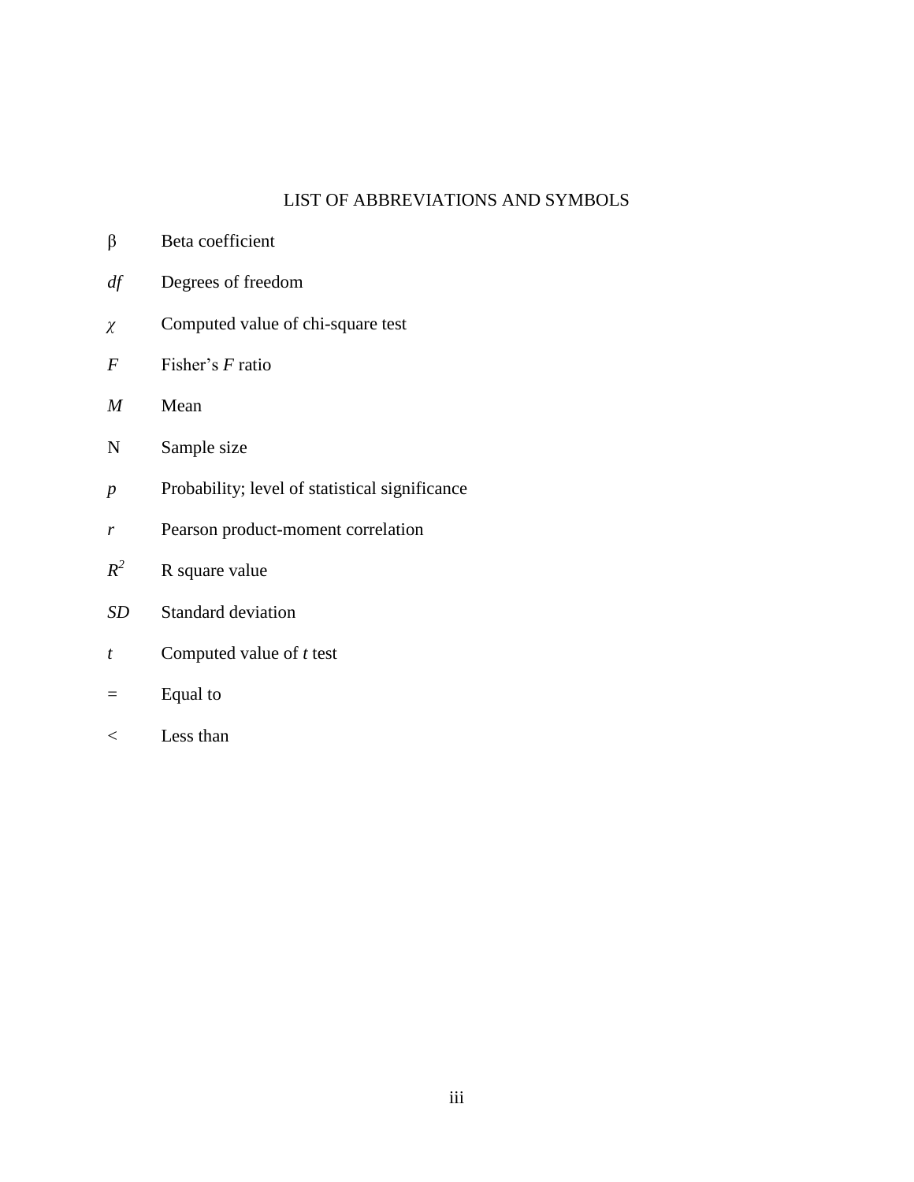# LIST OF ABBREVIATIONS AND SYMBOLS

| | |
|---|---|
| $\beta$ | Beta coefficient |
| *df* | Degrees of freedom |
| $\chi$ | Computed value of chi-square test |
| *F* | Fisher's *F* ratio |
| *M* | Mean |
| N | Sample size |
| *p* | Probability; level of statistical significance |
| *r* | Pearson product-moment correlation |
| $R^2$ | R square value |
| *SD* | Standard deviation |
| *t* | Computed value of *t* test |
| = | Equal to |
| < | Less than |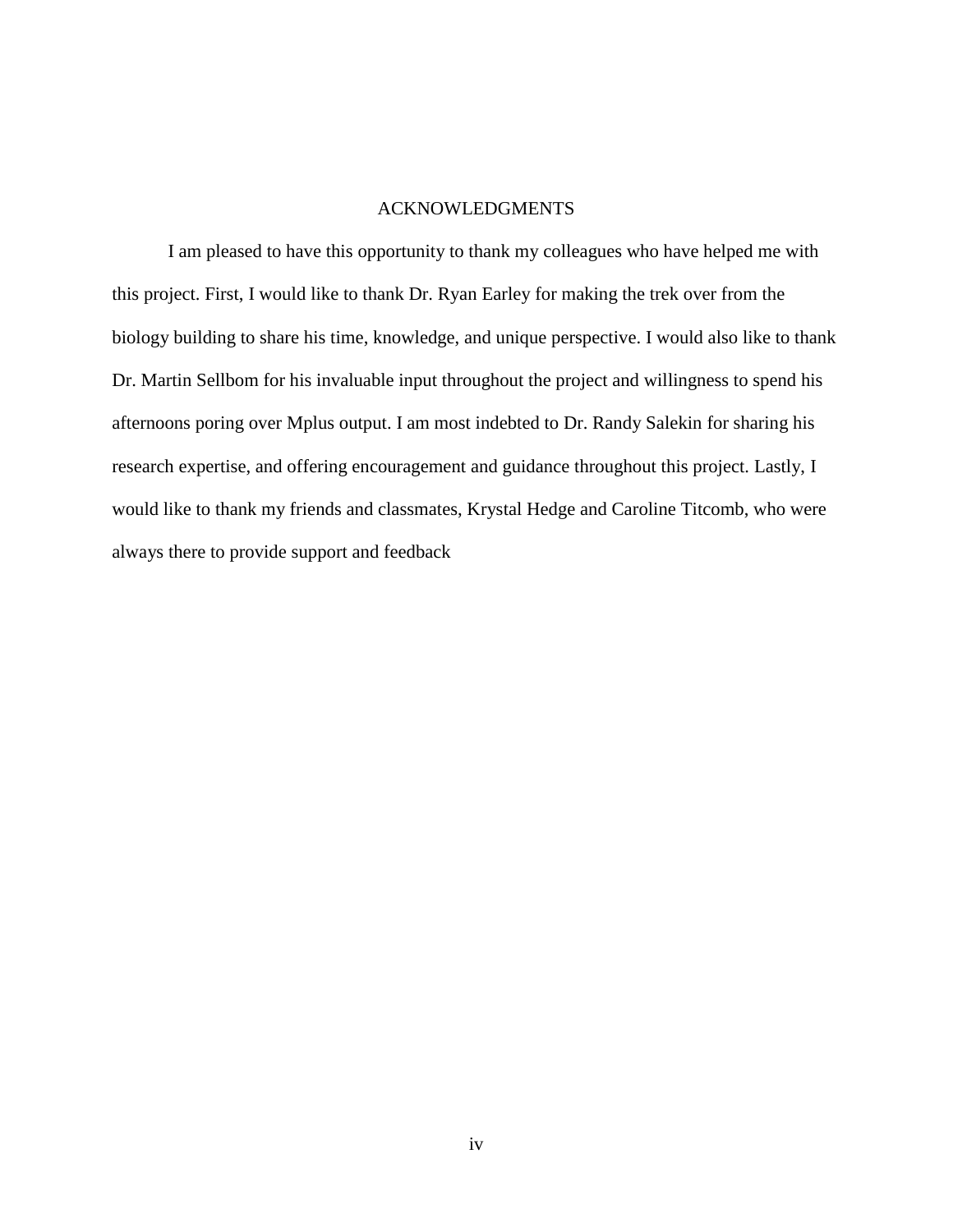# ACKNOWLEDGMENTS

I am pleased to have this opportunity to thank my colleagues who have helped me with this project. First, I would like to thank Dr. Ryan Earley for making the trek over from the biology building to share his time, knowledge, and unique perspective. I would also like to thank Dr. Martin Sellbom for his invaluable input throughout the project and willingness to spend his afternoons poring over Mplus output. I am most indebted to Dr. Randy Salekin for sharing his research expertise, and offering encouragement and guidance throughout this project. Lastly, I would like to thank my friends and classmates, Krystal Hedge and Caroline Titcomb, who were always there to provide support and feedback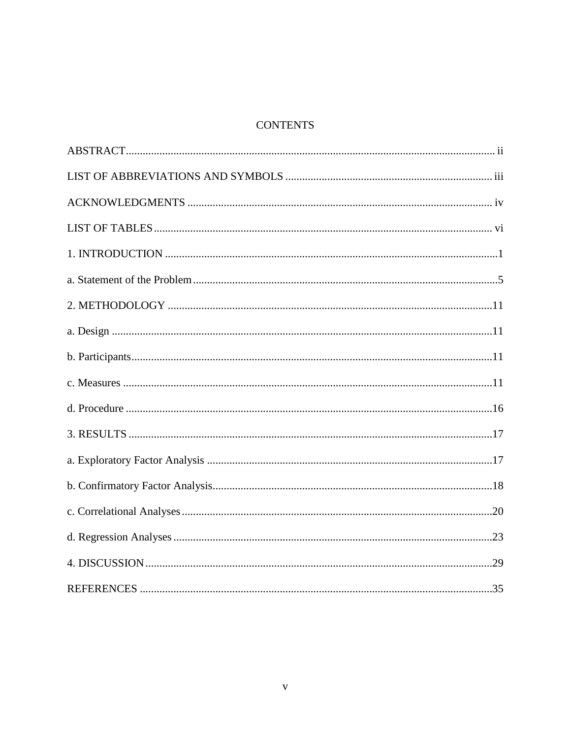# CONTENTS

ABSTRACT ........ ii

LIST OF ABBREVIATIONS AND SYMBOLS ........ iii

ACKNOWLEDGMENTS ........ iv

LIST OF TABLES ........ vi

1. INTRODUCTION ........ 1

a. Statement of the Problem ........ 5

2. METHODOLOGY ........ 11

a. Design ........ 11

b. Participants ........ 11

c. Measures ........ 11

d. Procedure ........ 16

3. RESULTS ........ 17

a. Exploratory Factor Analysis ........ 17

b. Confirmatory Factor Analysis ........ 18

c. Correlational Analyses ........ 20

d. Regression Analyses ........ 23

4. DISCUSSION ........ 29

REFERENCES ........ 35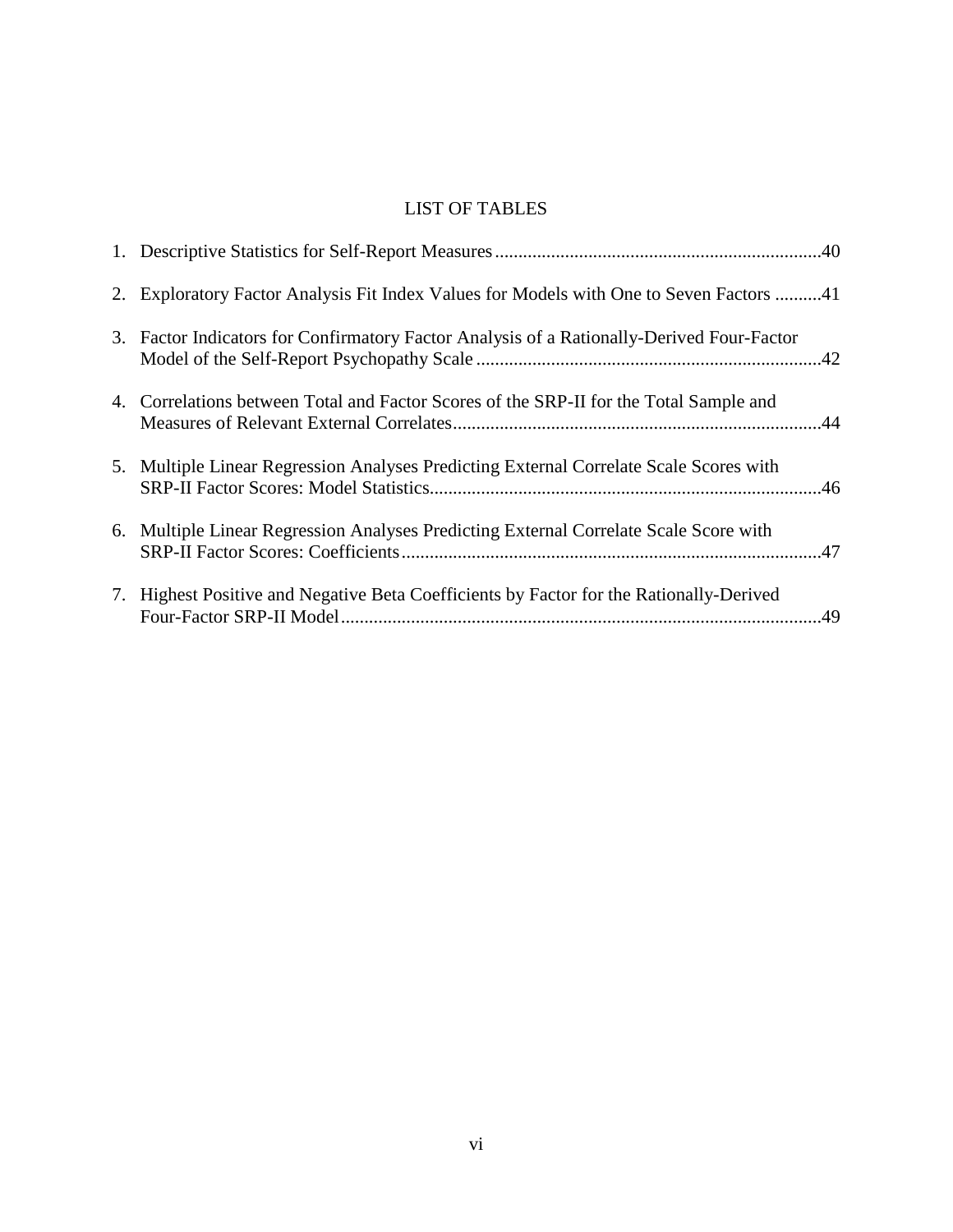# LIST OF TABLES

1. Descriptive Statistics for Self-Report Measures....................................................................40
2. Exploratory Factor Analysis Fit Index Values for Models with One to Seven Factors ..........41
3. Factor Indicators for Confirmatory Factor Analysis of a Rationally-Derived Four-Factor Model of the Self-Report Psychopathy Scale .........................................................................42
4. Correlations between Total and Factor Scores of the SRP-II for the Total Sample and Measures of Relevant External Correlates..............................................................................44
5. Multiple Linear Regression Analyses Predicting External Correlate Scale Scores with SRP-II Factor Scores: Model Statistics...................................................................................46
6. Multiple Linear Regression Analyses Predicting External Correlate Scale Score with SRP-II Factor Scores: Coefficients.........................................................................................47
7. Highest Positive and Negative Beta Coefficients by Factor for the Rationally-Derived Four-Factor SRP-II Model......................................................................................................49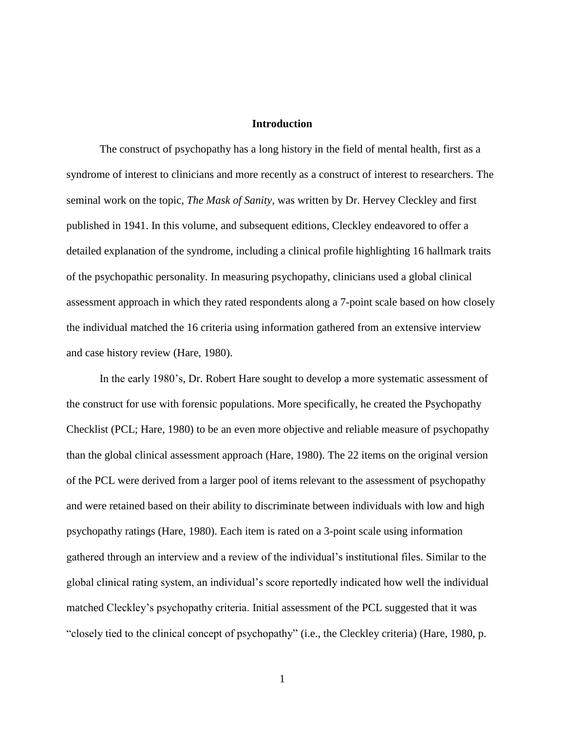## Introduction

The construct of psychopathy has a long history in the field of mental health, first as a syndrome of interest to clinicians and more recently as a construct of interest to researchers. The seminal work on the topic, *The Mask of Sanity*, was written by Dr. Hervey Cleckley and first published in 1941. In this volume, and subsequent editions, Cleckley endeavored to offer a detailed explanation of the syndrome, including a clinical profile highlighting 16 hallmark traits of the psychopathic personality. In measuring psychopathy, clinicians used a global clinical assessment approach in which they rated respondents along a 7-point scale based on how closely the individual matched the 16 criteria using information gathered from an extensive interview and case history review (Hare, 1980).

In the early 1980's, Dr. Robert Hare sought to develop a more systematic assessment of the construct for use with forensic populations. More specifically, he created the Psychopathy Checklist (PCL; Hare, 1980) to be an even more objective and reliable measure of psychopathy than the global clinical assessment approach (Hare, 1980). The 22 items on the original version of the PCL were derived from a larger pool of items relevant to the assessment of psychopathy and were retained based on their ability to discriminate between individuals with low and high psychopathy ratings (Hare, 1980). Each item is rated on a 3-point scale using information gathered through an interview and a review of the individual's institutional files. Similar to the global clinical rating system, an individual's score reportedly indicated how well the individual matched Cleckley's psychopathy criteria. Initial assessment of the PCL suggested that it was "closely tied to the clinical concept of psychopathy" (i.e., the Cleckley criteria) (Hare, 1980, p.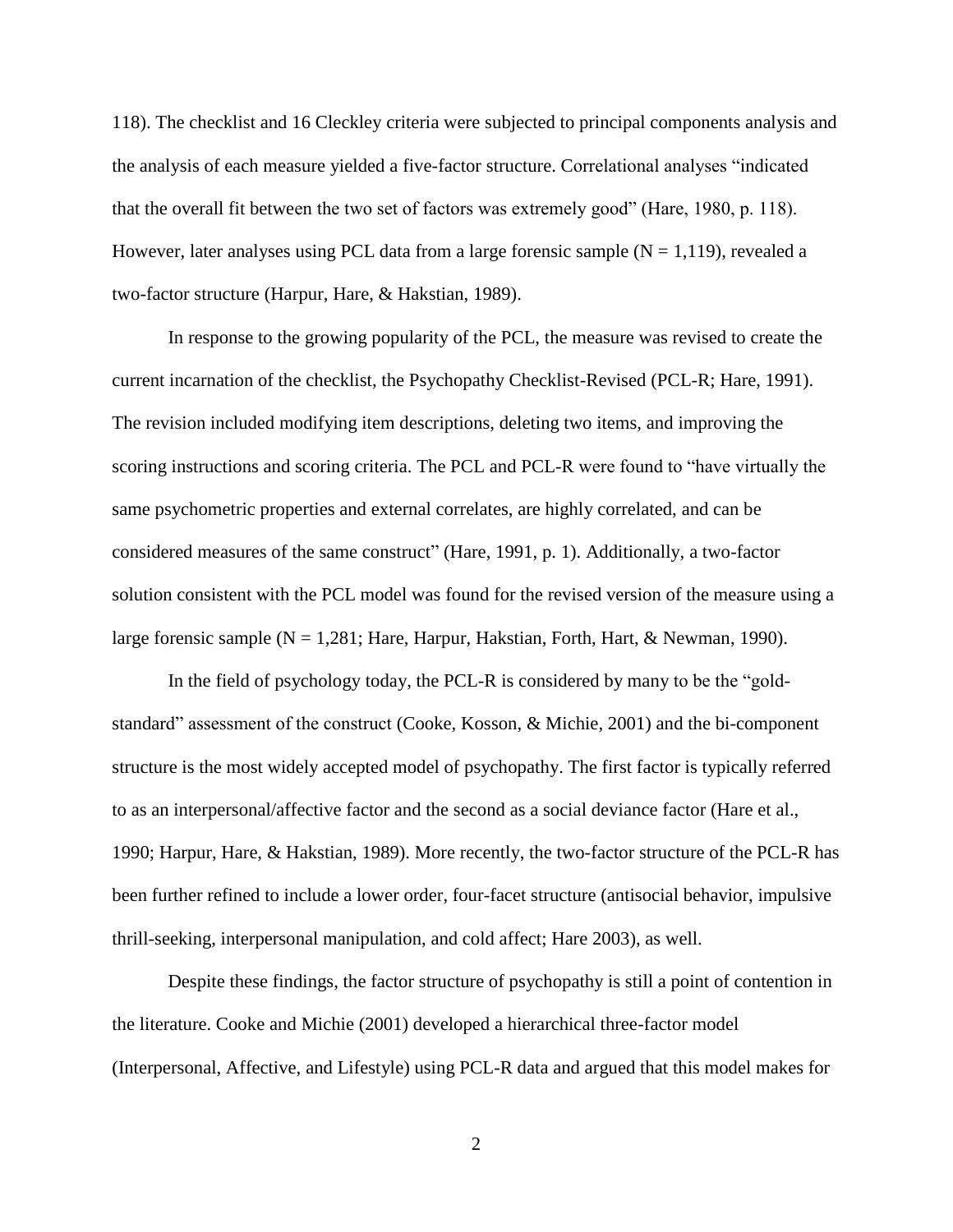118). The checklist and 16 Cleckley criteria were subjected to principal components analysis and the analysis of each measure yielded a five-factor structure. Correlational analyses "indicated that the overall fit between the two set of factors was extremely good" (Hare, 1980, p. 118). However, later analyses using PCL data from a large forensic sample (N = 1,119), revealed a two-factor structure (Harpur, Hare, & Hakstian, 1989).

In response to the growing popularity of the PCL, the measure was revised to create the current incarnation of the checklist, the Psychopathy Checklist-Revised (PCL-R; Hare, 1991). The revision included modifying item descriptions, deleting two items, and improving the scoring instructions and scoring criteria. The PCL and PCL-R were found to "have virtually the same psychometric properties and external correlates, are highly correlated, and can be considered measures of the same construct" (Hare, 1991, p. 1). Additionally, a two-factor solution consistent with the PCL model was found for the revised version of the measure using a large forensic sample (N = 1,281; Hare, Harpur, Hakstian, Forth, Hart, & Newman, 1990).

In the field of psychology today, the PCL-R is considered by many to be the "gold-standard" assessment of the construct (Cooke, Kosson, & Michie, 2001) and the bi-component structure is the most widely accepted model of psychopathy. The first factor is typically referred to as an interpersonal/affective factor and the second as a social deviance factor (Hare et al., 1990; Harpur, Hare, & Hakstian, 1989). More recently, the two-factor structure of the PCL-R has been further refined to include a lower order, four-facet structure (antisocial behavior, impulsive thrill-seeking, interpersonal manipulation, and cold affect; Hare 2003), as well.

Despite these findings, the factor structure of psychopathy is still a point of contention in the literature. Cooke and Michie (2001) developed a hierarchical three-factor model (Interpersonal, Affective, and Lifestyle) using PCL-R data and argued that this model makes for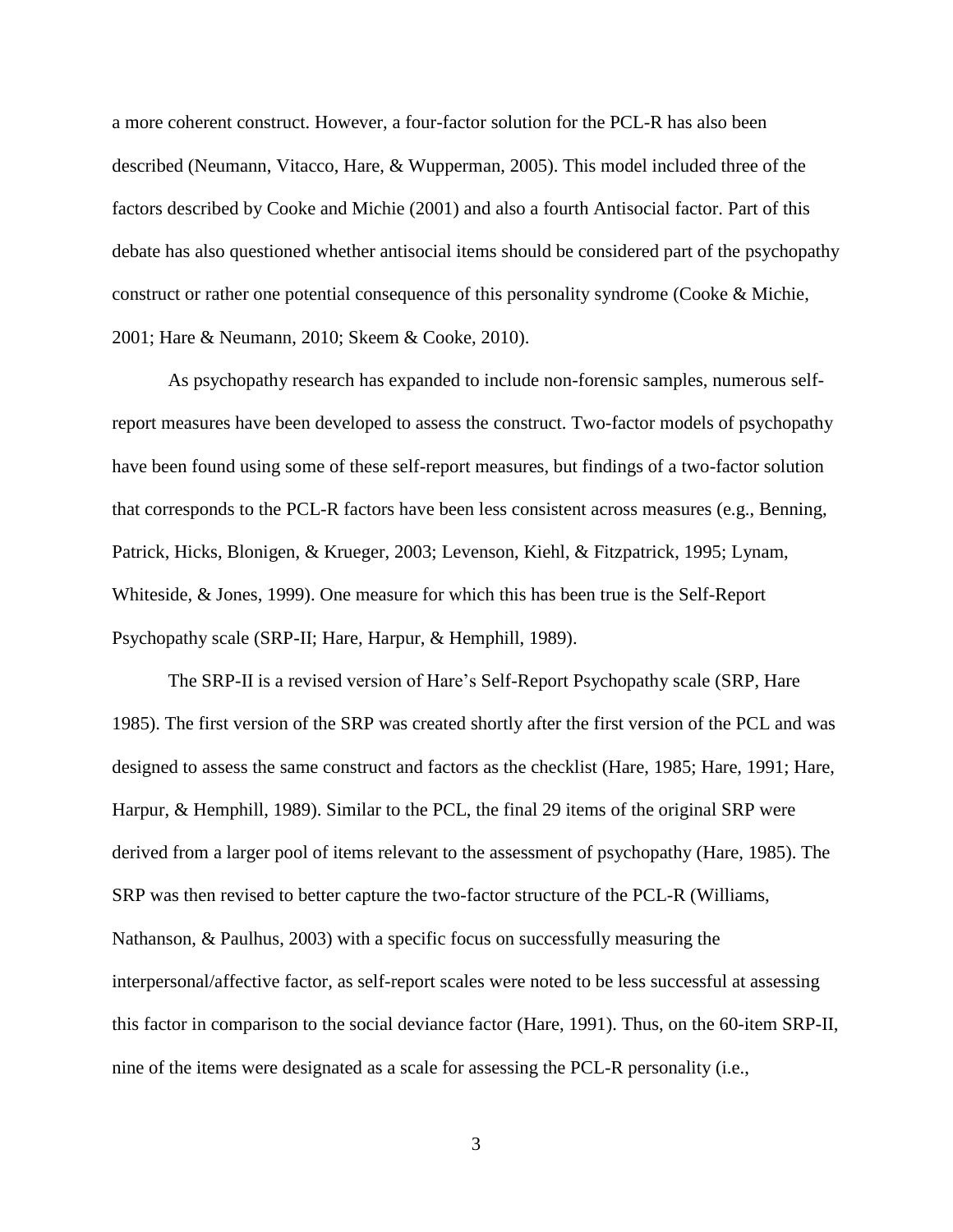a more coherent construct. However, a four-factor solution for the PCL-R has also been described (Neumann, Vitacco, Hare, & Wupperman, 2005). This model included three of the factors described by Cooke and Michie (2001) and also a fourth Antisocial factor. Part of this debate has also questioned whether antisocial items should be considered part of the psychopathy construct or rather one potential consequence of this personality syndrome (Cooke & Michie, 2001; Hare & Neumann, 2010; Skeem & Cooke, 2010).

As psychopathy research has expanded to include non-forensic samples, numerous self-report measures have been developed to assess the construct. Two-factor models of psychopathy have been found using some of these self-report measures, but findings of a two-factor solution that corresponds to the PCL-R factors have been less consistent across measures (e.g., Benning, Patrick, Hicks, Blonigen, & Krueger, 2003; Levenson, Kiehl, & Fitzpatrick, 1995; Lynam, Whiteside, & Jones, 1999). One measure for which this has been true is the Self-Report Psychopathy scale (SRP-II; Hare, Harpur, & Hemphill, 1989).

The SRP-II is a revised version of Hare's Self-Report Psychopathy scale (SRP, Hare 1985). The first version of the SRP was created shortly after the first version of the PCL and was designed to assess the same construct and factors as the checklist (Hare, 1985; Hare, 1991; Hare, Harpur, & Hemphill, 1989). Similar to the PCL, the final 29 items of the original SRP were derived from a larger pool of items relevant to the assessment of psychopathy (Hare, 1985). The SRP was then revised to better capture the two-factor structure of the PCL-R (Williams, Nathanson, & Paulhus, 2003) with a specific focus on successfully measuring the interpersonal/affective factor, as self-report scales were noted to be less successful at assessing this factor in comparison to the social deviance factor (Hare, 1991). Thus, on the 60-item SRP-II, nine of the items were designated as a scale for assessing the PCL-R personality (i.e.,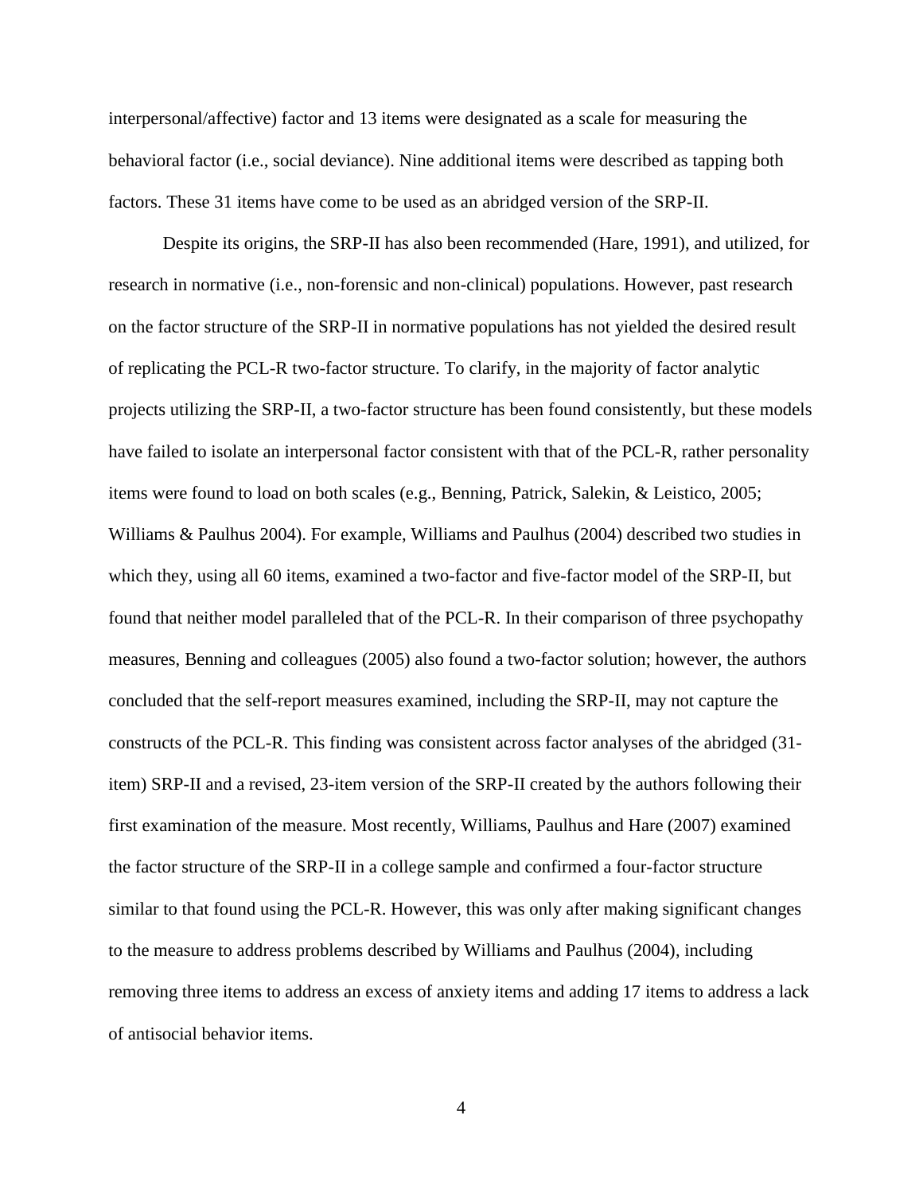interpersonal/affective) factor and 13 items were designated as a scale for measuring the behavioral factor (i.e., social deviance). Nine additional items were described as tapping both factors. These 31 items have come to be used as an abridged version of the SRP-II.

Despite its origins, the SRP-II has also been recommended (Hare, 1991), and utilized, for research in normative (i.e., non-forensic and non-clinical) populations. However, past research on the factor structure of the SRP-II in normative populations has not yielded the desired result of replicating the PCL-R two-factor structure. To clarify, in the majority of factor analytic projects utilizing the SRP-II, a two-factor structure has been found consistently, but these models have failed to isolate an interpersonal factor consistent with that of the PCL-R, rather personality items were found to load on both scales (e.g., Benning, Patrick, Salekin, & Leistico, 2005; Williams & Paulhus 2004). For example, Williams and Paulhus (2004) described two studies in which they, using all 60 items, examined a two-factor and five-factor model of the SRP-II, but found that neither model paralleled that of the PCL-R. In their comparison of three psychopathy measures, Benning and colleagues (2005) also found a two-factor solution; however, the authors concluded that the self-report measures examined, including the SRP-II, may not capture the constructs of the PCL-R. This finding was consistent across factor analyses of the abridged (31-item) SRP-II and a revised, 23-item version of the SRP-II created by the authors following their first examination of the measure. Most recently, Williams, Paulhus and Hare (2007) examined the factor structure of the SRP-II in a college sample and confirmed a four-factor structure similar to that found using the PCL-R. However, this was only after making significant changes to the measure to address problems described by Williams and Paulhus (2004), including removing three items to address an excess of anxiety items and adding 17 items to address a lack of antisocial behavior items.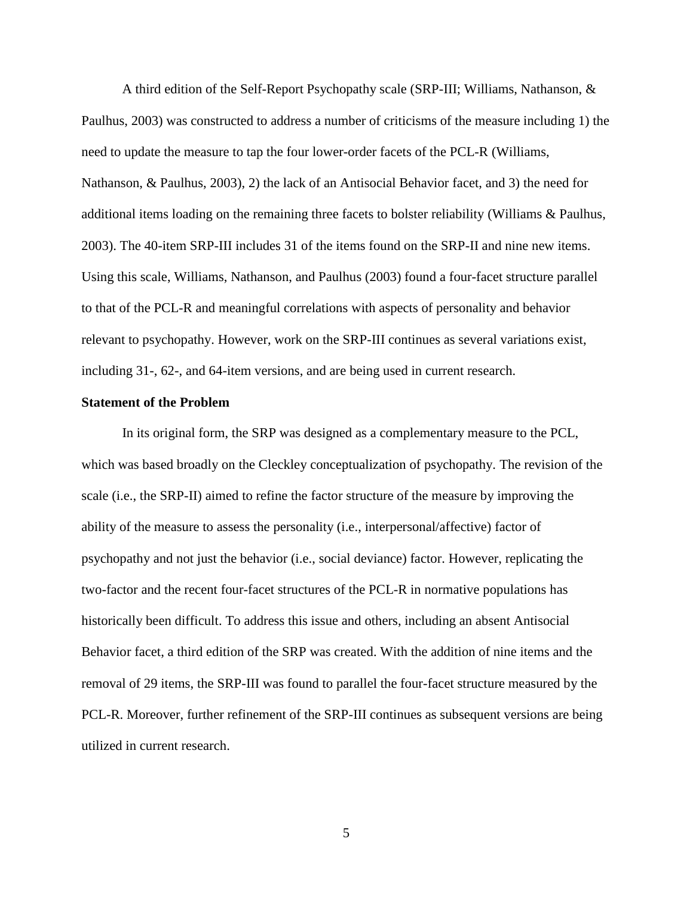A third edition of the Self-Report Psychopathy scale (SRP-III; Williams, Nathanson, & Paulhus, 2003) was constructed to address a number of criticisms of the measure including 1) the need to update the measure to tap the four lower-order facets of the PCL-R (Williams, Nathanson, & Paulhus, 2003), 2) the lack of an Antisocial Behavior facet, and 3) the need for additional items loading on the remaining three facets to bolster reliability (Williams & Paulhus, 2003). The 40-item SRP-III includes 31 of the items found on the SRP-II and nine new items. Using this scale, Williams, Nathanson, and Paulhus (2003) found a four-facet structure parallel to that of the PCL-R and meaningful correlations with aspects of personality and behavior relevant to psychopathy. However, work on the SRP-III continues as several variations exist, including 31-, 62-, and 64-item versions, and are being used in current research.

**Statement of the Problem**

In its original form, the SRP was designed as a complementary measure to the PCL, which was based broadly on the Cleckley conceptualization of psychopathy. The revision of the scale (i.e., the SRP-II) aimed to refine the factor structure of the measure by improving the ability of the measure to assess the personality (i.e., interpersonal/affective) factor of psychopathy and not just the behavior (i.e., social deviance) factor. However, replicating the two-factor and the recent four-facet structures of the PCL-R in normative populations has historically been difficult. To address this issue and others, including an absent Antisocial Behavior facet, a third edition of the SRP was created. With the addition of nine items and the removal of 29 items, the SRP-III was found to parallel the four-facet structure measured by the PCL-R. Moreover, further refinement of the SRP-III continues as subsequent versions are being utilized in current research.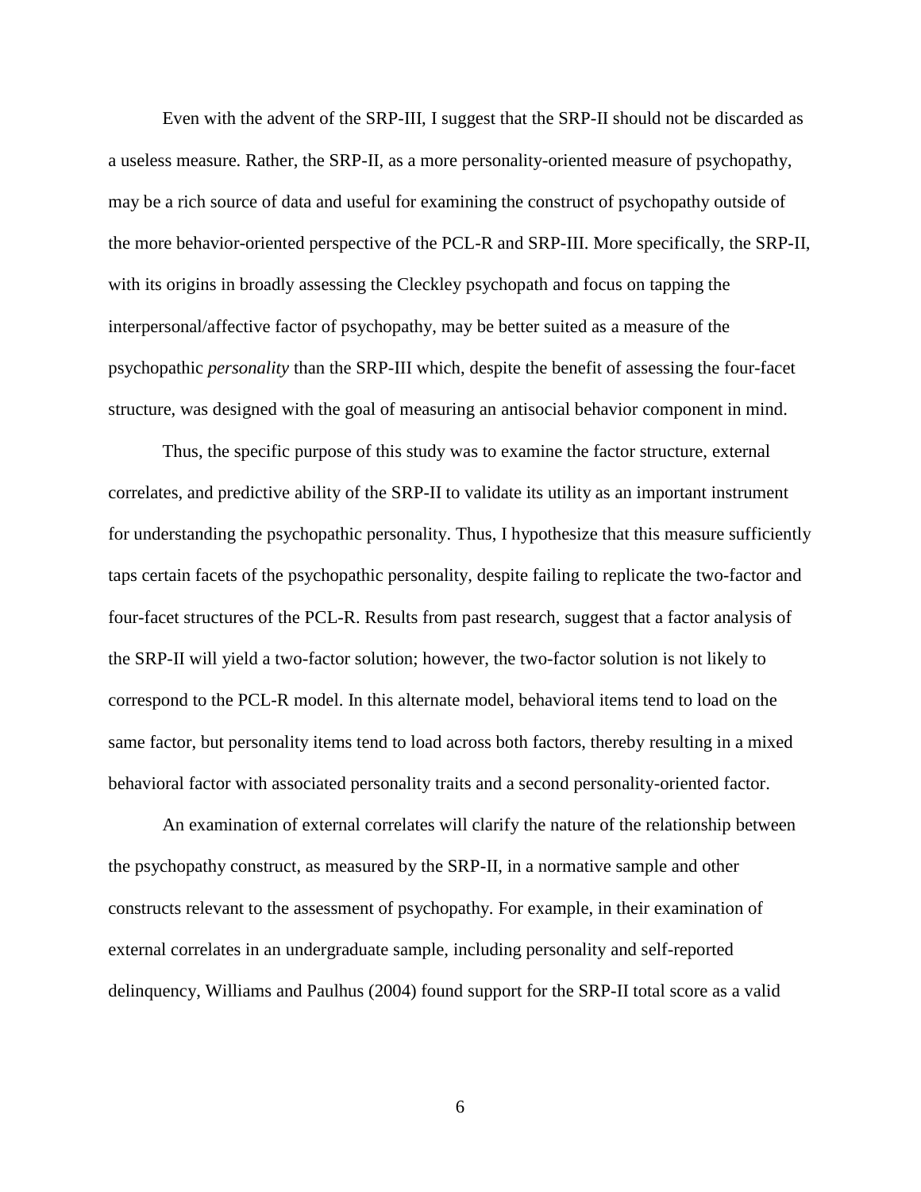Even with the advent of the SRP-III, I suggest that the SRP-II should not be discarded as a useless measure. Rather, the SRP-II, as a more personality-oriented measure of psychopathy, may be a rich source of data and useful for examining the construct of psychopathy outside of the more behavior-oriented perspective of the PCL-R and SRP-III. More specifically, the SRP-II, with its origins in broadly assessing the Cleckley psychopath and focus on tapping the interpersonal/affective factor of psychopathy, may be better suited as a measure of the psychopathic *personality* than the SRP-III which, despite the benefit of assessing the four-facet structure, was designed with the goal of measuring an antisocial behavior component in mind.

Thus, the specific purpose of this study was to examine the factor structure, external correlates, and predictive ability of the SRP-II to validate its utility as an important instrument for understanding the psychopathic personality. Thus, I hypothesize that this measure sufficiently taps certain facets of the psychopathic personality, despite failing to replicate the two-factor and four-facet structures of the PCL-R. Results from past research, suggest that a factor analysis of the SRP-II will yield a two-factor solution; however, the two-factor solution is not likely to correspond to the PCL-R model. In this alternate model, behavioral items tend to load on the same factor, but personality items tend to load across both factors, thereby resulting in a mixed behavioral factor with associated personality traits and a second personality-oriented factor.

An examination of external correlates will clarify the nature of the relationship between the psychopathy construct, as measured by the SRP-II, in a normative sample and other constructs relevant to the assessment of psychopathy. For example, in their examination of external correlates in an undergraduate sample, including personality and self-reported delinquency, Williams and Paulhus (2004) found support for the SRP-II total score as a valid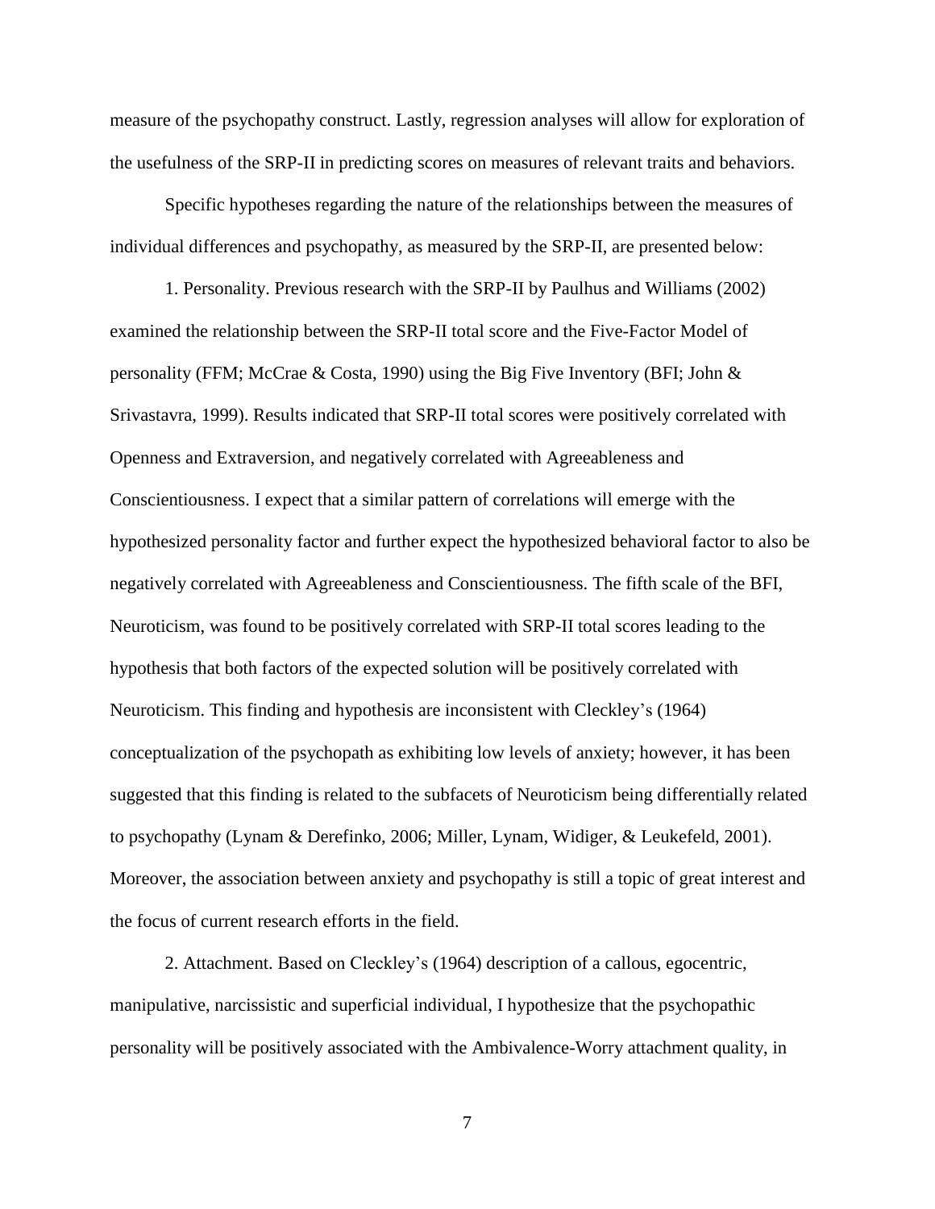measure of the psychopathy construct. Lastly, regression analyses will allow for exploration of the usefulness of the SRP-II in predicting scores on measures of relevant traits and behaviors.

Specific hypotheses regarding the nature of the relationships between the measures of individual differences and psychopathy, as measured by the SRP-II, are presented below:

1. Personality. Previous research with the SRP-II by Paulhus and Williams (2002) examined the relationship between the SRP-II total score and the Five-Factor Model of personality (FFM; McCrae & Costa, 1990) using the Big Five Inventory (BFI; John & Srivastavra, 1999). Results indicated that SRP-II total scores were positively correlated with Openness and Extraversion, and negatively correlated with Agreeableness and Conscientiousness. I expect that a similar pattern of correlations will emerge with the hypothesized personality factor and further expect the hypothesized behavioral factor to also be negatively correlated with Agreeableness and Conscientiousness. The fifth scale of the BFI, Neuroticism, was found to be positively correlated with SRP-II total scores leading to the hypothesis that both factors of the expected solution will be positively correlated with Neuroticism. This finding and hypothesis are inconsistent with Cleckley's (1964) conceptualization of the psychopath as exhibiting low levels of anxiety; however, it has been suggested that this finding is related to the subfacets of Neuroticism being differentially related to psychopathy (Lynam & Derefinko, 2006; Miller, Lynam, Widiger, & Leukefeld, 2001). Moreover, the association between anxiety and psychopathy is still a topic of great interest and the focus of current research efforts in the field.

2. Attachment. Based on Cleckley's (1964) description of a callous, egocentric, manipulative, narcissistic and superficial individual, I hypothesize that the psychopathic personality will be positively associated with the Ambivalence-Worry attachment quality, in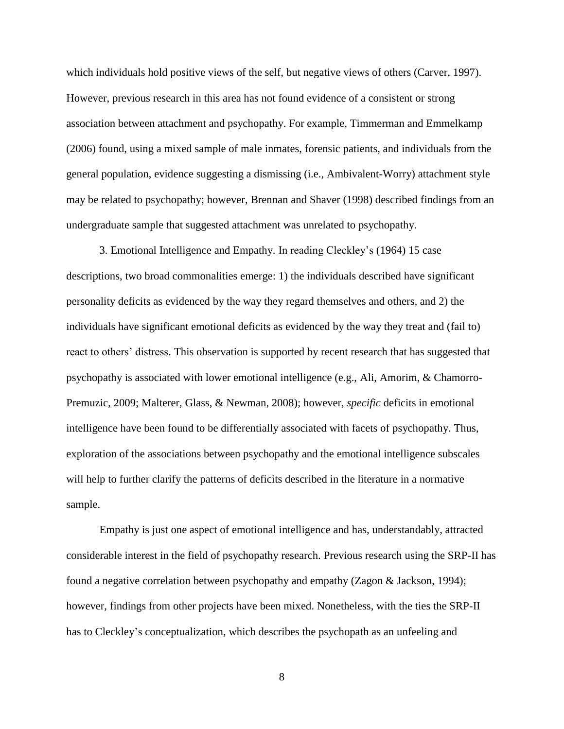which individuals hold positive views of the self, but negative views of others (Carver, 1997). However, previous research in this area has not found evidence of a consistent or strong association between attachment and psychopathy. For example, Timmerman and Emmelkamp (2006) found, using a mixed sample of male inmates, forensic patients, and individuals from the general population, evidence suggesting a dismissing (i.e., Ambivalent-Worry) attachment style may be related to psychopathy; however, Brennan and Shaver (1998) described findings from an undergraduate sample that suggested attachment was unrelated to psychopathy.

3. Emotional Intelligence and Empathy. In reading Cleckley's (1964) 15 case descriptions, two broad commonalities emerge: 1) the individuals described have significant personality deficits as evidenced by the way they regard themselves and others, and 2) the individuals have significant emotional deficits as evidenced by the way they treat and (fail to) react to others' distress. This observation is supported by recent research that has suggested that psychopathy is associated with lower emotional intelligence (e.g., Ali, Amorim, & Chamorro-Premuzic, 2009; Malterer, Glass, & Newman, 2008); however, *specific* deficits in emotional intelligence have been found to be differentially associated with facets of psychopathy. Thus, exploration of the associations between psychopathy and the emotional intelligence subscales will help to further clarify the patterns of deficits described in the literature in a normative sample.

Empathy is just one aspect of emotional intelligence and has, understandably, attracted considerable interest in the field of psychopathy research. Previous research using the SRP-II has found a negative correlation between psychopathy and empathy (Zagon & Jackson, 1994); however, findings from other projects have been mixed. Nonetheless, with the ties the SRP-II has to Cleckley's conceptualization, which describes the psychopath as an unfeeling and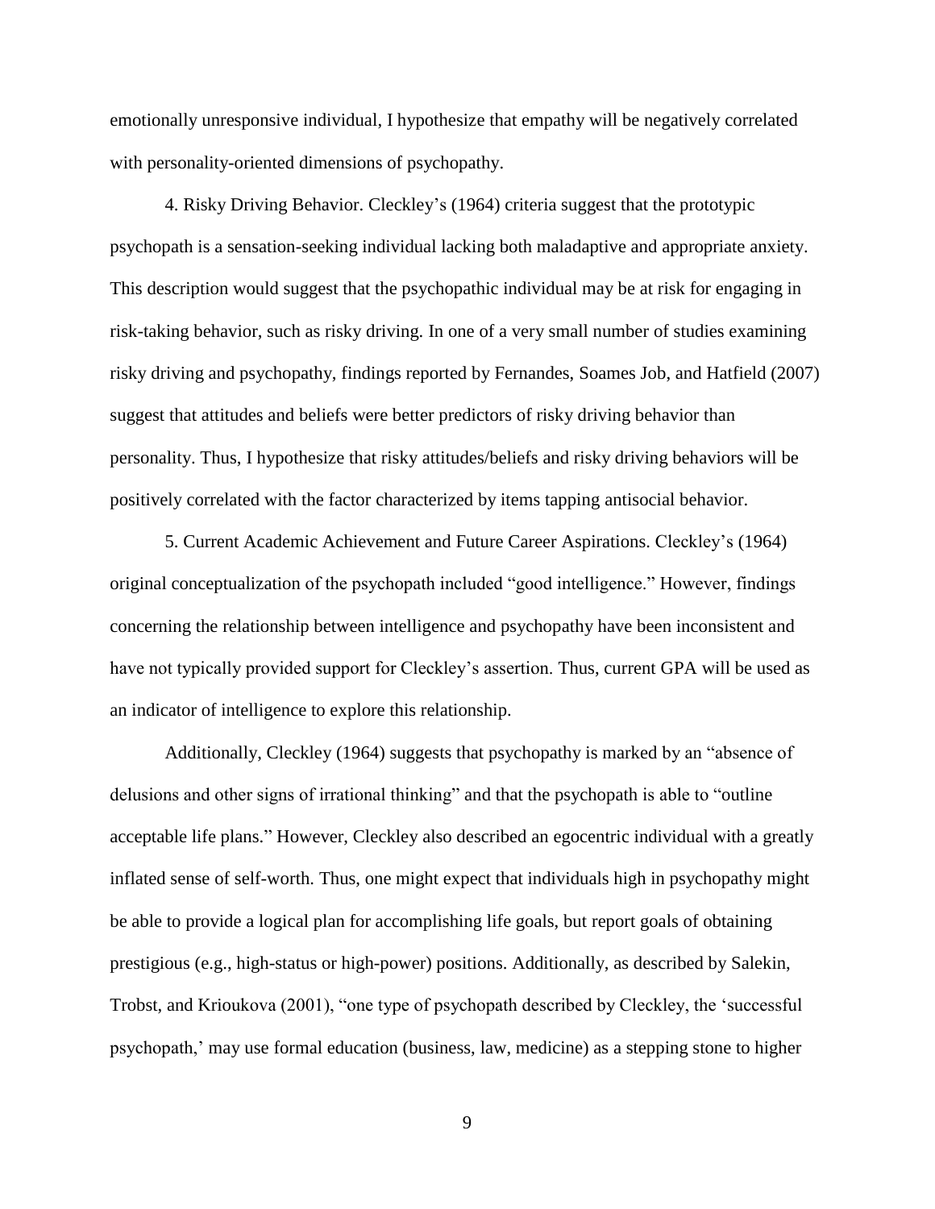emotionally unresponsive individual, I hypothesize that empathy will be negatively correlated with personality-oriented dimensions of psychopathy.

4. Risky Driving Behavior. Cleckley's (1964) criteria suggest that the prototypic psychopath is a sensation-seeking individual lacking both maladaptive and appropriate anxiety. This description would suggest that the psychopathic individual may be at risk for engaging in risk-taking behavior, such as risky driving. In one of a very small number of studies examining risky driving and psychopathy, findings reported by Fernandes, Soames Job, and Hatfield (2007) suggest that attitudes and beliefs were better predictors of risky driving behavior than personality. Thus, I hypothesize that risky attitudes/beliefs and risky driving behaviors will be positively correlated with the factor characterized by items tapping antisocial behavior.

5. Current Academic Achievement and Future Career Aspirations. Cleckley's (1964) original conceptualization of the psychopath included "good intelligence." However, findings concerning the relationship between intelligence and psychopathy have been inconsistent and have not typically provided support for Cleckley's assertion. Thus, current GPA will be used as an indicator of intelligence to explore this relationship.

Additionally, Cleckley (1964) suggests that psychopathy is marked by an "absence of delusions and other signs of irrational thinking" and that the psychopath is able to "outline acceptable life plans." However, Cleckley also described an egocentric individual with a greatly inflated sense of self-worth. Thus, one might expect that individuals high in psychopathy might be able to provide a logical plan for accomplishing life goals, but report goals of obtaining prestigious (e.g., high-status or high-power) positions. Additionally, as described by Salekin, Trobst, and Krioukova (2001), "one type of psychopath described by Cleckley, the 'successful psychopath,' may use formal education (business, law, medicine) as a stepping stone to higher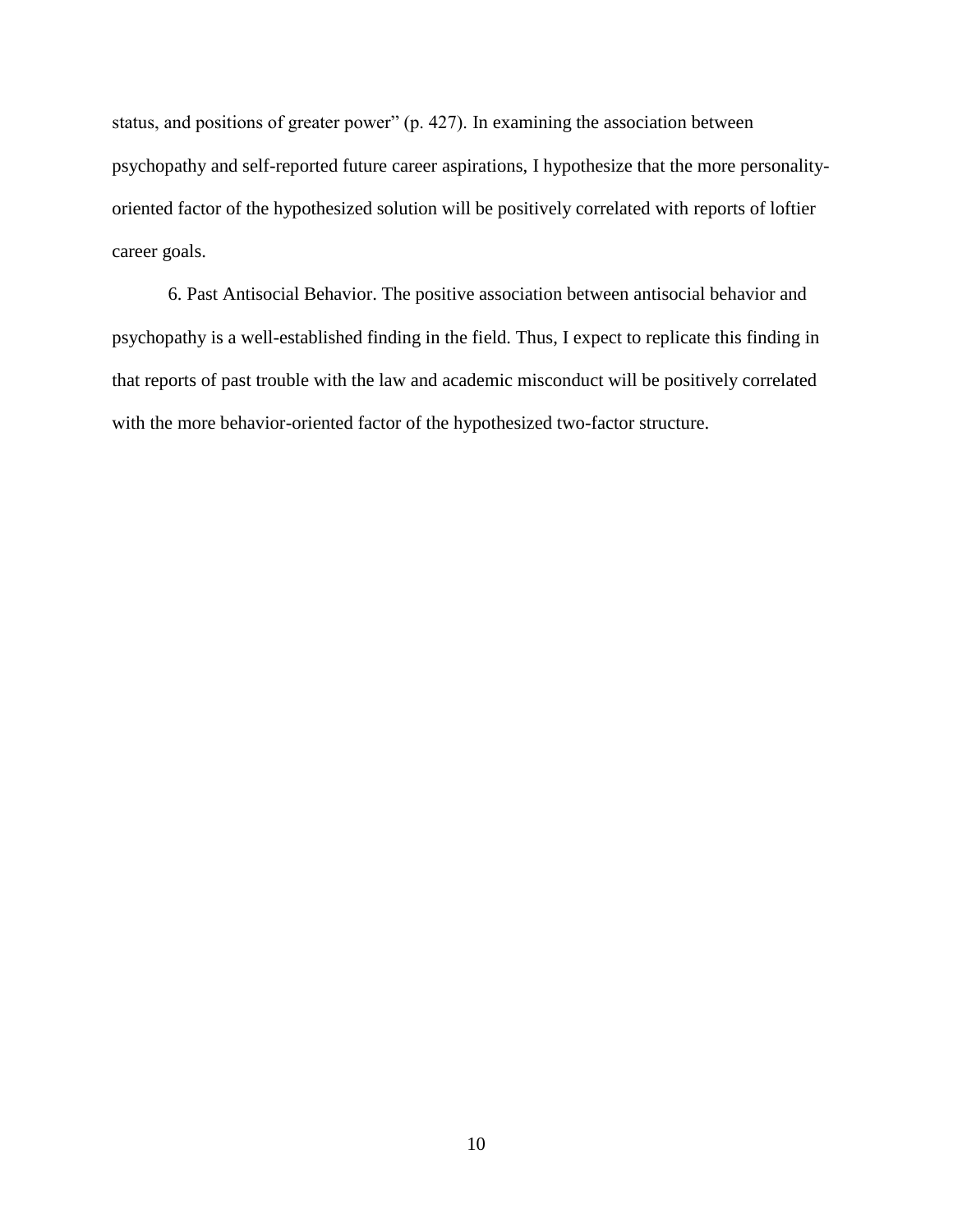status, and positions of greater power" (p. 427). In examining the association between psychopathy and self-reported future career aspirations, I hypothesize that the more personality-oriented factor of the hypothesized solution will be positively correlated with reports of loftier career goals.

6. Past Antisocial Behavior. The positive association between antisocial behavior and psychopathy is a well-established finding in the field. Thus, I expect to replicate this finding in that reports of past trouble with the law and academic misconduct will be positively correlated with the more behavior-oriented factor of the hypothesized two-factor structure.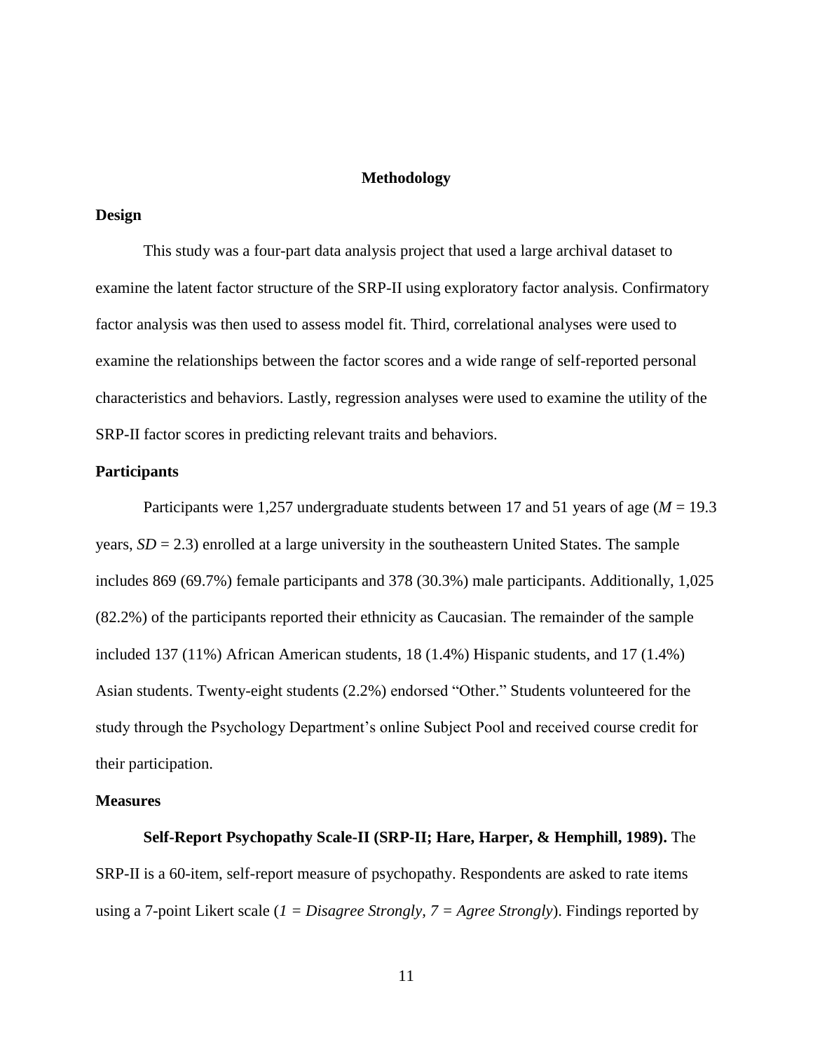# Methodology

## Design

This study was a four-part data analysis project that used a large archival dataset to examine the latent factor structure of the SRP-II using exploratory factor analysis. Confirmatory factor analysis was then used to assess model fit. Third, correlational analyses were used to examine the relationships between the factor scores and a wide range of self-reported personal characteristics and behaviors. Lastly, regression analyses were used to examine the utility of the SRP-II factor scores in predicting relevant traits and behaviors.

## Participants

Participants were 1,257 undergraduate students between 17 and 51 years of age (*M* = 19.3 years, *SD* = 2.3) enrolled at a large university in the southeastern United States. The sample includes 869 (69.7%) female participants and 378 (30.3%) male participants. Additionally, 1,025 (82.2%) of the participants reported their ethnicity as Caucasian. The remainder of the sample included 137 (11%) African American students, 18 (1.4%) Hispanic students, and 17 (1.4%) Asian students. Twenty-eight students (2.2%) endorsed "Other." Students volunteered for the study through the Psychology Department's online Subject Pool and received course credit for their participation.

## Measures

**Self-Report Psychopathy Scale-II (SRP-II; Hare, Harper, & Hemphill, 1989).** The SRP-II is a 60-item, self-report measure of psychopathy. Respondents are asked to rate items using a 7-point Likert scale (*1 = Disagree Strongly, 7 = Agree Strongly*). Findings reported by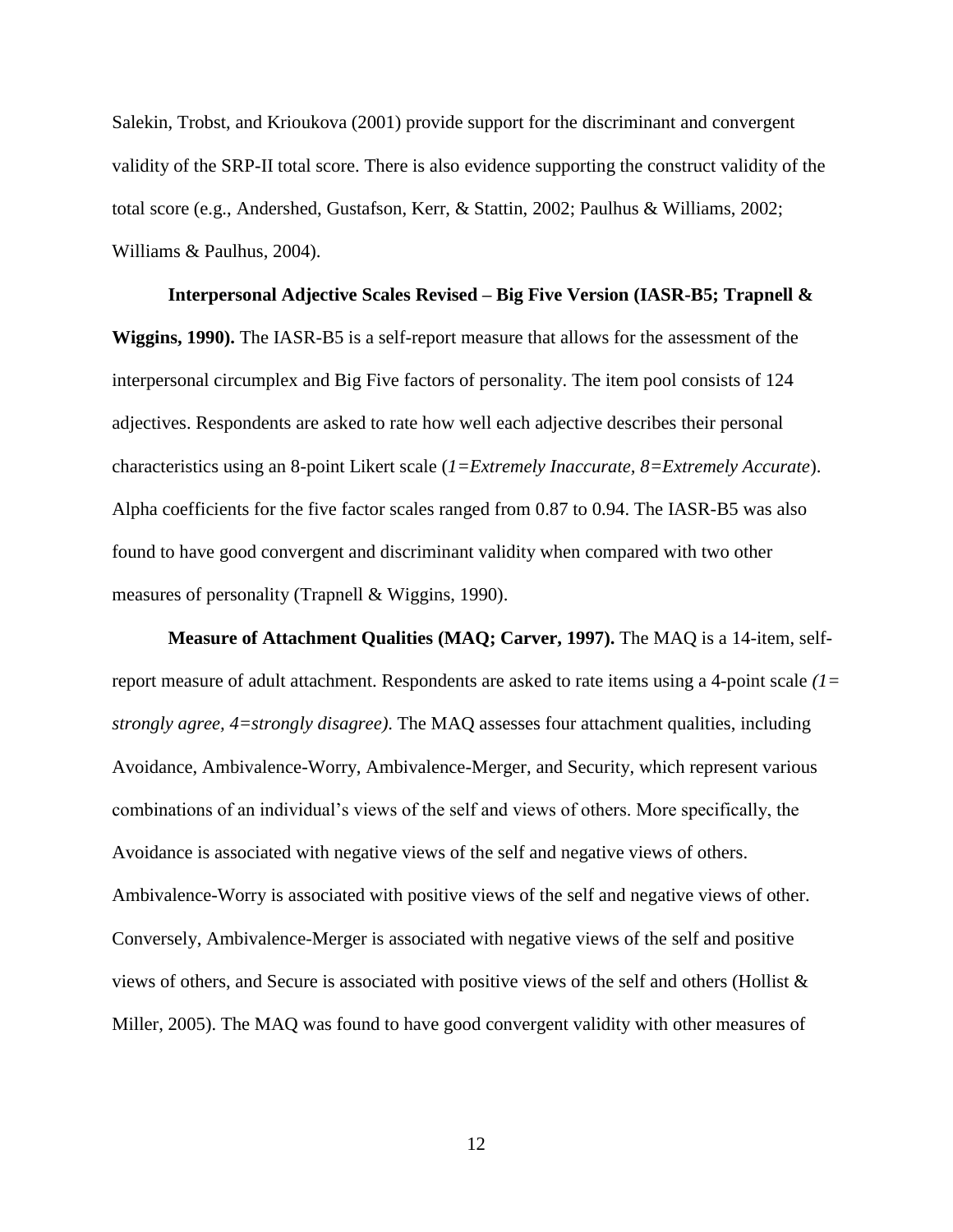Salekin, Trobst, and Krioukova (2001) provide support for the discriminant and convergent validity of the SRP-II total score. There is also evidence supporting the construct validity of the total score (e.g., Andershed, Gustafson, Kerr, & Stattin, 2002; Paulhus & Williams, 2002; Williams & Paulhus, 2004).

**Interpersonal Adjective Scales Revised – Big Five Version (IASR-B5; Trapnell & Wiggins, 1990).** The IASR-B5 is a self-report measure that allows for the assessment of the interpersonal circumplex and Big Five factors of personality. The item pool consists of 124 adjectives. Respondents are asked to rate how well each adjective describes their personal characteristics using an 8-point Likert scale (*1=Extremely Inaccurate, 8=Extremely Accurate*). Alpha coefficients for the five factor scales ranged from 0.87 to 0.94. The IASR-B5 was also found to have good convergent and discriminant validity when compared with two other measures of personality (Trapnell & Wiggins, 1990).

**Measure of Attachment Qualities (MAQ; Carver, 1997).** The MAQ is a 14-item, self-report measure of adult attachment. Respondents are asked to rate items using a 4-point scale *(1= strongly agree, 4=strongly disagree)*. The MAQ assesses four attachment qualities, including Avoidance, Ambivalence-Worry, Ambivalence-Merger, and Security, which represent various combinations of an individual's views of the self and views of others. More specifically, the Avoidance is associated with negative views of the self and negative views of others. Ambivalence-Worry is associated with positive views of the self and negative views of other. Conversely, Ambivalence-Merger is associated with negative views of the self and positive views of others, and Secure is associated with positive views of the self and others (Hollist & Miller, 2005). The MAQ was found to have good convergent validity with other measures of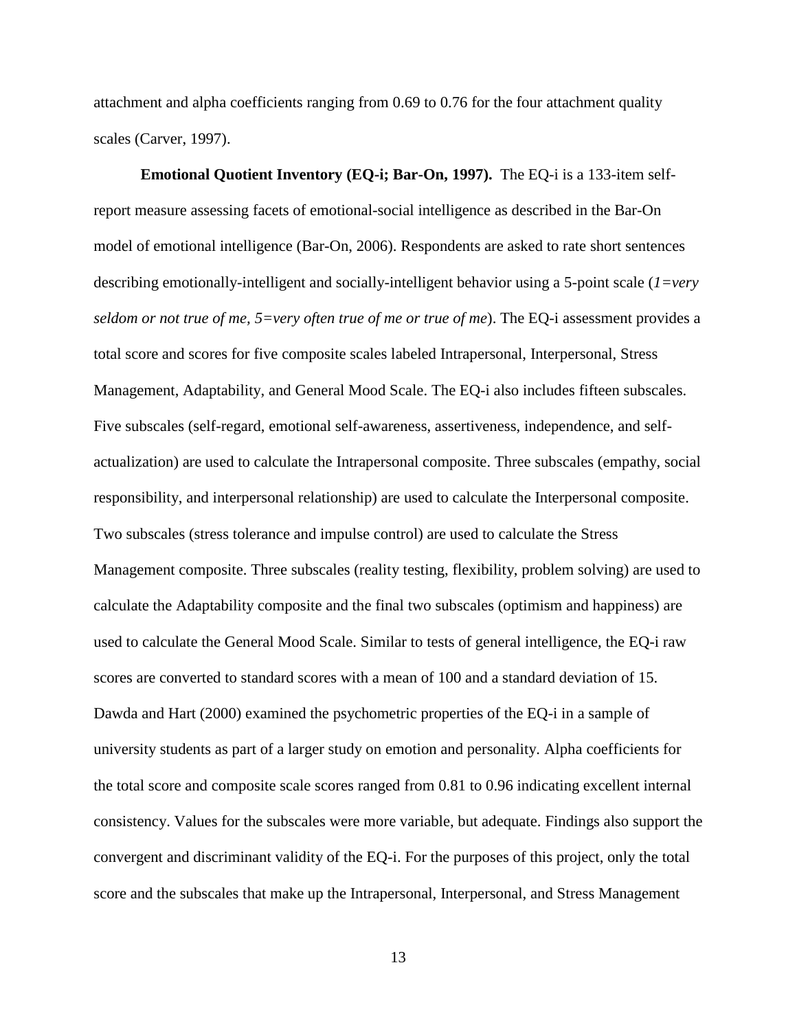attachment and alpha coefficients ranging from 0.69 to 0.76 for the four attachment quality scales (Carver, 1997).

**Emotional Quotient Inventory (EQ-i; Bar-On, 1997).** The EQ-i is a 133-item self-report measure assessing facets of emotional-social intelligence as described in the Bar-On model of emotional intelligence (Bar-On, 2006). Respondents are asked to rate short sentences describing emotionally-intelligent and socially-intelligent behavior using a 5-point scale (*1=very seldom or not true of me, 5=very often true of me or true of me*). The EQ-i assessment provides a total score and scores for five composite scales labeled Intrapersonal, Interpersonal, Stress Management, Adaptability, and General Mood Scale. The EQ-i also includes fifteen subscales. Five subscales (self-regard, emotional self-awareness, assertiveness, independence, and self-actualization) are used to calculate the Intrapersonal composite. Three subscales (empathy, social responsibility, and interpersonal relationship) are used to calculate the Interpersonal composite. Two subscales (stress tolerance and impulse control) are used to calculate the Stress Management composite. Three subscales (reality testing, flexibility, problem solving) are used to calculate the Adaptability composite and the final two subscales (optimism and happiness) are used to calculate the General Mood Scale. Similar to tests of general intelligence, the EQ-i raw scores are converted to standard scores with a mean of 100 and a standard deviation of 15. Dawda and Hart (2000) examined the psychometric properties of the EQ-i in a sample of university students as part of a larger study on emotion and personality. Alpha coefficients for the total score and composite scale scores ranged from 0.81 to 0.96 indicating excellent internal consistency. Values for the subscales were more variable, but adequate. Findings also support the convergent and discriminant validity of the EQ-i. For the purposes of this project, only the total score and the subscales that make up the Intrapersonal, Interpersonal, and Stress Management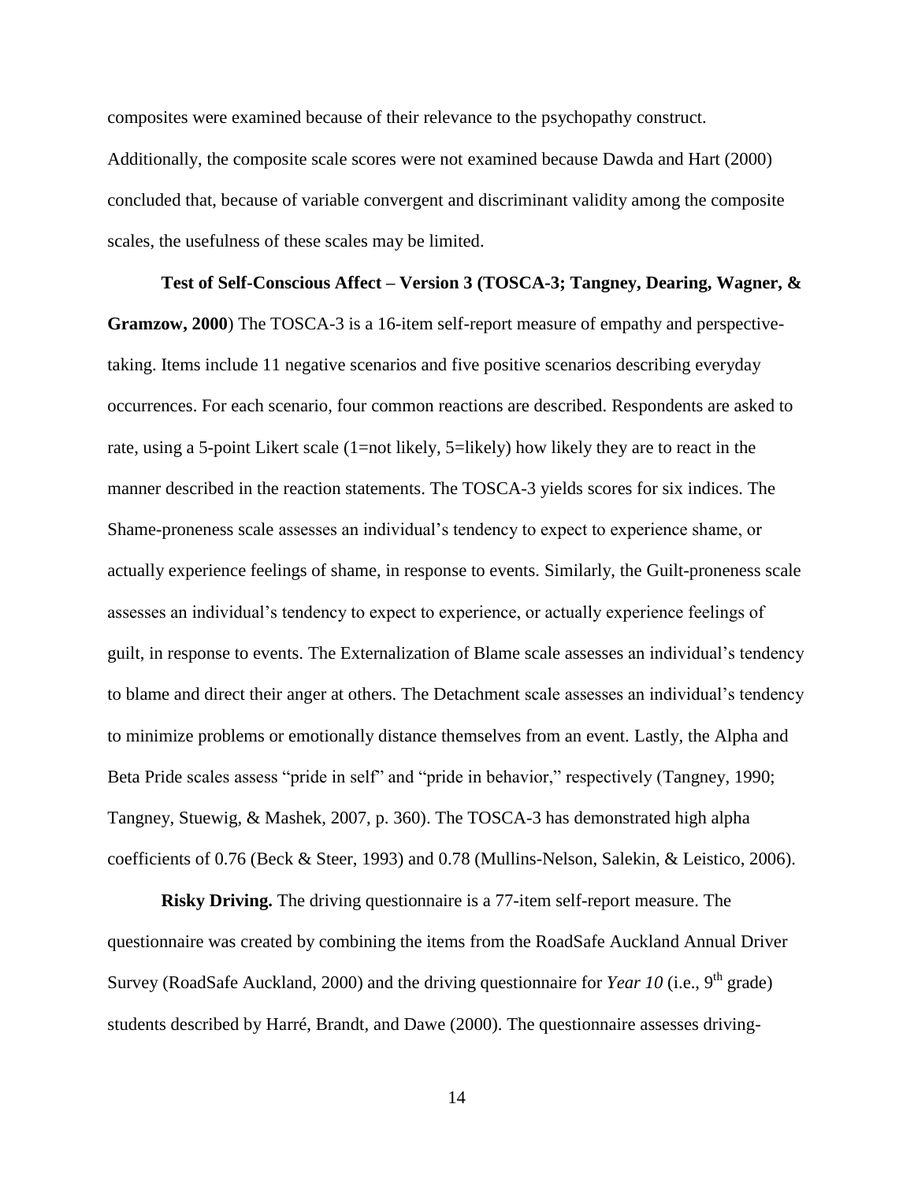composites were examined because of their relevance to the psychopathy construct. Additionally, the composite scale scores were not examined because Dawda and Hart (2000) concluded that, because of variable convergent and discriminant validity among the composite scales, the usefulness of these scales may be limited.

**Test of Self-Conscious Affect – Version 3 (TOSCA-3; Tangney, Dearing, Wagner, & Gramzow, 2000**) The TOSCA-3 is a 16-item self-report measure of empathy and perspective-taking. Items include 11 negative scenarios and five positive scenarios describing everyday occurrences. For each scenario, four common reactions are described. Respondents are asked to rate, using a 5-point Likert scale (1=not likely, 5=likely) how likely they are to react in the manner described in the reaction statements. The TOSCA-3 yields scores for six indices. The Shame-proneness scale assesses an individual's tendency to expect to experience shame, or actually experience feelings of shame, in response to events. Similarly, the Guilt-proneness scale assesses an individual's tendency to expect to experience, or actually experience feelings of guilt, in response to events. The Externalization of Blame scale assesses an individual's tendency to blame and direct their anger at others. The Detachment scale assesses an individual's tendency to minimize problems or emotionally distance themselves from an event. Lastly, the Alpha and Beta Pride scales assess "pride in self" and "pride in behavior," respectively (Tangney, 1990; Tangney, Stuewig, & Mashek, 2007, p. 360). The TOSCA-3 has demonstrated high alpha coefficients of 0.76 (Beck & Steer, 1993) and 0.78 (Mullins-Nelson, Salekin, & Leistico, 2006).

**Risky Driving.** The driving questionnaire is a 77-item self-report measure. The questionnaire was created by combining the items from the RoadSafe Auckland Annual Driver Survey (RoadSafe Auckland, 2000) and the driving questionnaire for *Year 10* (i.e., 9th grade) students described by Harré, Brandt, and Dawe (2000). The questionnaire assesses driving-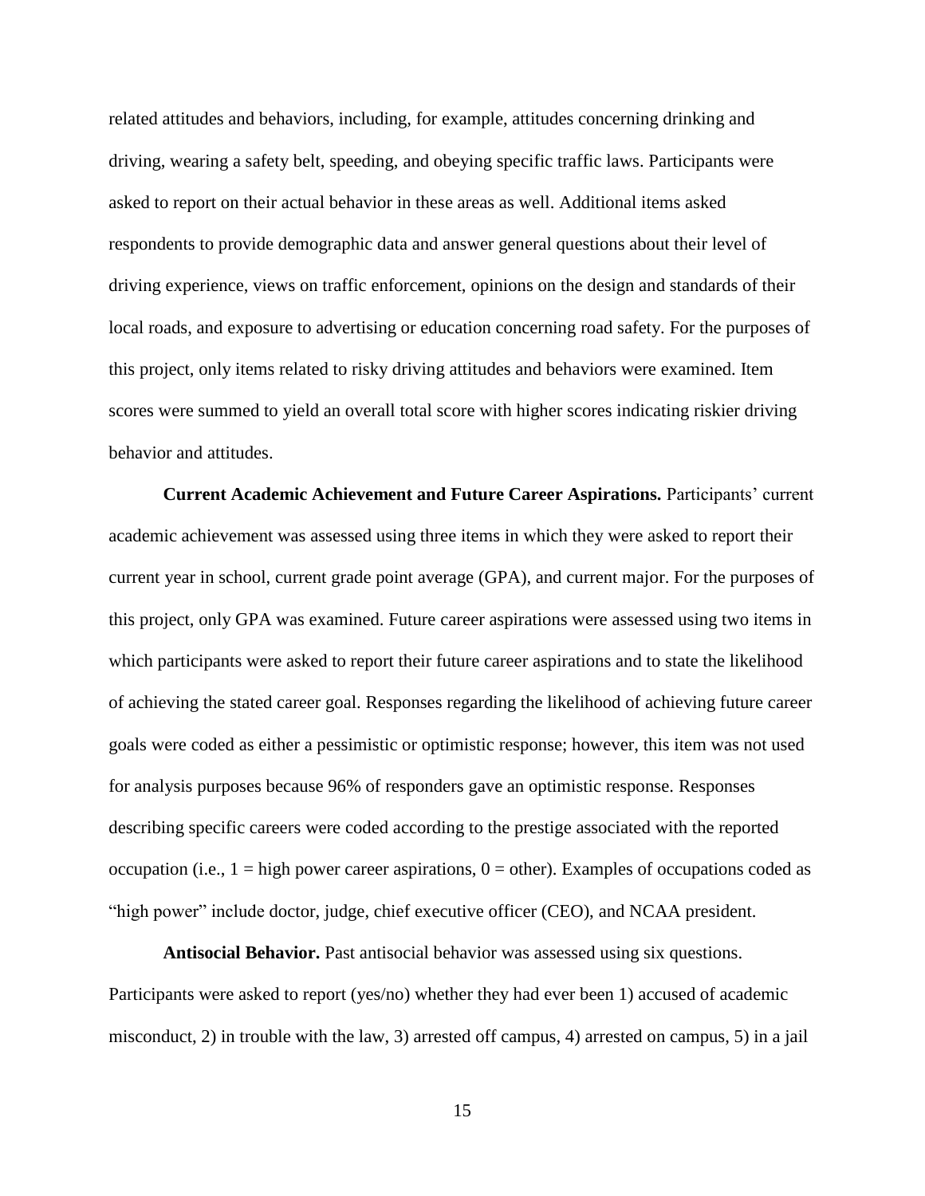related attitudes and behaviors, including, for example, attitudes concerning drinking and driving, wearing a safety belt, speeding, and obeying specific traffic laws. Participants were asked to report on their actual behavior in these areas as well. Additional items asked respondents to provide demographic data and answer general questions about their level of driving experience, views on traffic enforcement, opinions on the design and standards of their local roads, and exposure to advertising or education concerning road safety. For the purposes of this project, only items related to risky driving attitudes and behaviors were examined. Item scores were summed to yield an overall total score with higher scores indicating riskier driving behavior and attitudes.

**Current Academic Achievement and Future Career Aspirations.** Participants' current academic achievement was assessed using three items in which they were asked to report their current year in school, current grade point average (GPA), and current major. For the purposes of this project, only GPA was examined. Future career aspirations were assessed using two items in which participants were asked to report their future career aspirations and to state the likelihood of achieving the stated career goal. Responses regarding the likelihood of achieving future career goals were coded as either a pessimistic or optimistic response; however, this item was not used for analysis purposes because 96% of responders gave an optimistic response. Responses describing specific careers were coded according to the prestige associated with the reported occupation (i.e., 1 = high power career aspirations, 0 = other). Examples of occupations coded as "high power" include doctor, judge, chief executive officer (CEO), and NCAA president.

**Antisocial Behavior.** Past antisocial behavior was assessed using six questions. Participants were asked to report (yes/no) whether they had ever been 1) accused of academic misconduct, 2) in trouble with the law, 3) arrested off campus, 4) arrested on campus, 5) in a jail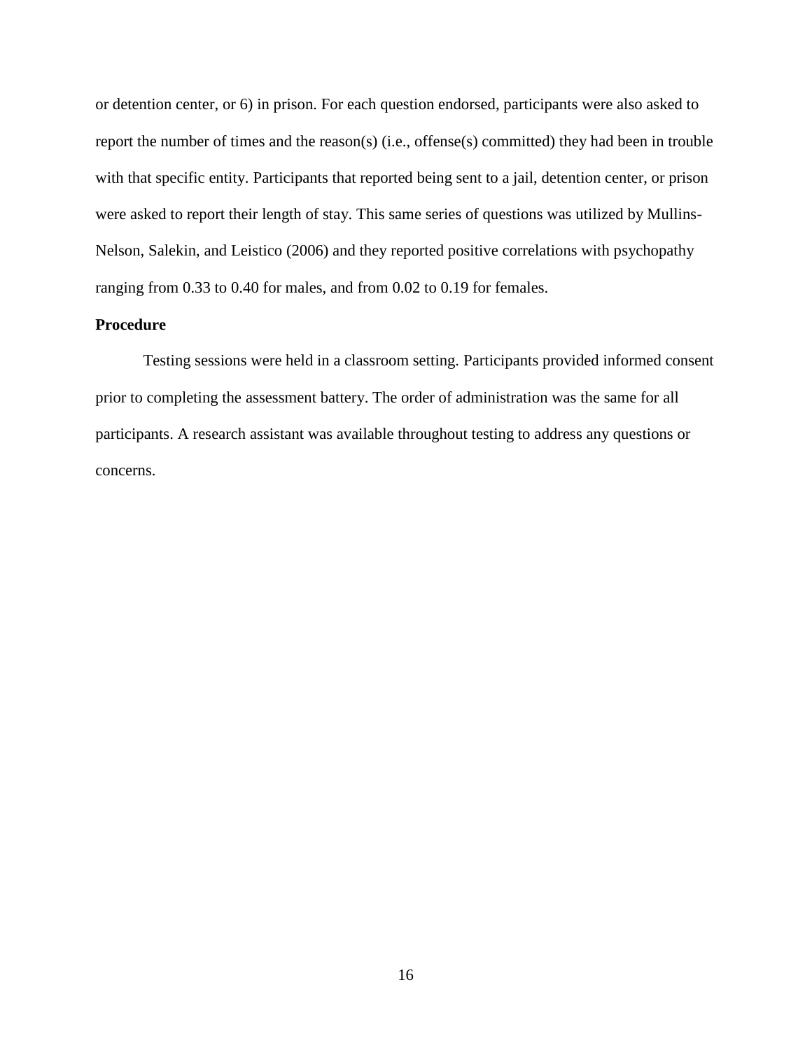or detention center, or 6) in prison. For each question endorsed, participants were also asked to report the number of times and the reason(s) (i.e., offense(s) committed) they had been in trouble with that specific entity. Participants that reported being sent to a jail, detention center, or prison were asked to report their length of stay. This same series of questions was utilized by Mullins-Nelson, Salekin, and Leistico (2006) and they reported positive correlations with psychopathy ranging from 0.33 to 0.40 for males, and from 0.02 to 0.19 for females.

**Procedure**

Testing sessions were held in a classroom setting. Participants provided informed consent prior to completing the assessment battery. The order of administration was the same for all participants. A research assistant was available throughout testing to address any questions or concerns.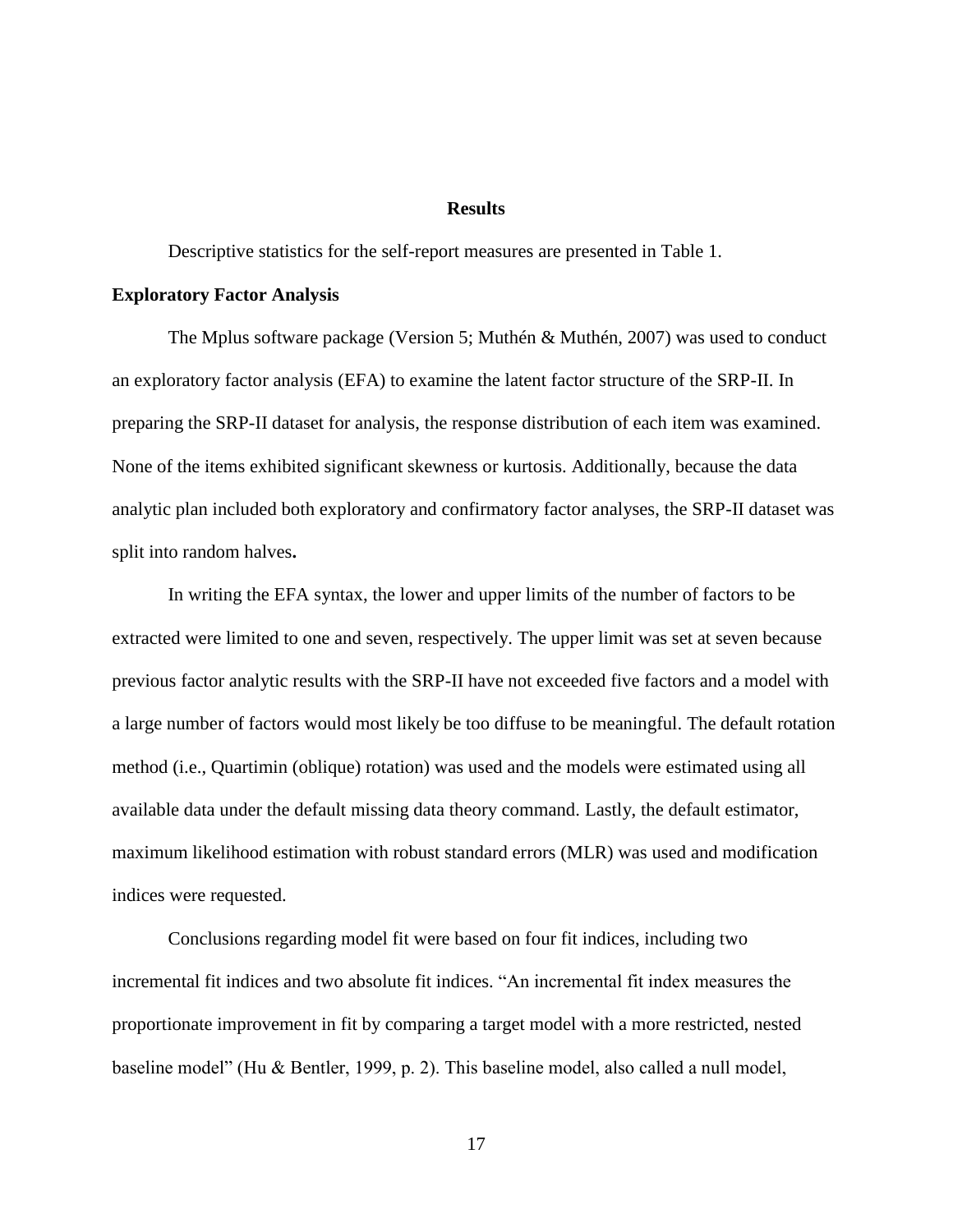# Results

Descriptive statistics for the self-report measures are presented in Table 1.

## Exploratory Factor Analysis

The Mplus software package (Version 5; Muthén & Muthén, 2007) was used to conduct an exploratory factor analysis (EFA) to examine the latent factor structure of the SRP-II. In preparing the SRP-II dataset for analysis, the response distribution of each item was examined. None of the items exhibited significant skewness or kurtosis. Additionally, because the data analytic plan included both exploratory and confirmatory factor analyses, the SRP-II dataset was split into random halves**.**

In writing the EFA syntax, the lower and upper limits of the number of factors to be extracted were limited to one and seven, respectively. The upper limit was set at seven because previous factor analytic results with the SRP-II have not exceeded five factors and a model with a large number of factors would most likely be too diffuse to be meaningful. The default rotation method (i.e., Quartimin (oblique) rotation) was used and the models were estimated using all available data under the default missing data theory command. Lastly, the default estimator, maximum likelihood estimation with robust standard errors (MLR) was used and modification indices were requested.

Conclusions regarding model fit were based on four fit indices, including two incremental fit indices and two absolute fit indices. "An incremental fit index measures the proportionate improvement in fit by comparing a target model with a more restricted, nested baseline model" (Hu & Bentler, 1999, p. 2). This baseline model, also called a null model,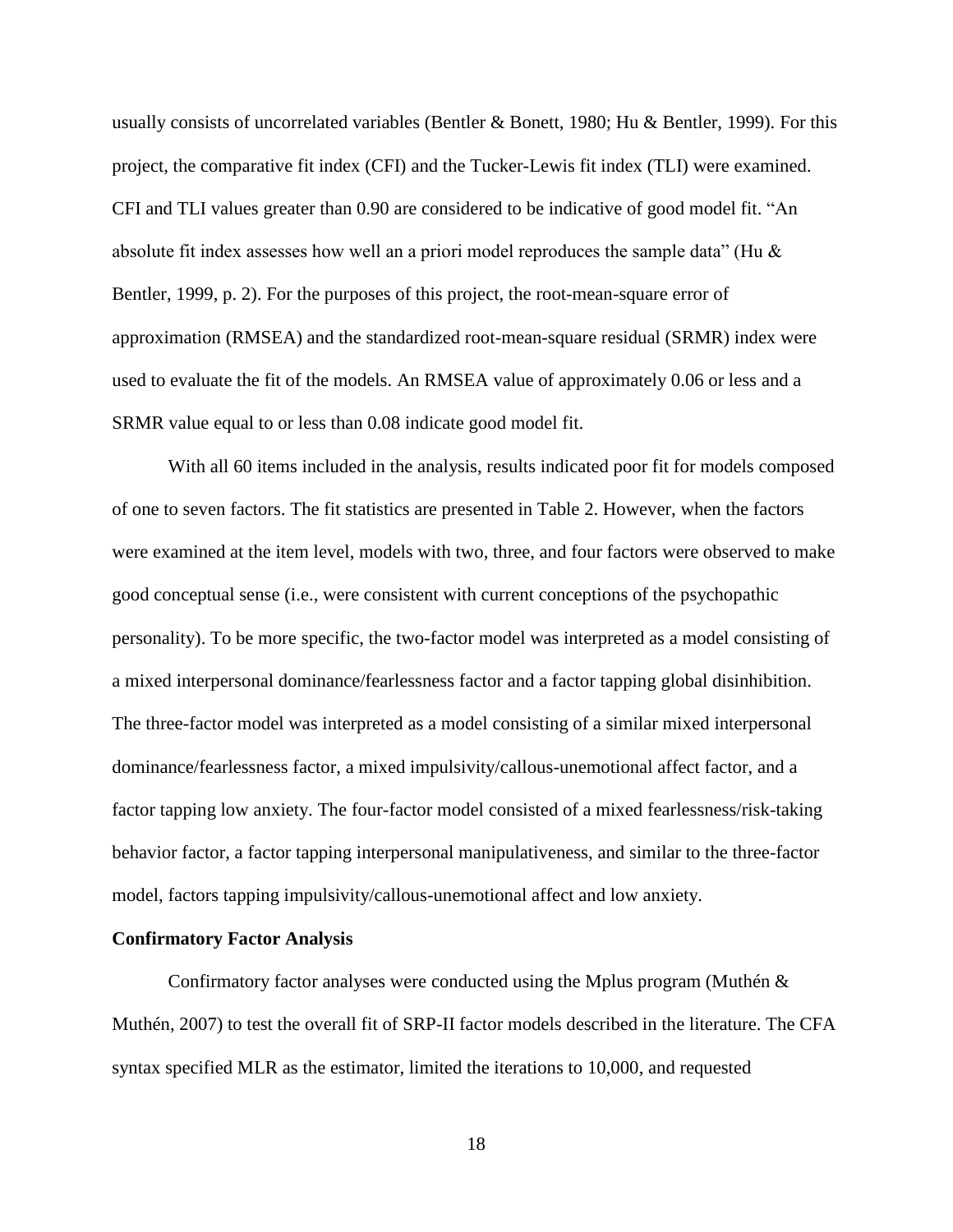usually consists of uncorrelated variables (Bentler & Bonett, 1980; Hu & Bentler, 1999). For this project, the comparative fit index (CFI) and the Tucker-Lewis fit index (TLI) were examined. CFI and TLI values greater than 0.90 are considered to be indicative of good model fit. "An absolute fit index assesses how well an a priori model reproduces the sample data" (Hu & Bentler, 1999, p. 2). For the purposes of this project, the root-mean-square error of approximation (RMSEA) and the standardized root-mean-square residual (SRMR) index were used to evaluate the fit of the models. An RMSEA value of approximately 0.06 or less and a SRMR value equal to or less than 0.08 indicate good model fit.

With all 60 items included in the analysis, results indicated poor fit for models composed of one to seven factors. The fit statistics are presented in Table 2. However, when the factors were examined at the item level, models with two, three, and four factors were observed to make good conceptual sense (i.e., were consistent with current conceptions of the psychopathic personality). To be more specific, the two-factor model was interpreted as a model consisting of a mixed interpersonal dominance/fearlessness factor and a factor tapping global disinhibition. The three-factor model was interpreted as a model consisting of a similar mixed interpersonal dominance/fearlessness factor, a mixed impulsivity/callous-unemotional affect factor, and a factor tapping low anxiety. The four-factor model consisted of a mixed fearlessness/risk-taking behavior factor, a factor tapping interpersonal manipulativeness, and similar to the three-factor model, factors tapping impulsivity/callous-unemotional affect and low anxiety.

**Confirmatory Factor Analysis**

Confirmatory factor analyses were conducted using the Mplus program (Muthén & Muthén, 2007) to test the overall fit of SRP-II factor models described in the literature. The CFA syntax specified MLR as the estimator, limited the iterations to 10,000, and requested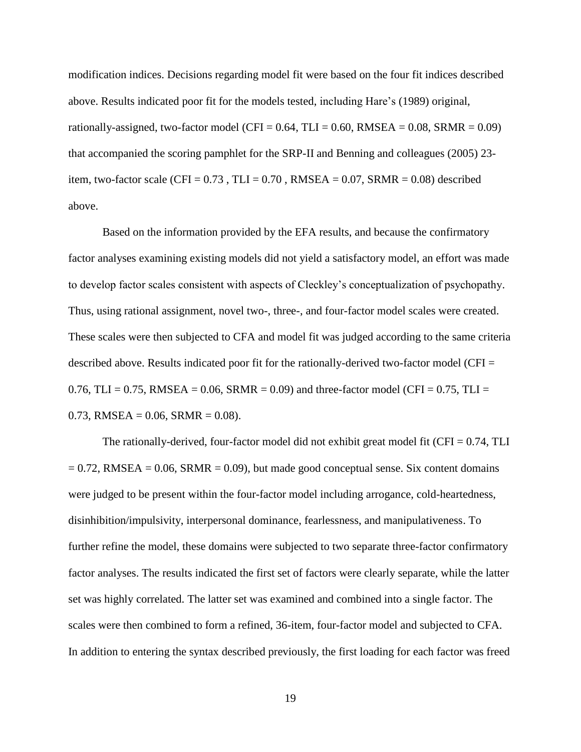modification indices. Decisions regarding model fit were based on the four fit indices described above. Results indicated poor fit for the models tested, including Hare's (1989) original, rationally-assigned, two-factor model (CFI = 0.64, TLI = 0.60, RMSEA = 0.08, SRMR = 0.09) that accompanied the scoring pamphlet for the SRP-II and Benning and colleagues (2005) 23-item, two-factor scale (CFI = 0.73 , TLI = 0.70 , RMSEA = 0.07, SRMR = 0.08) described above.

Based on the information provided by the EFA results, and because the confirmatory factor analyses examining existing models did not yield a satisfactory model, an effort was made to develop factor scales consistent with aspects of Cleckley's conceptualization of psychopathy. Thus, using rational assignment, novel two-, three-, and four-factor model scales were created. These scales were then subjected to CFA and model fit was judged according to the same criteria described above. Results indicated poor fit for the rationally-derived two-factor model (CFI = 0.76, TLI = 0.75, RMSEA = 0.06, SRMR = 0.09) and three-factor model (CFI = 0.75, TLI = 0.73, RMSEA = 0.06, SRMR = 0.08).

The rationally-derived, four-factor model did not exhibit great model fit (CFI = 0.74, TLI = 0.72, RMSEA = 0.06, SRMR = 0.09), but made good conceptual sense. Six content domains were judged to be present within the four-factor model including arrogance, cold-heartedness, disinhibition/impulsivity, interpersonal dominance, fearlessness, and manipulativeness. To further refine the model, these domains were subjected to two separate three-factor confirmatory factor analyses. The results indicated the first set of factors were clearly separate, while the latter set was highly correlated. The latter set was examined and combined into a single factor. The scales were then combined to form a refined, 36-item, four-factor model and subjected to CFA. In addition to entering the syntax described previously, the first loading for each factor was freed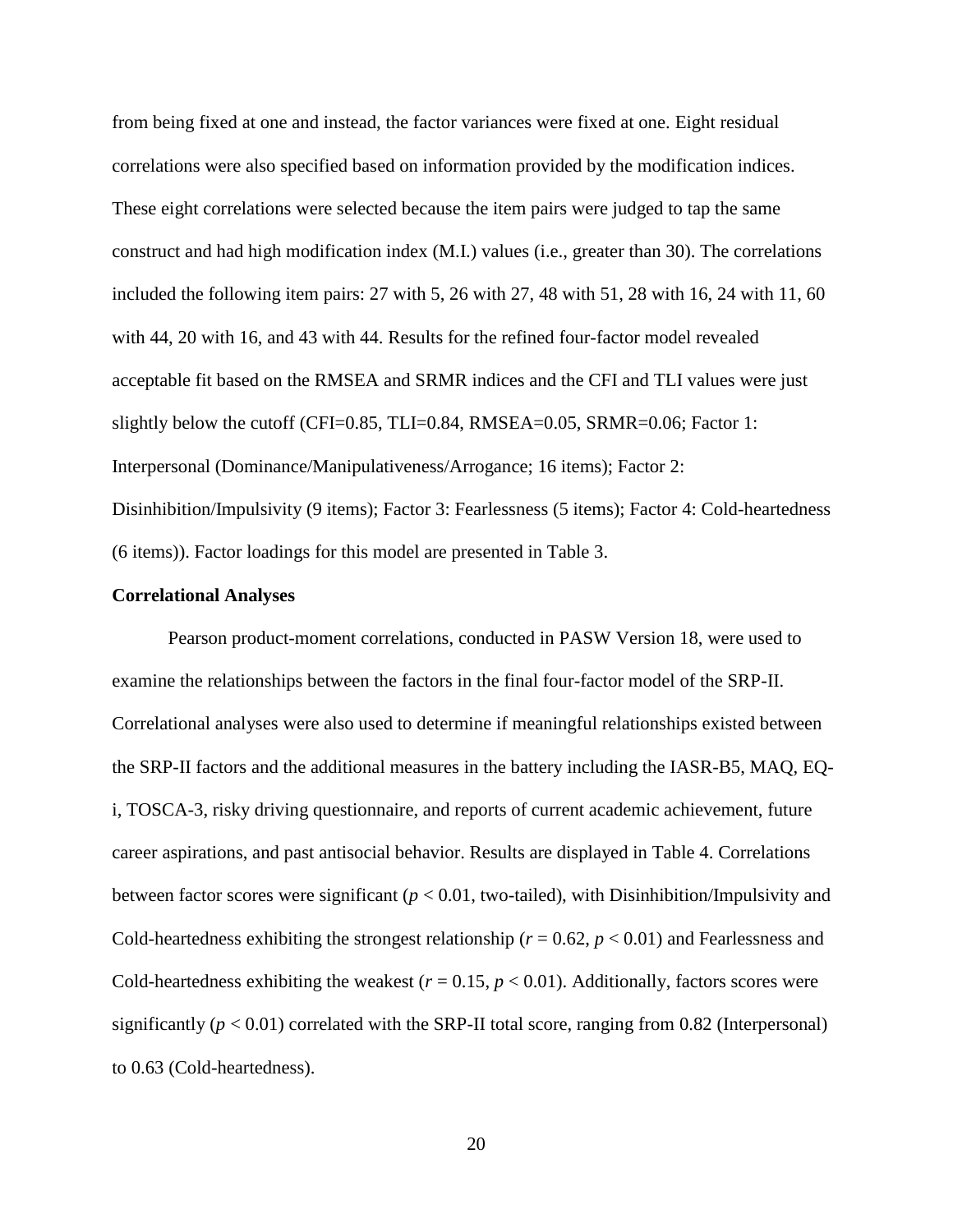from being fixed at one and instead, the factor variances were fixed at one. Eight residual correlations were also specified based on information provided by the modification indices. These eight correlations were selected because the item pairs were judged to tap the same construct and had high modification index (M.I.) values (i.e., greater than 30). The correlations included the following item pairs: 27 with 5, 26 with 27, 48 with 51, 28 with 16, 24 with 11, 60 with 44, 20 with 16, and 43 with 44. Results for the refined four-factor model revealed acceptable fit based on the RMSEA and SRMR indices and the CFI and TLI values were just slightly below the cutoff (CFI=0.85, TLI=0.84, RMSEA=0.05, SRMR=0.06; Factor 1: Interpersonal (Dominance/Manipulativeness/Arrogance; 16 items); Factor 2: Disinhibition/Impulsivity (9 items); Factor 3: Fearlessness (5 items); Factor 4: Cold-heartedness (6 items)). Factor loadings for this model are presented in Table 3.

**Correlational Analyses**

Pearson product-moment correlations, conducted in PASW Version 18, were used to examine the relationships between the factors in the final four-factor model of the SRP-II. Correlational analyses were also used to determine if meaningful relationships existed between the SRP-II factors and the additional measures in the battery including the IASR-B5, MAQ, EQ-i, TOSCA-3, risky driving questionnaire, and reports of current academic achievement, future career aspirations, and past antisocial behavior. Results are displayed in Table 4. Correlations between factor scores were significant ($p < 0.01$, two-tailed), with Disinhibition/Impulsivity and Cold-heartedness exhibiting the strongest relationship ($r = 0.62$, $p < 0.01$) and Fearlessness and Cold-heartedness exhibiting the weakest ($r = 0.15$, $p < 0.01$). Additionally, factors scores were significantly ($p < 0.01$) correlated with the SRP-II total score, ranging from 0.82 (Interpersonal) to 0.63 (Cold-heartedness).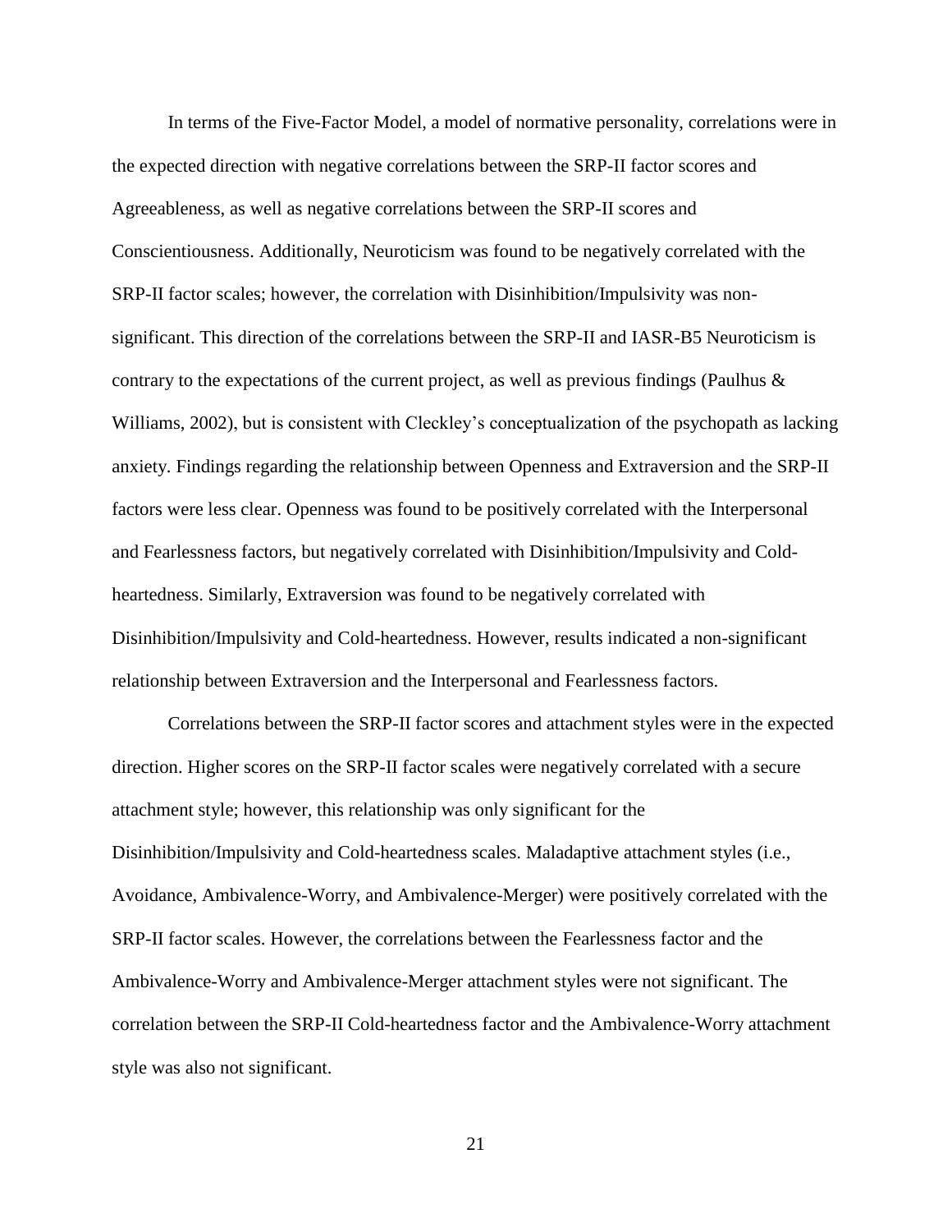In terms of the Five-Factor Model, a model of normative personality, correlations were in the expected direction with negative correlations between the SRP-II factor scores and Agreeableness, as well as negative correlations between the SRP-II scores and Conscientiousness. Additionally, Neuroticism was found to be negatively correlated with the SRP-II factor scales; however, the correlation with Disinhibition/Impulsivity was non-significant. This direction of the correlations between the SRP-II and IASR-B5 Neuroticism is contrary to the expectations of the current project, as well as previous findings (Paulhus & Williams, 2002), but is consistent with Cleckley's conceptualization of the psychopath as lacking anxiety. Findings regarding the relationship between Openness and Extraversion and the SRP-II factors were less clear. Openness was found to be positively correlated with the Interpersonal and Fearlessness factors, but negatively correlated with Disinhibition/Impulsivity and Cold-heartedness. Similarly, Extraversion was found to be negatively correlated with Disinhibition/Impulsivity and Cold-heartedness. However, results indicated a non-significant relationship between Extraversion and the Interpersonal and Fearlessness factors.

Correlations between the SRP-II factor scores and attachment styles were in the expected direction. Higher scores on the SRP-II factor scales were negatively correlated with a secure attachment style; however, this relationship was only significant for the Disinhibition/Impulsivity and Cold-heartedness scales. Maladaptive attachment styles (i.e., Avoidance, Ambivalence-Worry, and Ambivalence-Merger) were positively correlated with the SRP-II factor scales. However, the correlations between the Fearlessness factor and the Ambivalence-Worry and Ambivalence-Merger attachment styles were not significant. The correlation between the SRP-II Cold-heartedness factor and the Ambivalence-Worry attachment style was also not significant.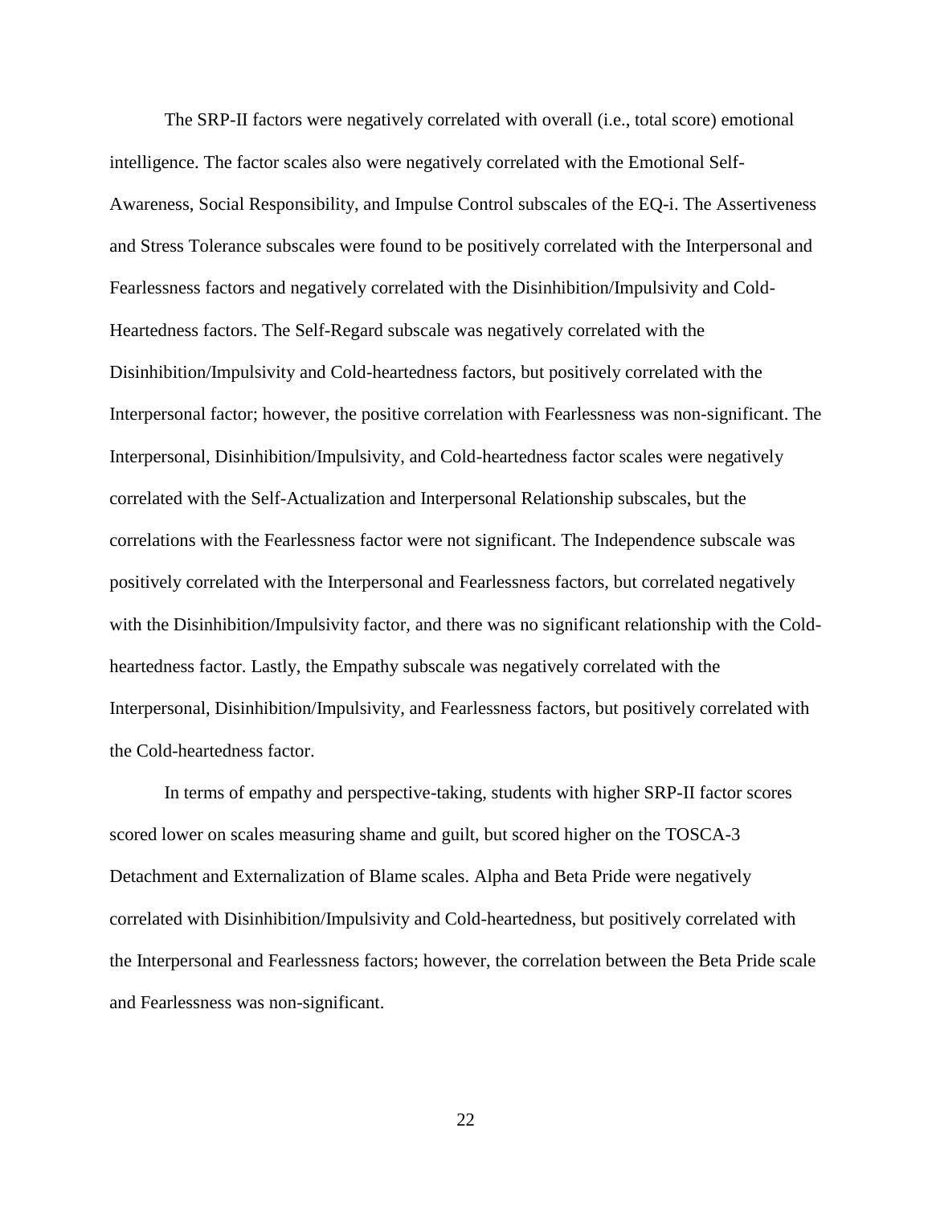The SRP-II factors were negatively correlated with overall (i.e., total score) emotional intelligence. The factor scales also were negatively correlated with the Emotional Self-Awareness, Social Responsibility, and Impulse Control subscales of the EQ-i. The Assertiveness and Stress Tolerance subscales were found to be positively correlated with the Interpersonal and Fearlessness factors and negatively correlated with the Disinhibition/Impulsivity and Cold-Heartedness factors. The Self-Regard subscale was negatively correlated with the Disinhibition/Impulsivity and Cold-heartedness factors, but positively correlated with the Interpersonal factor; however, the positive correlation with Fearlessness was non-significant. The Interpersonal, Disinhibition/Impulsivity, and Cold-heartedness factor scales were negatively correlated with the Self-Actualization and Interpersonal Relationship subscales, but the correlations with the Fearlessness factor were not significant. The Independence subscale was positively correlated with the Interpersonal and Fearlessness factors, but correlated negatively with the Disinhibition/Impulsivity factor, and there was no significant relationship with the Cold-heartedness factor. Lastly, the Empathy subscale was negatively correlated with the Interpersonal, Disinhibition/Impulsivity, and Fearlessness factors, but positively correlated with the Cold-heartedness factor.

In terms of empathy and perspective-taking, students with higher SRP-II factor scores scored lower on scales measuring shame and guilt, but scored higher on the TOSCA-3 Detachment and Externalization of Blame scales. Alpha and Beta Pride were negatively correlated with Disinhibition/Impulsivity and Cold-heartedness, but positively correlated with the Interpersonal and Fearlessness factors; however, the correlation between the Beta Pride scale and Fearlessness was non-significant.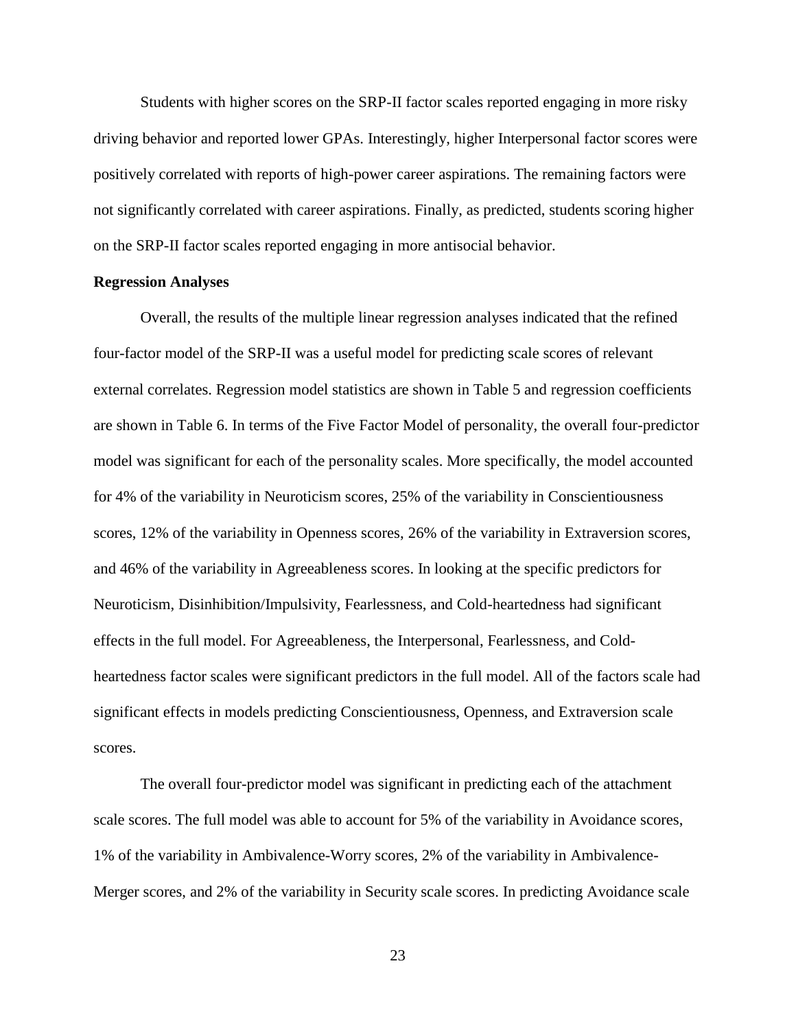Students with higher scores on the SRP-II factor scales reported engaging in more risky driving behavior and reported lower GPAs. Interestingly, higher Interpersonal factor scores were positively correlated with reports of high-power career aspirations. The remaining factors were not significantly correlated with career aspirations. Finally, as predicted, students scoring higher on the SRP-II factor scales reported engaging in more antisocial behavior.

**Regression Analyses**

Overall, the results of the multiple linear regression analyses indicated that the refined four-factor model of the SRP-II was a useful model for predicting scale scores of relevant external correlates. Regression model statistics are shown in Table 5 and regression coefficients are shown in Table 6. In terms of the Five Factor Model of personality, the overall four-predictor model was significant for each of the personality scales. More specifically, the model accounted for 4% of the variability in Neuroticism scores, 25% of the variability in Conscientiousness scores, 12% of the variability in Openness scores, 26% of the variability in Extraversion scores, and 46% of the variability in Agreeableness scores. In looking at the specific predictors for Neuroticism, Disinhibition/Impulsivity, Fearlessness, and Cold-heartedness had significant effects in the full model. For Agreeableness, the Interpersonal, Fearlessness, and Cold-heartedness factor scales were significant predictors in the full model. All of the factors scale had significant effects in models predicting Conscientiousness, Openness, and Extraversion scale scores.

The overall four-predictor model was significant in predicting each of the attachment scale scores. The full model was able to account for 5% of the variability in Avoidance scores, 1% of the variability in Ambivalence-Worry scores, 2% of the variability in Ambivalence-Merger scores, and 2% of the variability in Security scale scores. In predicting Avoidance scale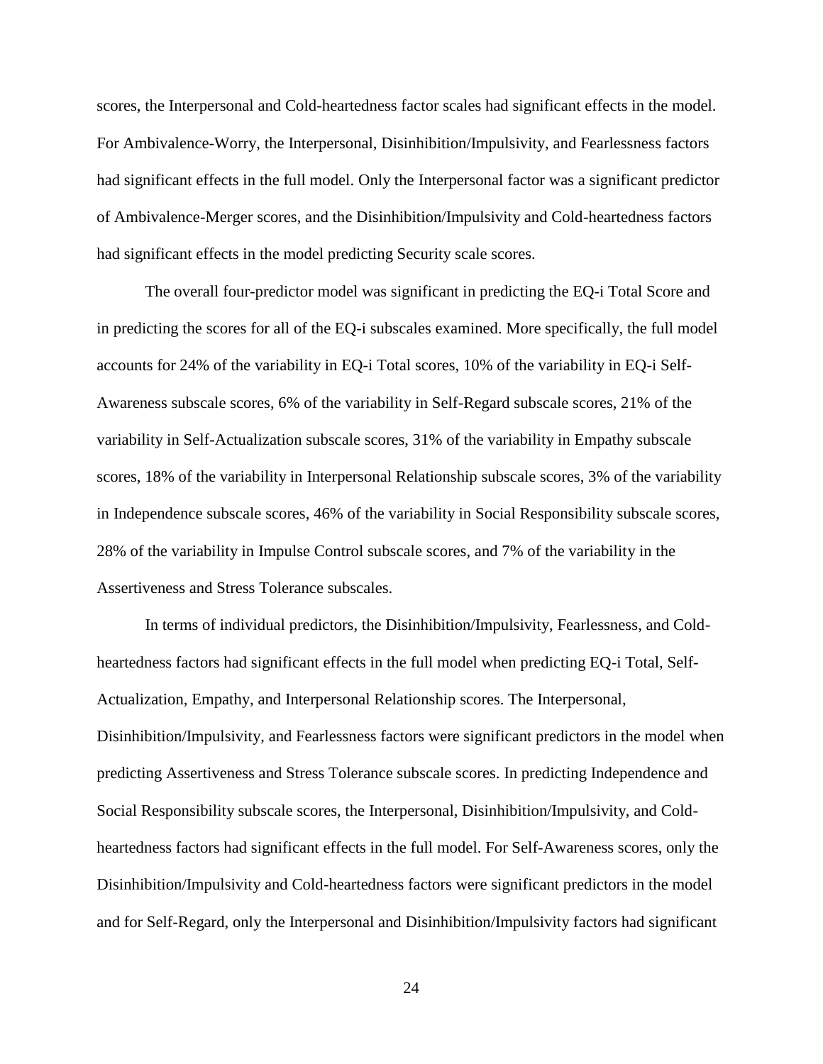scores, the Interpersonal and Cold-heartedness factor scales had significant effects in the model. For Ambivalence-Worry, the Interpersonal, Disinhibition/Impulsivity, and Fearlessness factors had significant effects in the full model. Only the Interpersonal factor was a significant predictor of Ambivalence-Merger scores, and the Disinhibition/Impulsivity and Cold-heartedness factors had significant effects in the model predicting Security scale scores.

The overall four-predictor model was significant in predicting the EQ-i Total Score and in predicting the scores for all of the EQ-i subscales examined. More specifically, the full model accounts for 24% of the variability in EQ-i Total scores, 10% of the variability in EQ-i Self-Awareness subscale scores, 6% of the variability in Self-Regard subscale scores, 21% of the variability in Self-Actualization subscale scores, 31% of the variability in Empathy subscale scores, 18% of the variability in Interpersonal Relationship subscale scores, 3% of the variability in Independence subscale scores, 46% of the variability in Social Responsibility subscale scores, 28% of the variability in Impulse Control subscale scores, and 7% of the variability in the Assertiveness and Stress Tolerance subscales.

In terms of individual predictors, the Disinhibition/Impulsivity, Fearlessness, and Cold-heartedness factors had significant effects in the full model when predicting EQ-i Total, Self-Actualization, Empathy, and Interpersonal Relationship scores. The Interpersonal, Disinhibition/Impulsivity, and Fearlessness factors were significant predictors in the model when predicting Assertiveness and Stress Tolerance subscale scores. In predicting Independence and Social Responsibility subscale scores, the Interpersonal, Disinhibition/Impulsivity, and Cold-heartedness factors had significant effects in the full model. For Self-Awareness scores, only the Disinhibition/Impulsivity and Cold-heartedness factors were significant predictors in the model and for Self-Regard, only the Interpersonal and Disinhibition/Impulsivity factors had significant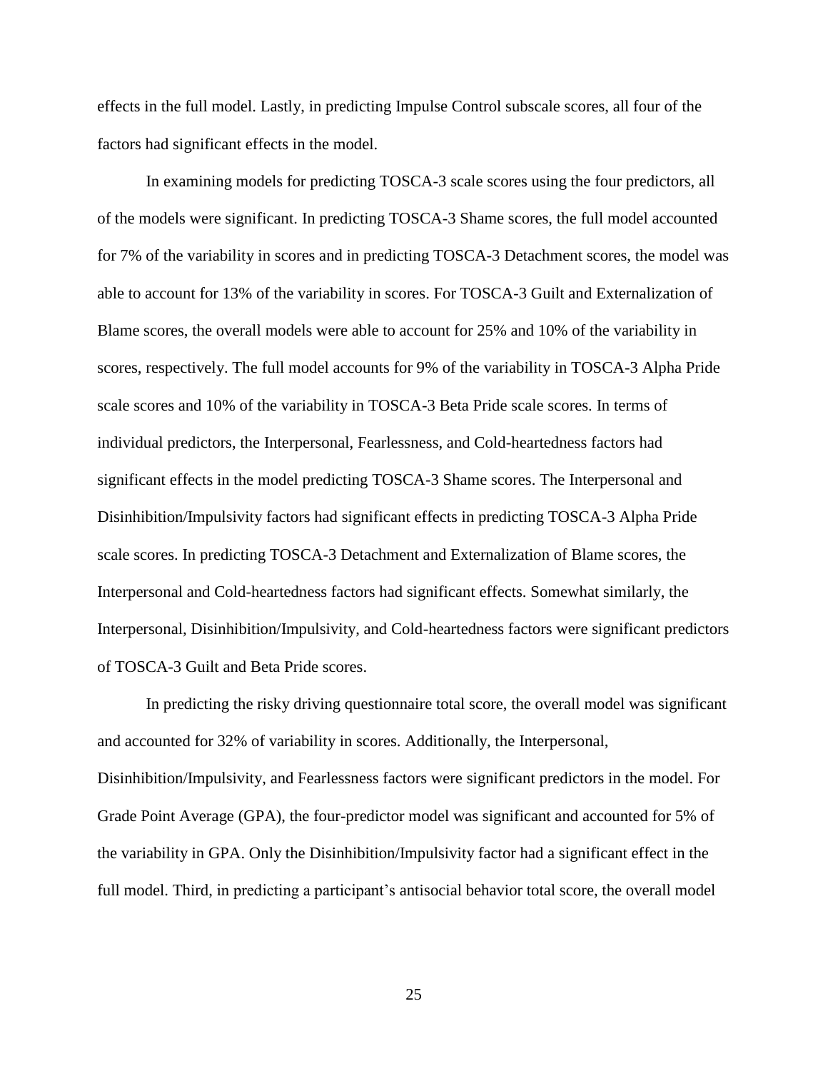effects in the full model. Lastly, in predicting Impulse Control subscale scores, all four of the factors had significant effects in the model.

In examining models for predicting TOSCA-3 scale scores using the four predictors, all of the models were significant. In predicting TOSCA-3 Shame scores, the full model accounted for 7% of the variability in scores and in predicting TOSCA-3 Detachment scores, the model was able to account for 13% of the variability in scores. For TOSCA-3 Guilt and Externalization of Blame scores, the overall models were able to account for 25% and 10% of the variability in scores, respectively. The full model accounts for 9% of the variability in TOSCA-3 Alpha Pride scale scores and 10% of the variability in TOSCA-3 Beta Pride scale scores. In terms of individual predictors, the Interpersonal, Fearlessness, and Cold-heartedness factors had significant effects in the model predicting TOSCA-3 Shame scores. The Interpersonal and Disinhibition/Impulsivity factors had significant effects in predicting TOSCA-3 Alpha Pride scale scores. In predicting TOSCA-3 Detachment and Externalization of Blame scores, the Interpersonal and Cold-heartedness factors had significant effects. Somewhat similarly, the Interpersonal, Disinhibition/Impulsivity, and Cold-heartedness factors were significant predictors of TOSCA-3 Guilt and Beta Pride scores.

In predicting the risky driving questionnaire total score, the overall model was significant and accounted for 32% of variability in scores. Additionally, the Interpersonal, Disinhibition/Impulsivity, and Fearlessness factors were significant predictors in the model. For Grade Point Average (GPA), the four-predictor model was significant and accounted for 5% of the variability in GPA. Only the Disinhibition/Impulsivity factor had a significant effect in the full model. Third, in predicting a participant's antisocial behavior total score, the overall model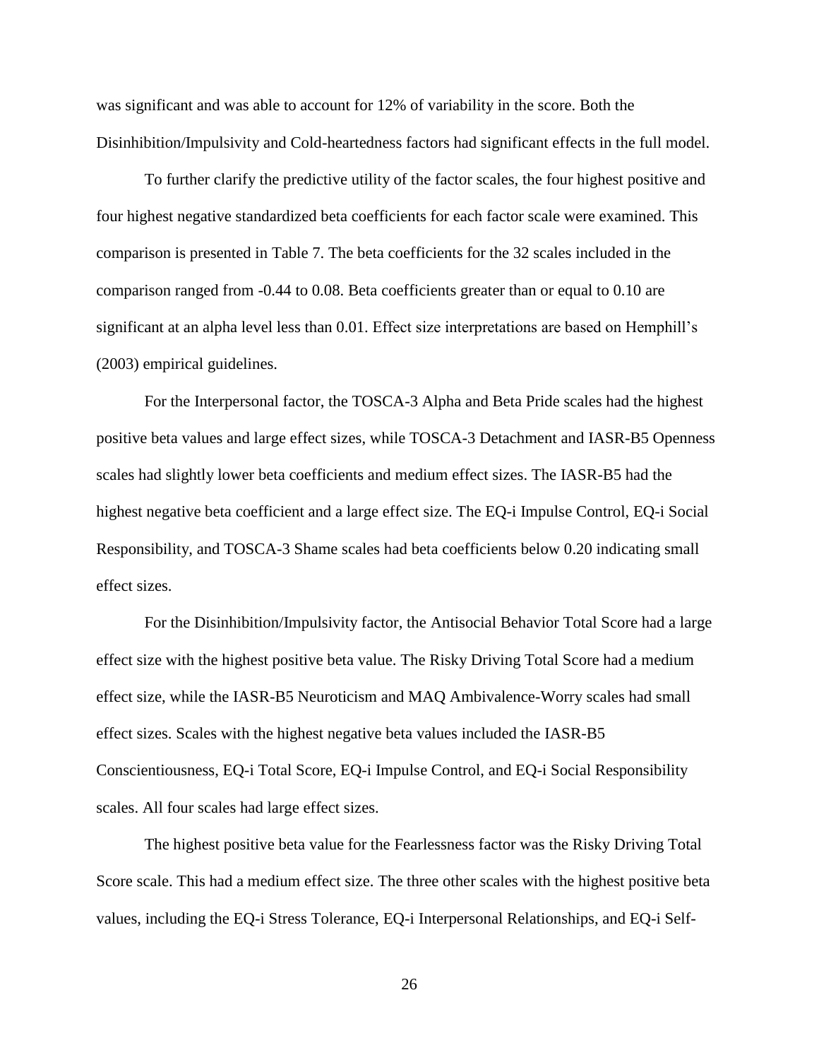was significant and was able to account for 12% of variability in the score. Both the Disinhibition/Impulsivity and Cold-heartedness factors had significant effects in the full model.

To further clarify the predictive utility of the factor scales, the four highest positive and four highest negative standardized beta coefficients for each factor scale were examined. This comparison is presented in Table 7. The beta coefficients for the 32 scales included in the comparison ranged from -0.44 to 0.08. Beta coefficients greater than or equal to 0.10 are significant at an alpha level less than 0.01. Effect size interpretations are based on Hemphill's (2003) empirical guidelines.

For the Interpersonal factor, the TOSCA-3 Alpha and Beta Pride scales had the highest positive beta values and large effect sizes, while TOSCA-3 Detachment and IASR-B5 Openness scales had slightly lower beta coefficients and medium effect sizes. The IASR-B5 had the highest negative beta coefficient and a large effect size. The EQ-i Impulse Control, EQ-i Social Responsibility, and TOSCA-3 Shame scales had beta coefficients below 0.20 indicating small effect sizes.

For the Disinhibition/Impulsivity factor, the Antisocial Behavior Total Score had a large effect size with the highest positive beta value. The Risky Driving Total Score had a medium effect size, while the IASR-B5 Neuroticism and MAQ Ambivalence-Worry scales had small effect sizes. Scales with the highest negative beta values included the IASR-B5 Conscientiousness, EQ-i Total Score, EQ-i Impulse Control, and EQ-i Social Responsibility scales. All four scales had large effect sizes.

The highest positive beta value for the Fearlessness factor was the Risky Driving Total Score scale. This had a medium effect size. The three other scales with the highest positive beta values, including the EQ-i Stress Tolerance, EQ-i Interpersonal Relationships, and EQ-i Self-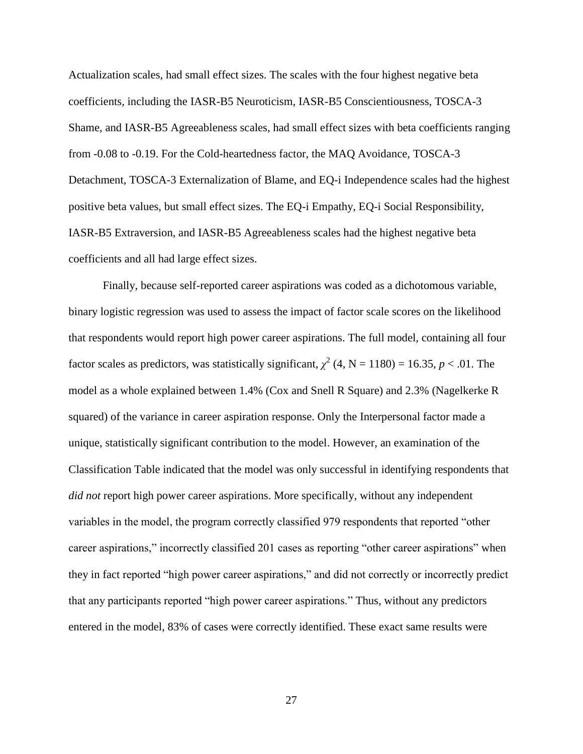Actualization scales, had small effect sizes. The scales with the four highest negative beta coefficients, including the IASR-B5 Neuroticism, IASR-B5 Conscientiousness, TOSCA-3 Shame, and IASR-B5 Agreeableness scales, had small effect sizes with beta coefficients ranging from -0.08 to -0.19. For the Cold-heartedness factor, the MAQ Avoidance, TOSCA-3 Detachment, TOSCA-3 Externalization of Blame, and EQ-i Independence scales had the highest positive beta values, but small effect sizes. The EQ-i Empathy, EQ-i Social Responsibility, IASR-B5 Extraversion, and IASR-B5 Agreeableness scales had the highest negative beta coefficients and all had large effect sizes.

Finally, because self-reported career aspirations was coded as a dichotomous variable, binary logistic regression was used to assess the impact of factor scale scores on the likelihood that respondents would report high power career aspirations. The full model, containing all four factor scales as predictors, was statistically significant, $\chi^2$ (4, N = 1180) = 16.35, $p < .01$. The model as a whole explained between 1.4% (Cox and Snell R Square) and 2.3% (Nagelkerke R squared) of the variance in career aspiration response. Only the Interpersonal factor made a unique, statistically significant contribution to the model. However, an examination of the Classification Table indicated that the model was only successful in identifying respondents that *did not* report high power career aspirations. More specifically, without any independent variables in the model, the program correctly classified 979 respondents that reported "other career aspirations," incorrectly classified 201 cases as reporting "other career aspirations" when they in fact reported "high power career aspirations," and did not correctly or incorrectly predict that any participants reported "high power career aspirations." Thus, without any predictors entered in the model, 83% of cases were correctly identified. These exact same results were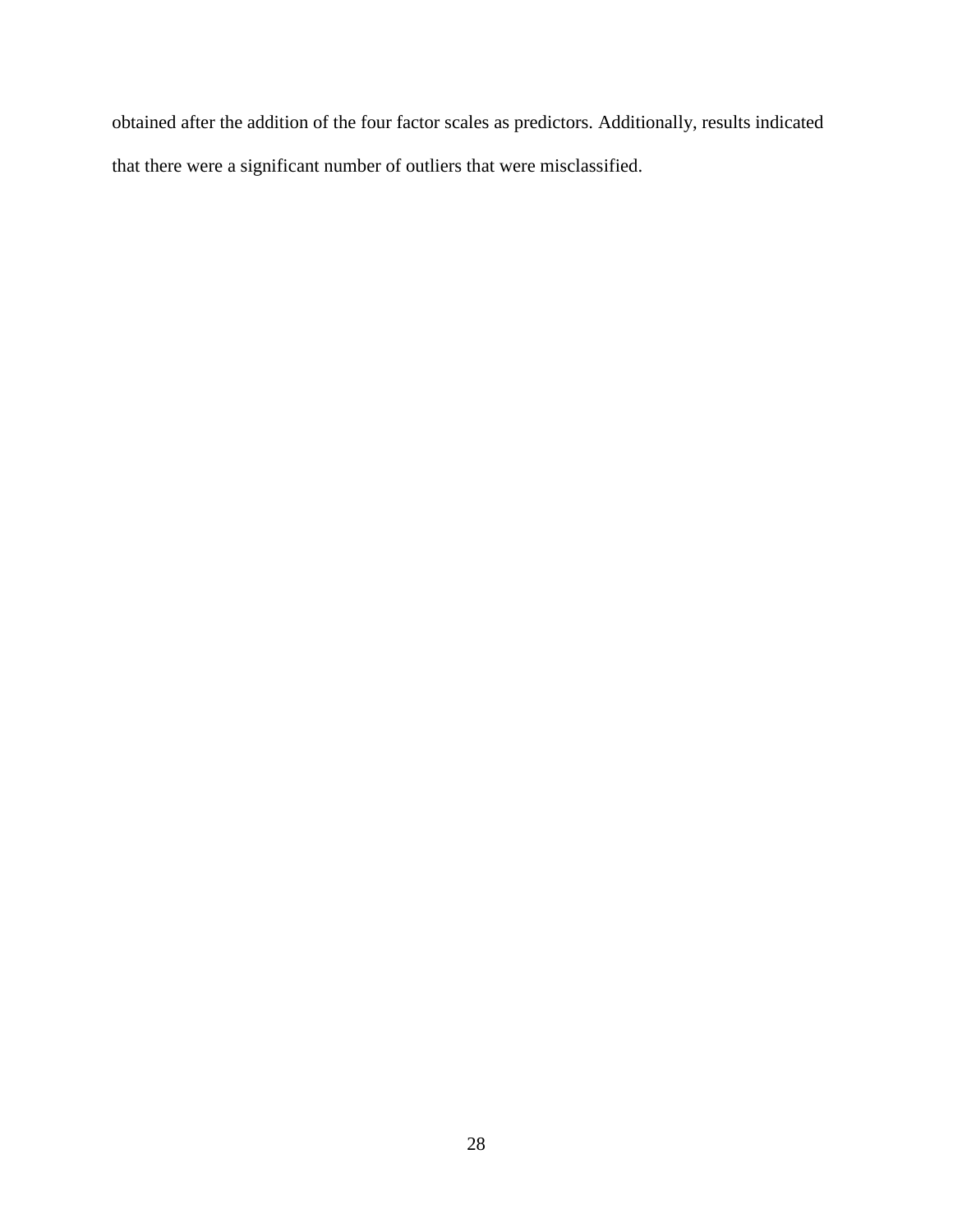obtained after the addition of the four factor scales as predictors. Additionally, results indicated that there were a significant number of outliers that were misclassified.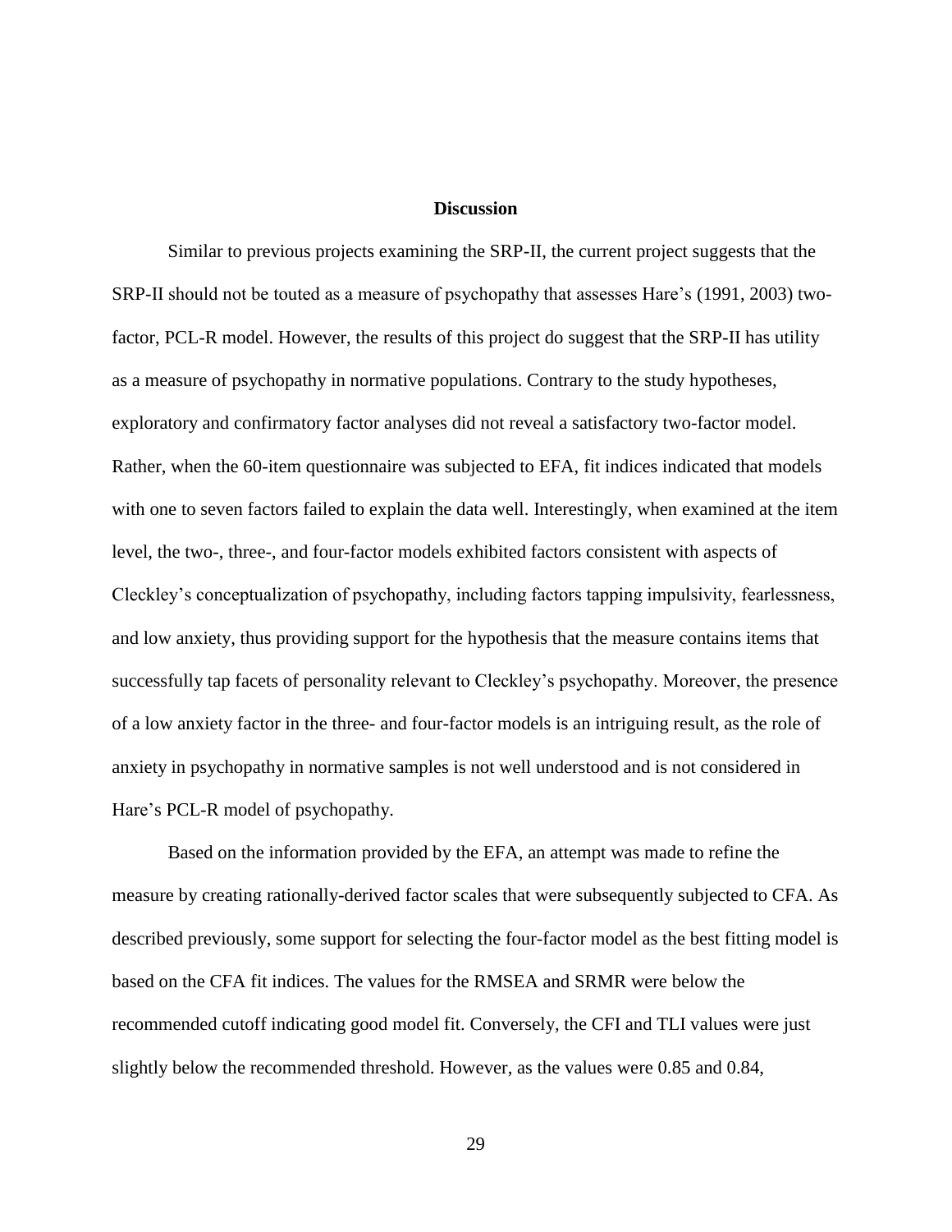## Discussion

Similar to previous projects examining the SRP-II, the current project suggests that the SRP-II should not be touted as a measure of psychopathy that assesses Hare's (1991, 2003) two-factor, PCL-R model. However, the results of this project do suggest that the SRP-II has utility as a measure of psychopathy in normative populations. Contrary to the study hypotheses, exploratory and confirmatory factor analyses did not reveal a satisfactory two-factor model. Rather, when the 60-item questionnaire was subjected to EFA, fit indices indicated that models with one to seven factors failed to explain the data well. Interestingly, when examined at the item level, the two-, three-, and four-factor models exhibited factors consistent with aspects of Cleckley's conceptualization of psychopathy, including factors tapping impulsivity, fearlessness, and low anxiety, thus providing support for the hypothesis that the measure contains items that successfully tap facets of personality relevant to Cleckley's psychopathy. Moreover, the presence of a low anxiety factor in the three- and four-factor models is an intriguing result, as the role of anxiety in psychopathy in normative samples is not well understood and is not considered in Hare's PCL-R model of psychopathy.

Based on the information provided by the EFA, an attempt was made to refine the measure by creating rationally-derived factor scales that were subsequently subjected to CFA. As described previously, some support for selecting the four-factor model as the best fitting model is based on the CFA fit indices. The values for the RMSEA and SRMR were below the recommended cutoff indicating good model fit. Conversely, the CFI and TLI values were just slightly below the recommended threshold. However, as the values were 0.85 and 0.84,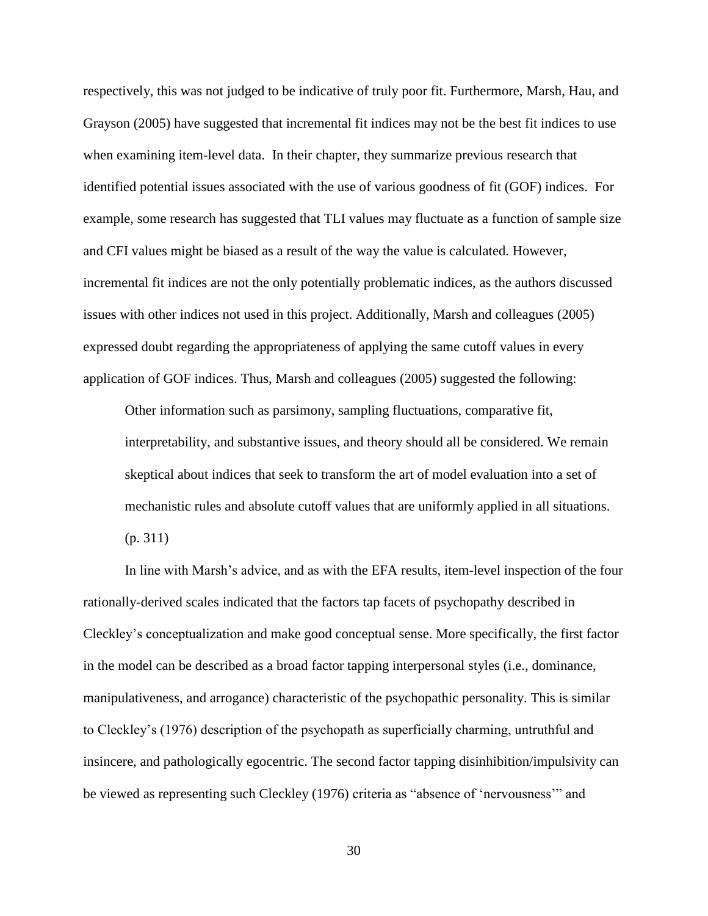respectively, this was not judged to be indicative of truly poor fit. Furthermore, Marsh, Hau, and Grayson (2005) have suggested that incremental fit indices may not be the best fit indices to use when examining item-level data. In their chapter, they summarize previous research that identified potential issues associated with the use of various goodness of fit (GOF) indices. For example, some research has suggested that TLI values may fluctuate as a function of sample size and CFI values might be biased as a result of the way the value is calculated. However, incremental fit indices are not the only potentially problematic indices, as the authors discussed issues with other indices not used in this project. Additionally, Marsh and colleagues (2005) expressed doubt regarding the appropriateness of applying the same cutoff values in every application of GOF indices. Thus, Marsh and colleagues (2005) suggested the following:

> Other information such as parsimony, sampling fluctuations, comparative fit, interpretability, and substantive issues, and theory should all be considered. We remain skeptical about indices that seek to transform the art of model evaluation into a set of mechanistic rules and absolute cutoff values that are uniformly applied in all situations. (p. 311)

In line with Marsh's advice, and as with the EFA results, item-level inspection of the four rationally-derived scales indicated that the factors tap facets of psychopathy described in Cleckley's conceptualization and make good conceptual sense. More specifically, the first factor in the model can be described as a broad factor tapping interpersonal styles (i.e., dominance, manipulativeness, and arrogance) characteristic of the psychopathic personality. This is similar to Cleckley's (1976) description of the psychopath as superficially charming, untruthful and insincere, and pathologically egocentric. The second factor tapping disinhibition/impulsivity can be viewed as representing such Cleckley (1976) criteria as "absence of 'nervousness'" and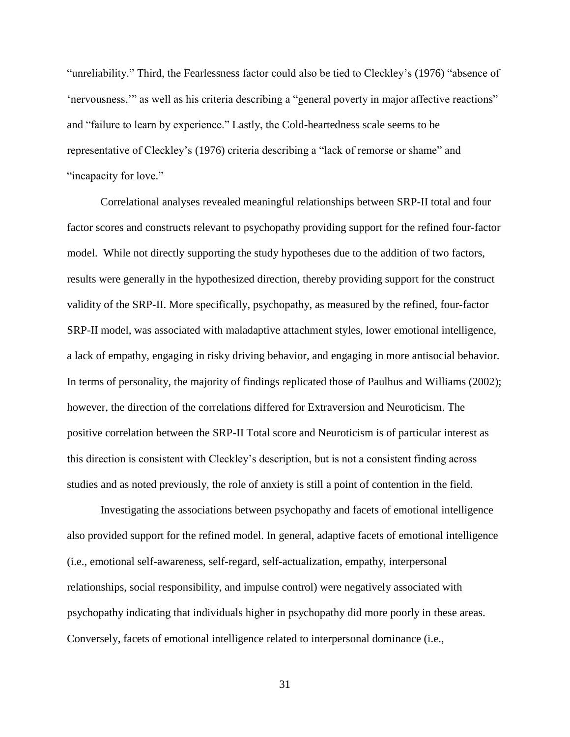"unreliability." Third, the Fearlessness factor could also be tied to Cleckley's (1976) "absence of 'nervousness,'" as well as his criteria describing a "general poverty in major affective reactions" and "failure to learn by experience." Lastly, the Cold-heartedness scale seems to be representative of Cleckley's (1976) criteria describing a "lack of remorse or shame" and "incapacity for love."

Correlational analyses revealed meaningful relationships between SRP-II total and four factor scores and constructs relevant to psychopathy providing support for the refined four-factor model. While not directly supporting the study hypotheses due to the addition of two factors, results were generally in the hypothesized direction, thereby providing support for the construct validity of the SRP-II. More specifically, psychopathy, as measured by the refined, four-factor SRP-II model, was associated with maladaptive attachment styles, lower emotional intelligence, a lack of empathy, engaging in risky driving behavior, and engaging in more antisocial behavior. In terms of personality, the majority of findings replicated those of Paulhus and Williams (2002); however, the direction of the correlations differed for Extraversion and Neuroticism. The positive correlation between the SRP-II Total score and Neuroticism is of particular interest as this direction is consistent with Cleckley's description, but is not a consistent finding across studies and as noted previously, the role of anxiety is still a point of contention in the field.

Investigating the associations between psychopathy and facets of emotional intelligence also provided support for the refined model. In general, adaptive facets of emotional intelligence (i.e., emotional self-awareness, self-regard, self-actualization, empathy, interpersonal relationships, social responsibility, and impulse control) were negatively associated with psychopathy indicating that individuals higher in psychopathy did more poorly in these areas. Conversely, facets of emotional intelligence related to interpersonal dominance (i.e.,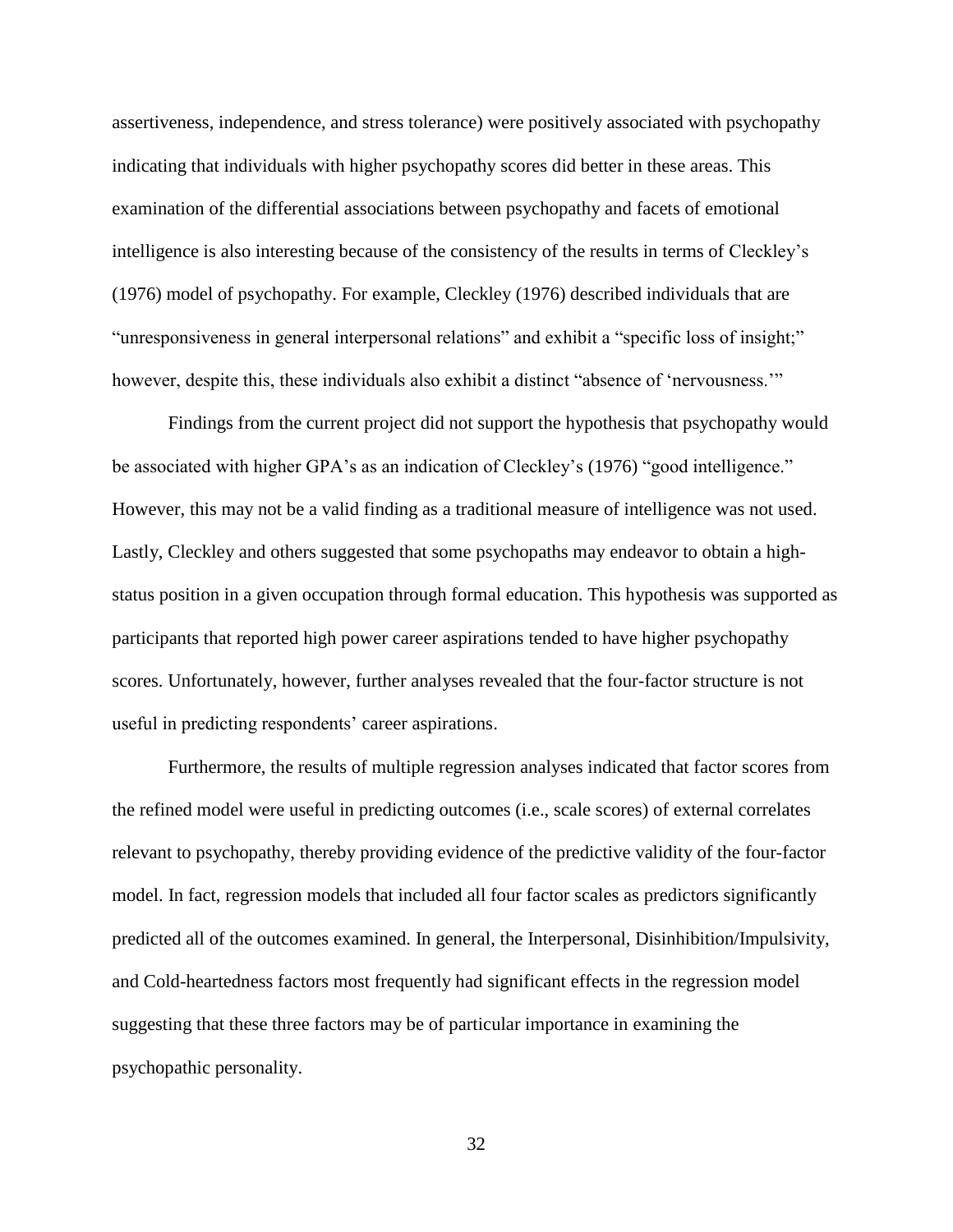assertiveness, independence, and stress tolerance) were positively associated with psychopathy indicating that individuals with higher psychopathy scores did better in these areas. This examination of the differential associations between psychopathy and facets of emotional intelligence is also interesting because of the consistency of the results in terms of Cleckley's (1976) model of psychopathy. For example, Cleckley (1976) described individuals that are "unresponsiveness in general interpersonal relations" and exhibit a "specific loss of insight;" however, despite this, these individuals also exhibit a distinct "absence of 'nervousness.'"

Findings from the current project did not support the hypothesis that psychopathy would be associated with higher GPA's as an indication of Cleckley's (1976) "good intelligence." However, this may not be a valid finding as a traditional measure of intelligence was not used. Lastly, Cleckley and others suggested that some psychopaths may endeavor to obtain a high-status position in a given occupation through formal education. This hypothesis was supported as participants that reported high power career aspirations tended to have higher psychopathy scores. Unfortunately, however, further analyses revealed that the four-factor structure is not useful in predicting respondents' career aspirations.

Furthermore, the results of multiple regression analyses indicated that factor scores from the refined model were useful in predicting outcomes (i.e., scale scores) of external correlates relevant to psychopathy, thereby providing evidence of the predictive validity of the four-factor model. In fact, regression models that included all four factor scales as predictors significantly predicted all of the outcomes examined. In general, the Interpersonal, Disinhibition/Impulsivity, and Cold-heartedness factors most frequently had significant effects in the regression model suggesting that these three factors may be of particular importance in examining the psychopathic personality.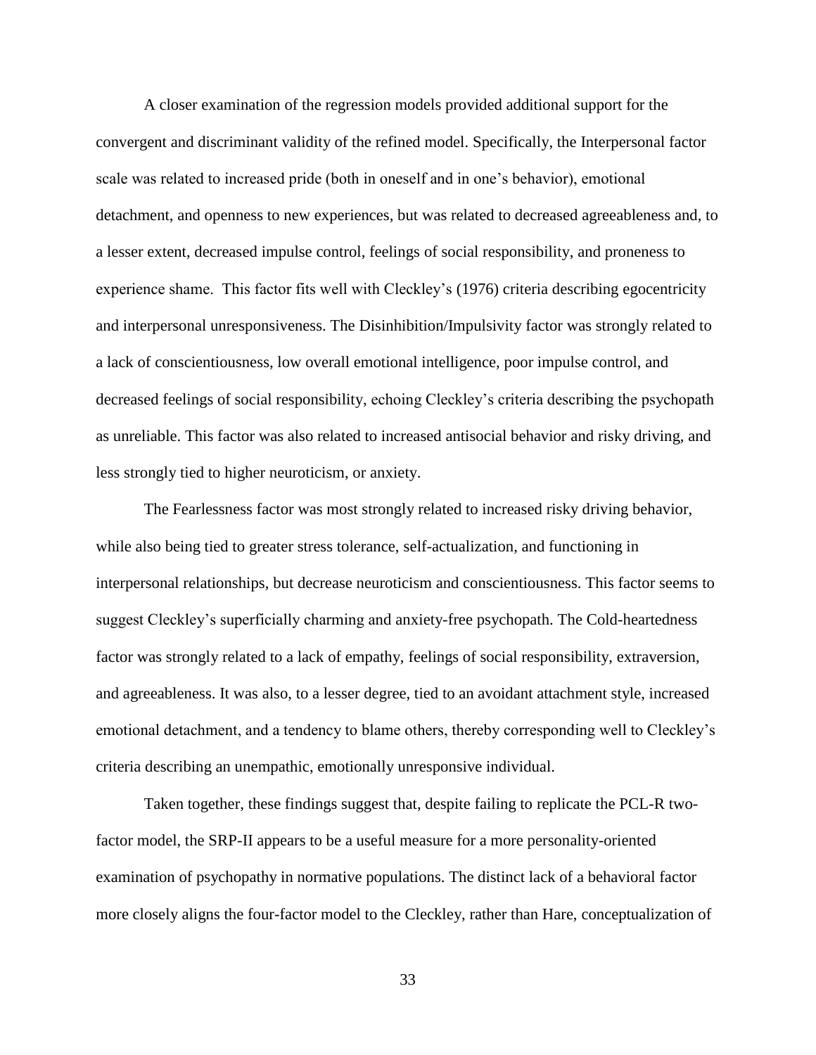A closer examination of the regression models provided additional support for the convergent and discriminant validity of the refined model. Specifically, the Interpersonal factor scale was related to increased pride (both in oneself and in one's behavior), emotional detachment, and openness to new experiences, but was related to decreased agreeableness and, to a lesser extent, decreased impulse control, feelings of social responsibility, and proneness to experience shame.  This factor fits well with Cleckley's (1976) criteria describing egocentricity and interpersonal unresponsiveness. The Disinhibition/Impulsivity factor was strongly related to a lack of conscientiousness, low overall emotional intelligence, poor impulse control, and decreased feelings of social responsibility, echoing Cleckley's criteria describing the psychopath as unreliable. This factor was also related to increased antisocial behavior and risky driving, and less strongly tied to higher neuroticism, or anxiety.

The Fearlessness factor was most strongly related to increased risky driving behavior, while also being tied to greater stress tolerance, self-actualization, and functioning in interpersonal relationships, but decrease neuroticism and conscientiousness. This factor seems to suggest Cleckley's superficially charming and anxiety-free psychopath. The Cold-heartedness factor was strongly related to a lack of empathy, feelings of social responsibility, extraversion, and agreeableness. It was also, to a lesser degree, tied to an avoidant attachment style, increased emotional detachment, and a tendency to blame others, thereby corresponding well to Cleckley's criteria describing an unempathic, emotionally unresponsive individual.

Taken together, these findings suggest that, despite failing to replicate the PCL-R two-factor model, the SRP-II appears to be a useful measure for a more personality-oriented examination of psychopathy in normative populations. The distinct lack of a behavioral factor more closely aligns the four-factor model to the Cleckley, rather than Hare, conceptualization of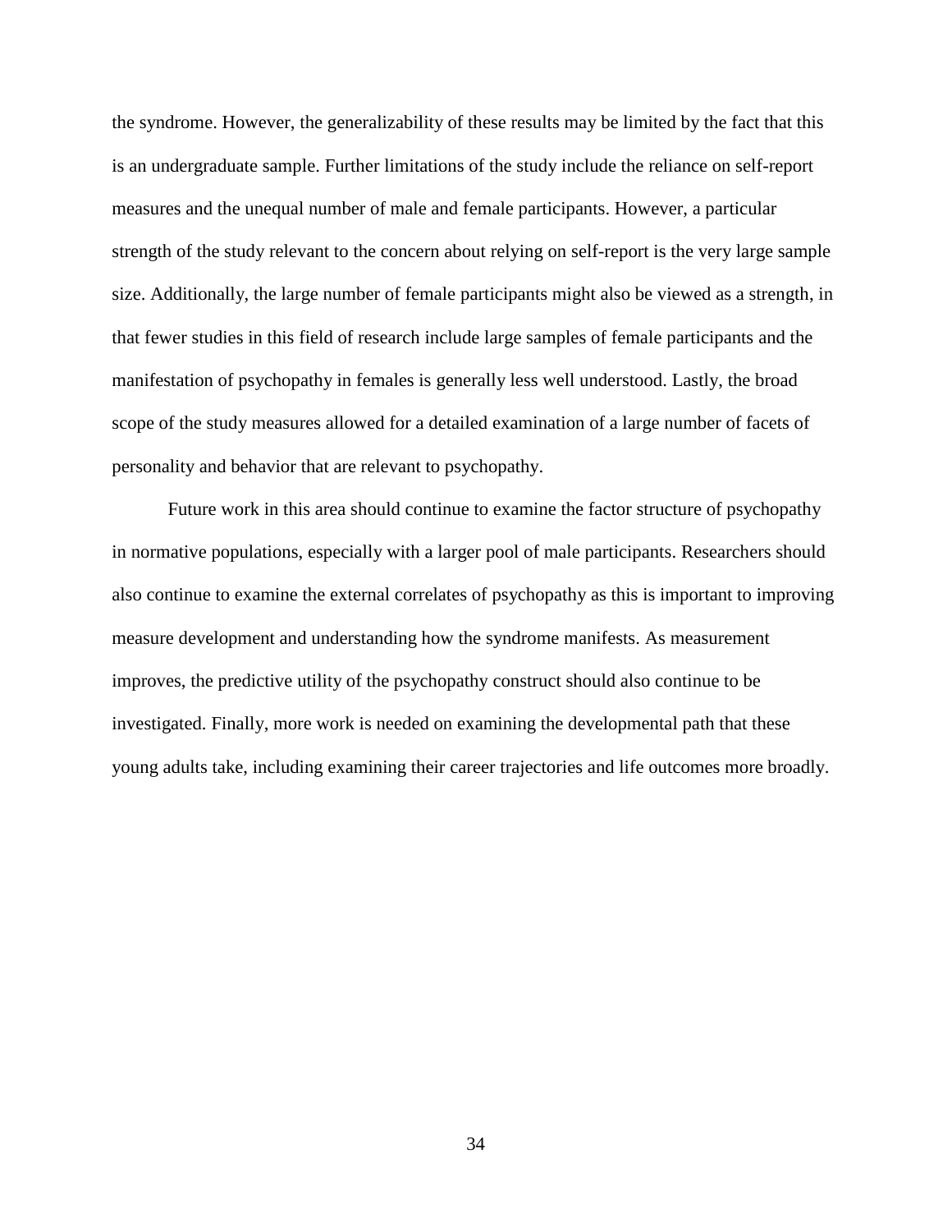the syndrome. However, the generalizability of these results may be limited by the fact that this is an undergraduate sample. Further limitations of the study include the reliance on self-report measures and the unequal number of male and female participants. However, a particular strength of the study relevant to the concern about relying on self-report is the very large sample size. Additionally, the large number of female participants might also be viewed as a strength, in that fewer studies in this field of research include large samples of female participants and the manifestation of psychopathy in females is generally less well understood. Lastly, the broad scope of the study measures allowed for a detailed examination of a large number of facets of personality and behavior that are relevant to psychopathy.

Future work in this area should continue to examine the factor structure of psychopathy in normative populations, especially with a larger pool of male participants. Researchers should also continue to examine the external correlates of psychopathy as this is important to improving measure development and understanding how the syndrome manifests. As measurement improves, the predictive utility of the psychopathy construct should also continue to be investigated. Finally, more work is needed on examining the developmental path that these young adults take, including examining their career trajectories and life outcomes more broadly.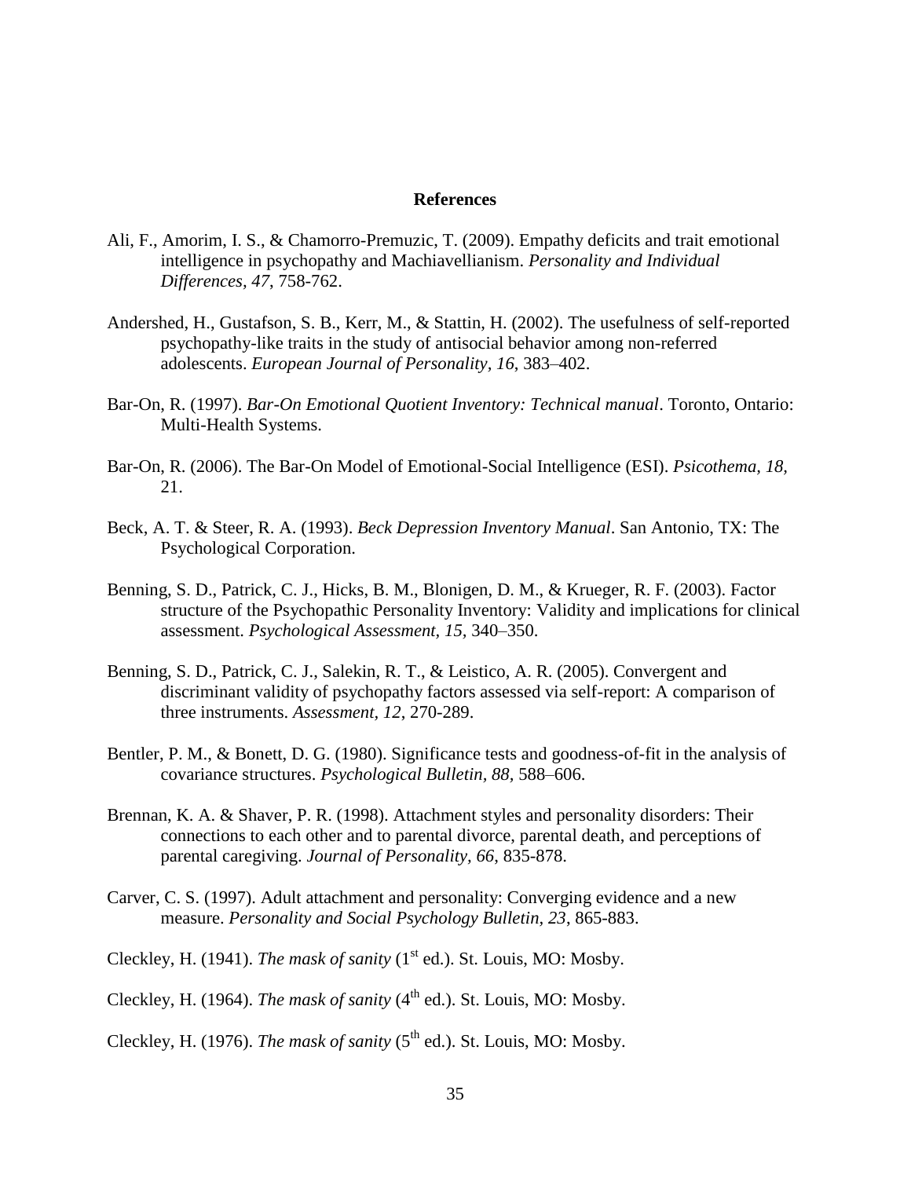# References

Ali, F., Amorim, I. S., & Chamorro-Premuzic, T. (2009). Empathy deficits and trait emotional intelligence in psychopathy and Machiavellianism. *Personality and Individual Differences, 47*, 758-762.

Andershed, H., Gustafson, S. B., Kerr, M., & Stattin, H. (2002). The usefulness of self-reported psychopathy-like traits in the study of antisocial behavior among non-referred adolescents. *European Journal of Personality, 16*, 383–402.

Bar-On, R. (1997). *Bar-On Emotional Quotient Inventory: Technical manual*. Toronto, Ontario: Multi-Health Systems.

Bar-On, R. (2006). The Bar-On Model of Emotional-Social Intelligence (ESI). *Psicothema, 18*, 21.

Beck, A. T. & Steer, R. A. (1993). *Beck Depression Inventory Manual*. San Antonio, TX: The Psychological Corporation.

Benning, S. D., Patrick, C. J., Hicks, B. M., Blonigen, D. M., & Krueger, R. F. (2003). Factor structure of the Psychopathic Personality Inventory: Validity and implications for clinical assessment. *Psychological Assessment, 15*, 340–350.

Benning, S. D., Patrick, C. J., Salekin, R. T., & Leistico, A. R. (2005). Convergent and discriminant validity of psychopathy factors assessed via self-report: A comparison of three instruments. *Assessment, 12*, 270-289.

Bentler, P. M., & Bonett, D. G. (1980). Significance tests and goodness-of-fit in the analysis of covariance structures. *Psychological Bulletin, 88*, 588–606.

Brennan, K. A. & Shaver, P. R. (1998). Attachment styles and personality disorders: Their connections to each other and to parental divorce, parental death, and perceptions of parental caregiving. *Journal of Personality, 66*, 835-878.

Carver, C. S. (1997). Adult attachment and personality: Converging evidence and a new measure. *Personality and Social Psychology Bulletin, 23*, 865-883.

Cleckley, H. (1941). *The mask of sanity* (1st ed.). St. Louis, MO: Mosby.

Cleckley, H. (1964). *The mask of sanity* (4th ed.). St. Louis, MO: Mosby.

Cleckley, H. (1976). *The mask of sanity* (5th ed.). St. Louis, MO: Mosby.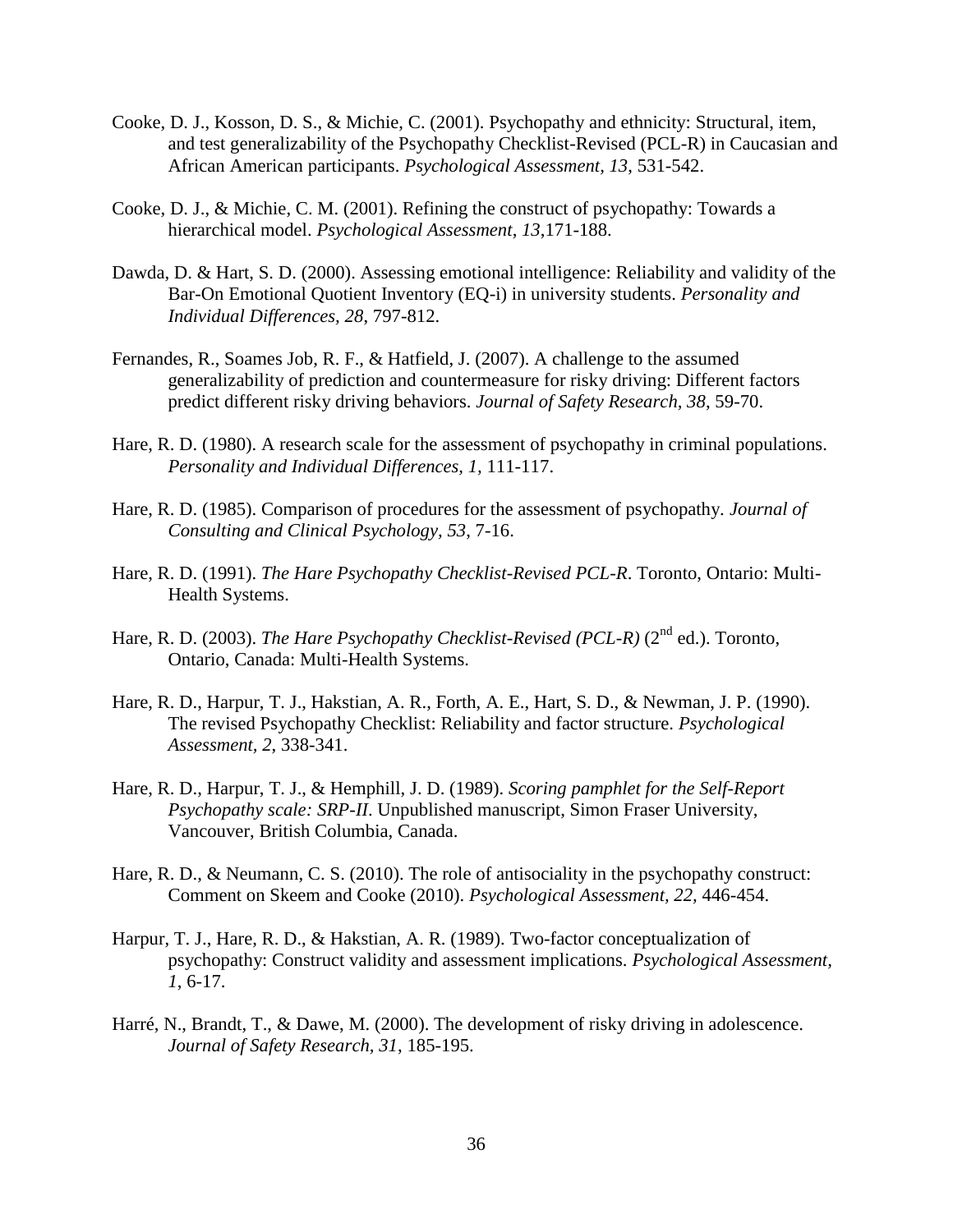Cooke, D. J., Kosson, D. S., & Michie, C. (2001). Psychopathy and ethnicity: Structural, item, and test generalizability of the Psychopathy Checklist-Revised (PCL-R) in Caucasian and African American participants. *Psychological Assessment, 13*, 531-542.

Cooke, D. J., & Michie, C. M. (2001). Refining the construct of psychopathy: Towards a hierarchical model. *Psychological Assessment*, *13*,171-188.

Dawda, D. & Hart, S. D. (2000). Assessing emotional intelligence: Reliability and validity of the Bar-On Emotional Quotient Inventory (EQ-i) in university students. *Personality and Individual Differences, 28*, 797-812.

Fernandes, R., Soames Job, R. F., & Hatfield, J. (2007). A challenge to the assumed generalizability of prediction and countermeasure for risky driving: Different factors predict different risky driving behaviors. *Journal of Safety Research, 38*, 59-70.

Hare, R. D. (1980). A research scale for the assessment of psychopathy in criminal populations. *Personality and Individual Differences, 1,* 111-117.

Hare, R. D. (1985). Comparison of procedures for the assessment of psychopathy. *Journal of Consulting and Clinical Psychology, 53*, 7-16.

Hare, R. D. (1991). *The Hare Psychopathy Checklist-Revised PCL-R*. Toronto, Ontario: Multi-Health Systems.

Hare, R. D. (2003). *The Hare Psychopathy Checklist-Revised (PCL-R)* (2nd ed.). Toronto, Ontario, Canada: Multi-Health Systems.

Hare, R. D., Harpur, T. J., Hakstian, A. R., Forth, A. E., Hart, S. D., & Newman, J. P. (1990). The revised Psychopathy Checklist: Reliability and factor structure. *Psychological Assessment, 2*, 338-341.

Hare, R. D., Harpur, T. J., & Hemphill, J. D. (1989). *Scoring pamphlet for the Self-Report Psychopathy scale: SRP-II*. Unpublished manuscript, Simon Fraser University, Vancouver, British Columbia, Canada.

Hare, R. D., & Neumann, C. S. (2010). The role of antisociality in the psychopathy construct: Comment on Skeem and Cooke (2010). *Psychological Assessment, 22*, 446-454.

Harpur, T. J., Hare, R. D., & Hakstian, A. R. (1989). Two-factor conceptualization of psychopathy: Construct validity and assessment implications. *Psychological Assessment, 1*, 6-17.

Harré, N., Brandt, T., & Dawe, M. (2000). The development of risky driving in adolescence. *Journal of Safety Research, 31*, 185-195.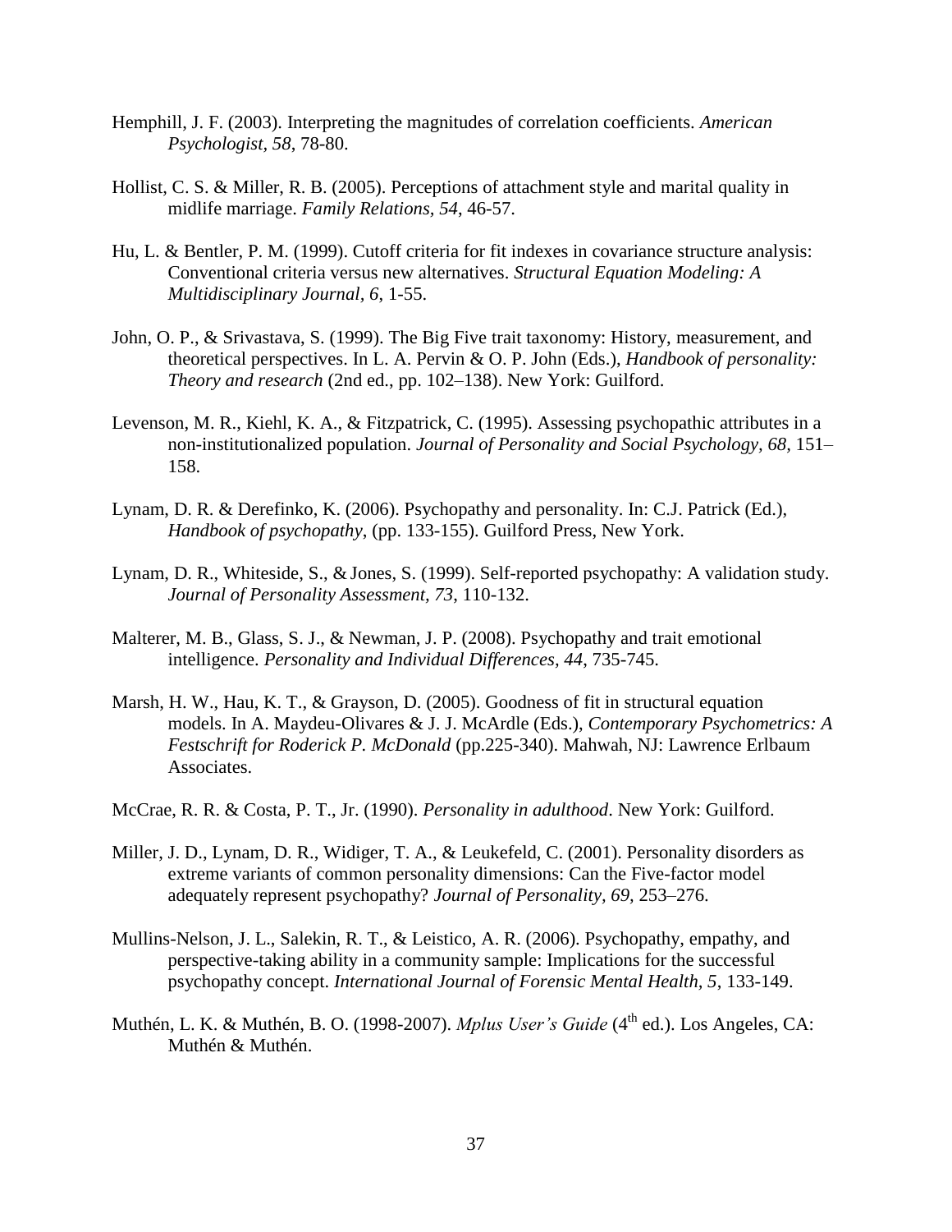Hemphill, J. F. (2003). Interpreting the magnitudes of correlation coefficients. *American Psychologist, 58*, 78-80.

Hollist, C. S. & Miller, R. B. (2005). Perceptions of attachment style and marital quality in midlife marriage. *Family Relations, 54*, 46-57.

Hu, L. & Bentler, P. M. (1999). Cutoff criteria for fit indexes in covariance structure analysis: Conventional criteria versus new alternatives. *Structural Equation Modeling: A Multidisciplinary Journal, 6*, 1-55.

John, O. P., & Srivastava, S. (1999). The Big Five trait taxonomy: History, measurement, and theoretical perspectives. In L. A. Pervin & O. P. John (Eds.), *Handbook of personality: Theory and research* (2nd ed., pp. 102–138). New York: Guilford.

Levenson, M. R., Kiehl, K. A., & Fitzpatrick, C. (1995). Assessing psychopathic attributes in a non-institutionalized population. *Journal of Personality and Social Psychology, 68*, 151–158.

Lynam, D. R. & Derefinko, K. (2006). Psychopathy and personality. In: C.J. Patrick (Ed.), *Handbook of psychopathy*, (pp. 133-155). Guilford Press, New York.

Lynam, D. R., Whiteside, S., & Jones, S. (1999). Self-reported psychopathy: A validation study. *Journal of Personality Assessment, 73*, 110-132.

Malterer, M. B., Glass, S. J., & Newman, J. P. (2008). Psychopathy and trait emotional intelligence. *Personality and Individual Differences, 44*, 735-745.

Marsh, H. W., Hau, K. T., & Grayson, D. (2005). Goodness of fit in structural equation models. In A. Maydeu-Olivares & J. J. McArdle (Eds.), *Contemporary Psychometrics: A Festschrift for Roderick P. McDonald* (pp.225-340). Mahwah, NJ: Lawrence Erlbaum Associates.

McCrae, R. R. & Costa, P. T., Jr. (1990). *Personality in adulthood*. New York: Guilford.

Miller, J. D., Lynam, D. R., Widiger, T. A., & Leukefeld, C. (2001). Personality disorders as extreme variants of common personality dimensions: Can the Five-factor model adequately represent psychopathy? *Journal of Personality, 69*, 253–276.

Mullins-Nelson, J. L., Salekin, R. T., & Leistico, A. R. (2006). Psychopathy, empathy, and perspective-taking ability in a community sample: Implications for the successful psychopathy concept. *International Journal of Forensic Mental Health, 5*, 133-149.

Muthén, L. K. & Muthén, B. O. (1998-2007). *Mplus User's Guide* (4th ed.). Los Angeles, CA: Muthén & Muthén.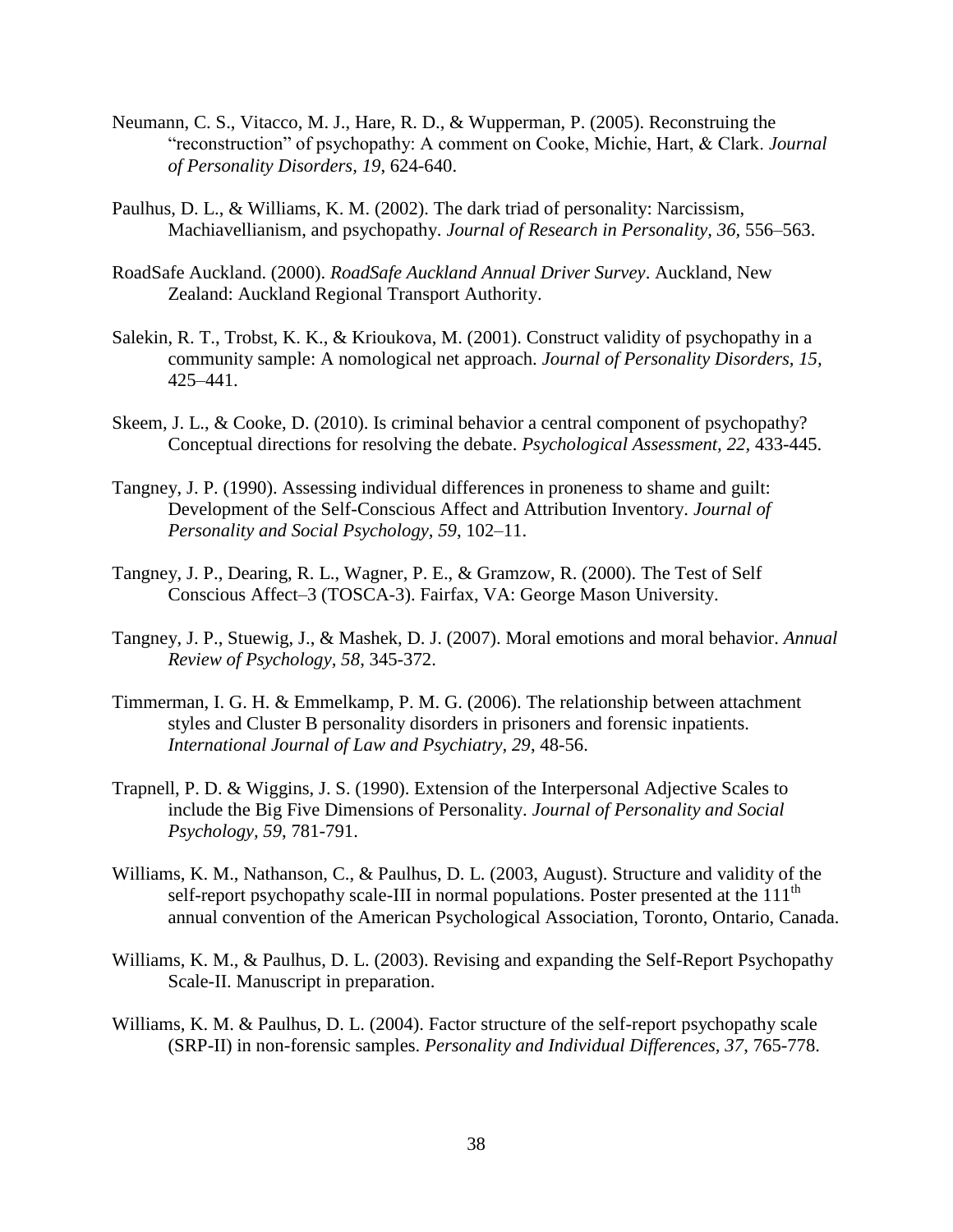Neumann, C. S., Vitacco, M. J., Hare, R. D., & Wupperman, P. (2005). Reconstruing the "reconstruction" of psychopathy: A comment on Cooke, Michie, Hart, & Clark. *Journal of Personality Disorders, 19*, 624-640.

Paulhus, D. L., & Williams, K. M. (2002). The dark triad of personality: Narcissism, Machiavellianism, and psychopathy. *Journal of Research in Personality, 36*, 556–563.

RoadSafe Auckland. (2000). *RoadSafe Auckland Annual Driver Survey*. Auckland, New Zealand: Auckland Regional Transport Authority.

Salekin, R. T., Trobst, K. K., & Krioukova, M. (2001). Construct validity of psychopathy in a community sample: A nomological net approach. *Journal of Personality Disorders, 15,* 425–441.

Skeem, J. L., & Cooke, D. (2010). Is criminal behavior a central component of psychopathy? Conceptual directions for resolving the debate. *Psychological Assessment, 22,* 433-445.

Tangney, J. P. (1990). Assessing individual differences in proneness to shame and guilt: Development of the Self-Conscious Affect and Attribution Inventory. *Journal of Personality and Social Psychology, 59*, 102–11.

Tangney, J. P., Dearing, R. L., Wagner, P. E., & Gramzow, R. (2000). The Test of Self Conscious Affect–3 (TOSCA-3). Fairfax, VA: George Mason University.

Tangney, J. P., Stuewig, J., & Mashek, D. J. (2007). Moral emotions and moral behavior. *Annual Review of Psychology, 58*, 345-372.

Timmerman, I. G. H. & Emmelkamp, P. M. G. (2006). The relationship between attachment styles and Cluster B personality disorders in prisoners and forensic inpatients. *International Journal of Law and Psychiatry, 29*, 48-56.

Trapnell, P. D. & Wiggins, J. S. (1990). Extension of the Interpersonal Adjective Scales to include the Big Five Dimensions of Personality. *Journal of Personality and Social Psychology, 59*, 781-791.

Williams, K. M., Nathanson, C., & Paulhus, D. L. (2003, August). Structure and validity of the self-report psychopathy scale-III in normal populations. Poster presented at the 111th annual convention of the American Psychological Association, Toronto, Ontario, Canada.

Williams, K. M., & Paulhus, D. L. (2003). Revising and expanding the Self-Report Psychopathy Scale-II. Manuscript in preparation.

Williams, K. M. & Paulhus, D. L. (2004). Factor structure of the self-report psychopathy scale (SRP-II) in non-forensic samples. *Personality and Individual Differences, 37*, 765-778.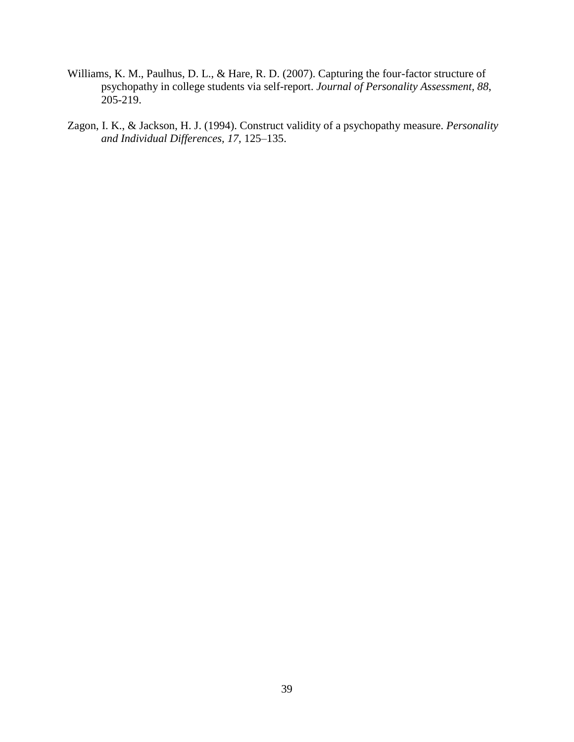Williams, K. M., Paulhus, D. L., & Hare, R. D. (2007). Capturing the four-factor structure of psychopathy in college students via self-report. *Journal of Personality Assessment, 88*, 205-219.

Zagon, I. K., & Jackson, H. J. (1994). Construct validity of a psychopathy measure. *Personality and Individual Differences, 17,* 125–135.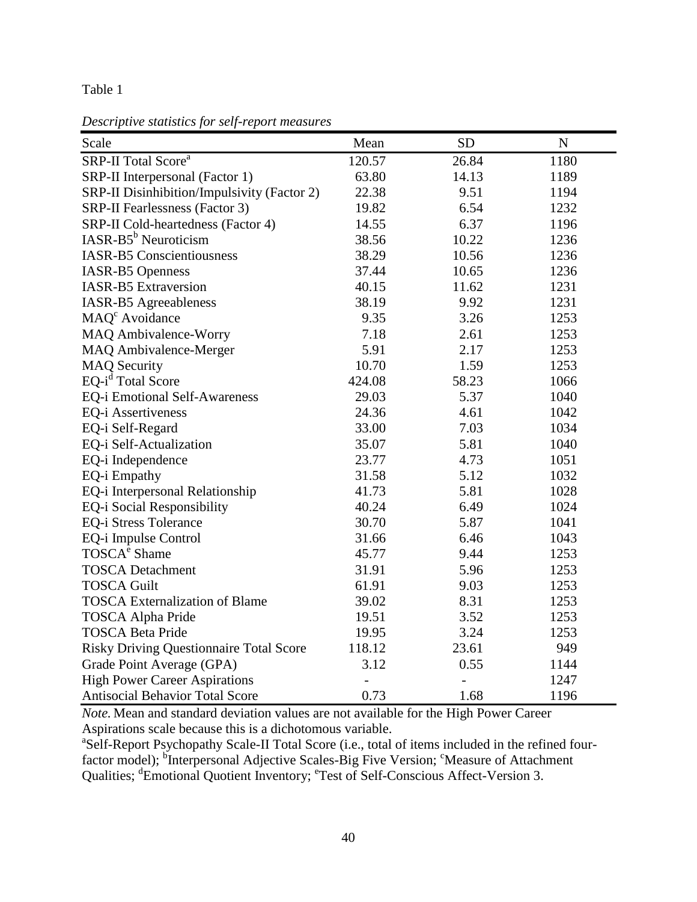Table 1

*Descriptive statistics for self-report measures*

| Scale | Mean | SD | N |
|---|---|---|---|
| SRP-II Total Score[a] | 120.57 | 26.84 | 1180 |
| SRP-II Interpersonal (Factor 1) | 63.80 | 14.13 | 1189 |
| SRP-II Disinhibition/Impulsivity (Factor 2) | 22.38 | 9.51 | 1194 |
| SRP-II Fearlessness (Factor 3) | 19.82 | 6.54 | 1232 |
| SRP-II Cold-heartedness (Factor 4) | 14.55 | 6.37 | 1196 |
| IASR-B5[b] Neuroticism | 38.56 | 10.22 | 1236 |
| IASR-B5 Conscientiousness | 38.29 | 10.56 | 1236 |
| IASR-B5 Openness | 37.44 | 10.65 | 1236 |
| IASR-B5 Extraversion | 40.15 | 11.62 | 1231 |
| IASR-B5 Agreeableness | 38.19 | 9.92 | 1231 |
| MAQ[c] Avoidance | 9.35 | 3.26 | 1253 |
| MAQ Ambivalence-Worry | 7.18 | 2.61 | 1253 |
| MAQ Ambivalence-Merger | 5.91 | 2.17 | 1253 |
| MAQ Security | 10.70 | 1.59 | 1253 |
| EQ-i[d] Total Score | 424.08 | 58.23 | 1066 |
| EQ-i Emotional Self-Awareness | 29.03 | 5.37 | 1040 |
| EQ-i Assertiveness | 24.36 | 4.61 | 1042 |
| EQ-i Self-Regard | 33.00 | 7.03 | 1034 |
| EQ-i Self-Actualization | 35.07 | 5.81 | 1040 |
| EQ-i Independence | 23.77 | 4.73 | 1051 |
| EQ-i Empathy | 31.58 | 5.12 | 1032 |
| EQ-i Interpersonal Relationship | 41.73 | 5.81 | 1028 |
| EQ-i Social Responsibility | 40.24 | 6.49 | 1024 |
| EQ-i Stress Tolerance | 30.70 | 5.87 | 1041 |
| EQ-i Impulse Control | 31.66 | 6.46 | 1043 |
| TOSCA[e] Shame | 45.77 | 9.44 | 1253 |
| TOSCA Detachment | 31.91 | 5.96 | 1253 |
| TOSCA Guilt | 61.91 | 9.03 | 1253 |
| TOSCA Externalization of Blame | 39.02 | 8.31 | 1253 |
| TOSCA Alpha Pride | 19.51 | 3.52 | 1253 |
| TOSCA Beta Pride | 19.95 | 3.24 | 1253 |
| Risky Driving Questionnaire Total Score | 118.12 | 23.61 | 949 |
| Grade Point Average (GPA) | 3.12 | 0.55 | 1144 |
| High Power Career Aspirations | - | - | 1247 |
| Antisocial Behavior Total Score | 0.73 | 1.68 | 1196 |

*Note.* Mean and standard deviation values are not available for the High Power Career Aspirations scale because this is a dichotomous variable.

[a]Self-Report Psychopathy Scale-II Total Score (i.e., total of items included in the refined four-factor model); [b]Interpersonal Adjective Scales-Big Five Version; [c]Measure of Attachment Qualities; [d]Emotional Quotient Inventory; [e]Test of Self-Conscious Affect-Version 3.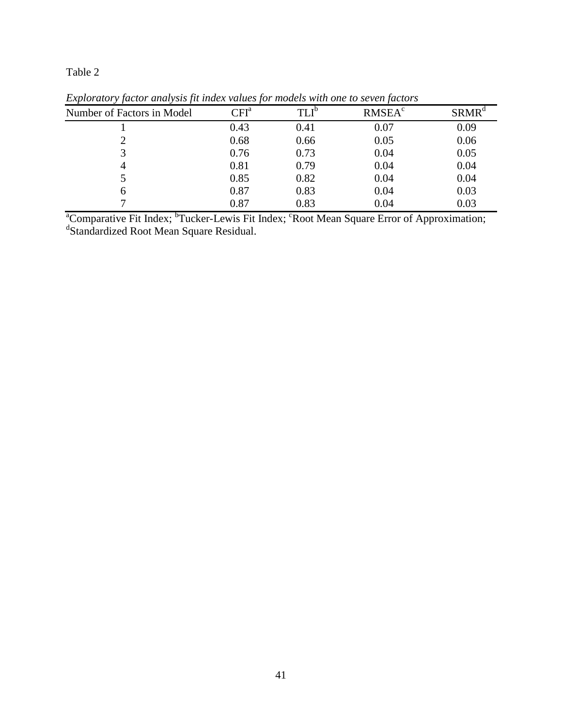Table 2

*Exploratory factor analysis fit index values for models with one to seven factors*

| Number of Factors in Model | CFI[a] | TLI[b] | RMSEA[c] | SRMR[d] |
|---|---|---|---|---|
| 1 | 0.43 | 0.41 | 0.07 | 0.09 |
| 2 | 0.68 | 0.66 | 0.05 | 0.06 |
| 3 | 0.76 | 0.73 | 0.04 | 0.05 |
| 4 | 0.81 | 0.79 | 0.04 | 0.04 |
| 5 | 0.85 | 0.82 | 0.04 | 0.04 |
| 6 | 0.87 | 0.83 | 0.04 | 0.03 |
| 7 | 0.87 | 0.83 | 0.04 | 0.03 |

[a]Comparative Fit Index; [b]Tucker-Lewis Fit Index; [c]Root Mean Square Error of Approximation; [d]Standardized Root Mean Square Residual.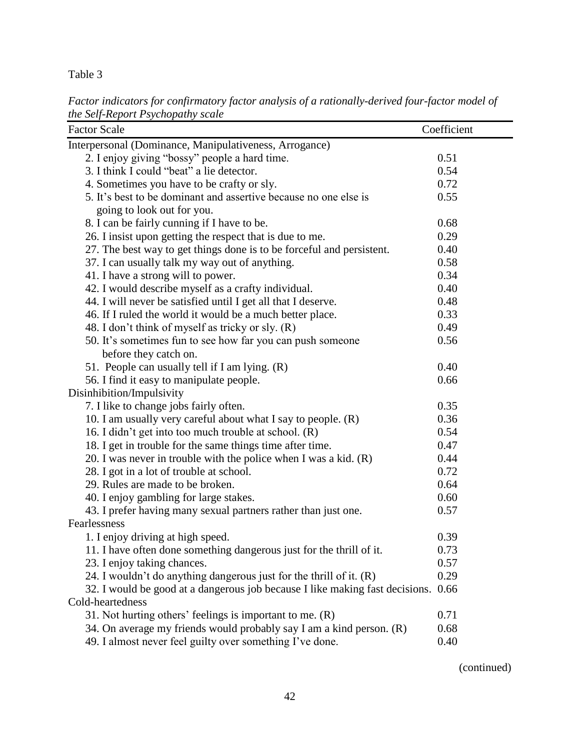Table 3

*Factor indicators for confirmatory factor analysis of a rationally-derived four-factor model of the Self-Report Psychopathy scale*

| Factor Scale | Coefficient |
|---|---|
| Interpersonal (Dominance, Manipulativeness, Arrogance) | |
| 2. I enjoy giving "bossy" people a hard time. | 0.51 |
| 3. I think I could "beat" a lie detector. | 0.54 |
| 4. Sometimes you have to be crafty or sly. | 0.72 |
| 5. It's best to be dominant and assertive because no one else is going to look out for you. | 0.55 |
| 8. I can be fairly cunning if I have to be. | 0.68 |
| 26. I insist upon getting the respect that is due to me. | 0.29 |
| 27. The best way to get things done is to be forceful and persistent. | 0.40 |
| 37. I can usually talk my way out of anything. | 0.58 |
| 41. I have a strong will to power. | 0.34 |
| 42. I would describe myself as a crafty individual. | 0.40 |
| 44. I will never be satisfied until I get all that I deserve. | 0.48 |
| 46. If I ruled the world it would be a much better place. | 0.33 |
| 48. I don't think of myself as tricky or sly. (R) | 0.49 |
| 50. It's sometimes fun to see how far you can push someone before they catch on. | 0.56 |
| 51. People can usually tell if I am lying. (R) | 0.40 |
| 56. I find it easy to manipulate people. | 0.66 |
| Disinhibition/Impulsivity | |
| 7. I like to change jobs fairly often. | 0.35 |
| 10. I am usually very careful about what I say to people. (R) | 0.36 |
| 16. I didn't get into too much trouble at school. (R) | 0.54 |
| 18. I get in trouble for the same things time after time. | 0.47 |
| 20. I was never in trouble with the police when I was a kid. (R) | 0.44 |
| 28. I got in a lot of trouble at school. | 0.72 |
| 29. Rules are made to be broken. | 0.64 |
| 40. I enjoy gambling for large stakes. | 0.60 |
| 43. I prefer having many sexual partners rather than just one. | 0.57 |
| Fearlessness | |
| 1. I enjoy driving at high speed. | 0.39 |
| 11. I have often done something dangerous just for the thrill of it. | 0.73 |
| 23. I enjoy taking chances. | 0.57 |
| 24. I wouldn't do anything dangerous just for the thrill of it. (R) | 0.29 |
| 32. I would be good at a dangerous job because I like making fast decisions. | 0.66 |
| Cold-heartedness | |
| 31. Not hurting others' feelings is important to me. (R) | 0.71 |
| 34. On average my friends would probably say I am a kind person. (R) | 0.68 |
| 49. I almost never feel guilty over something I've done. | 0.40 |

(continued)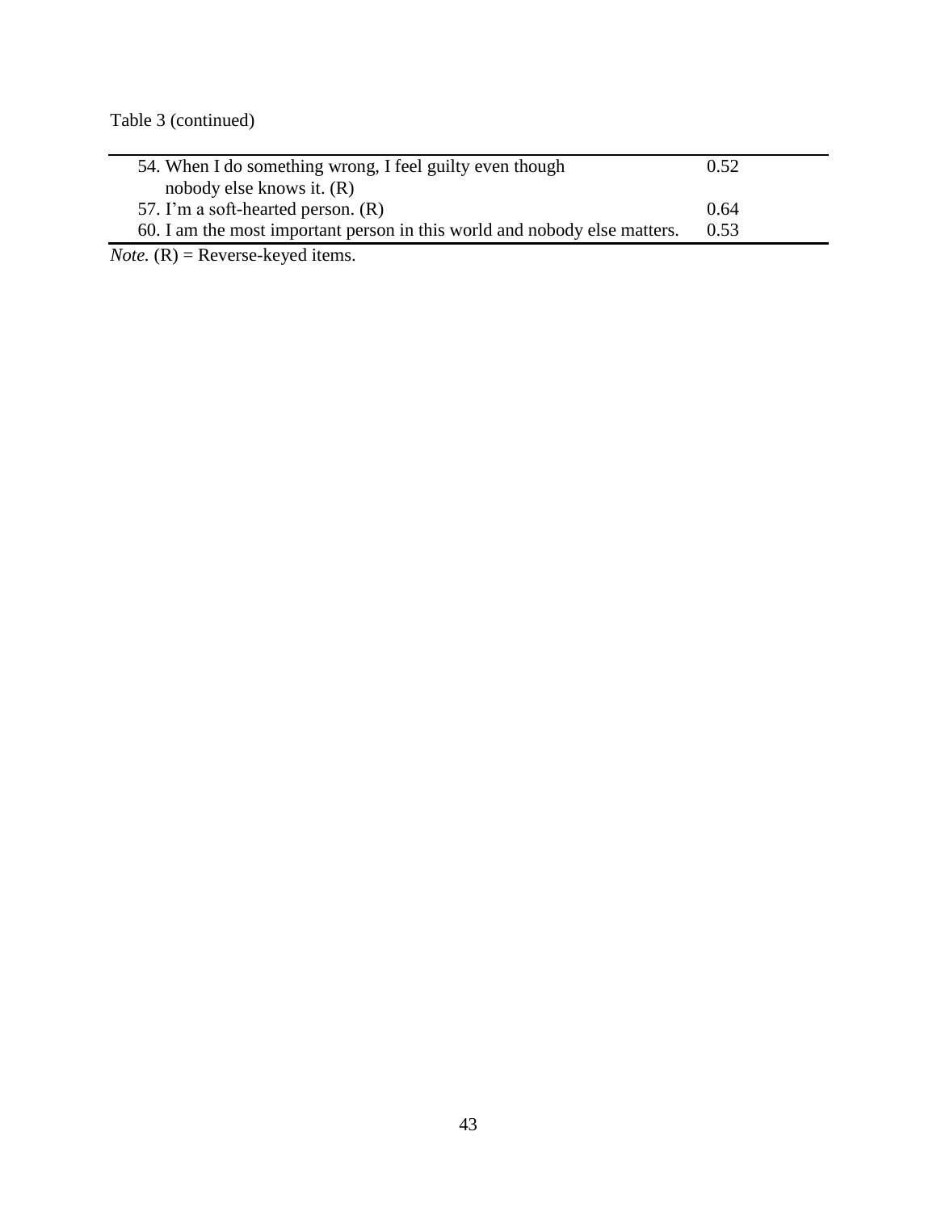Table 3 (continued)

| | |
|---|---|
| 54. When I do something wrong, I feel guilty even though nobody else knows it. (R) | 0.52 |
| 57. I'm a soft-hearted person. (R) | 0.64 |
| 60. I am the most important person in this world and nobody else matters. | 0.53 |

*Note.* (R) = Reverse-keyed items.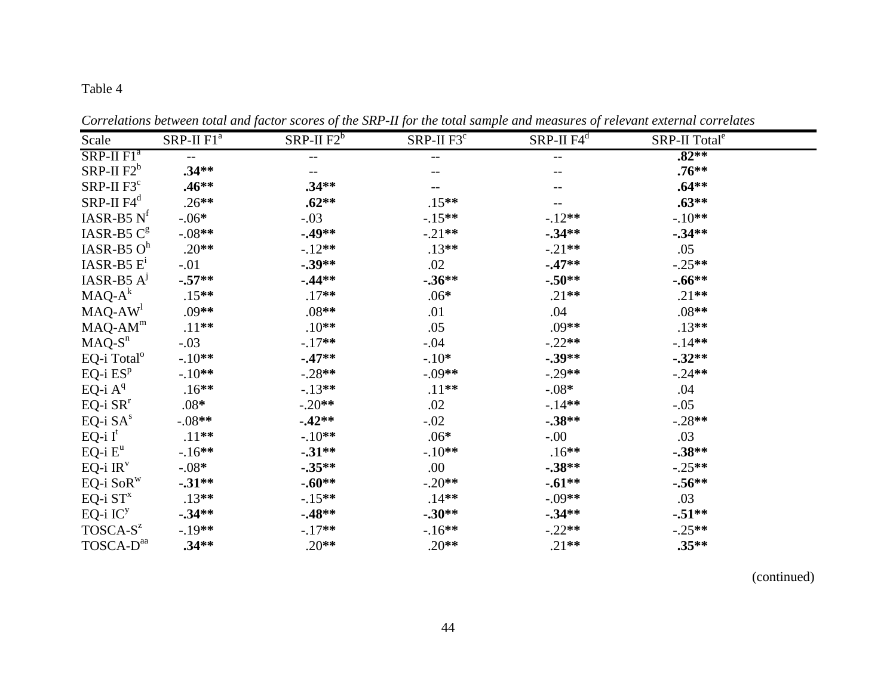Table 4

*Correlations between total and factor scores of the SRP-II for the total sample and measures of relevant external correlates*

| Scale | SRP-II F1[a] | SRP-II F2[b] | SRP-II F3[c] | SRP-II F4[d] | SRP-II Total[e] |
|---|---|---|---|---|---|
| SRP-II F1[a] | -- | -- | -- | -- | **.82**** |
| SRP-II F2[b] | **.34**** | -- | -- | -- | **.76**** |
| SRP-II F3[c] | **.46**** | **.34**** | -- | -- | **.64**** |
| SRP-II F4[d] | .26** | **.62**** | .15** | -- | **.63**** |
| IASR-B5 N[f] | -.06* | -.03 | -.15** | -.12** | -.10** |
| IASR-B5 C[g] | -.08** | **-.49**** | -.21** | **-.34**** | **-.34**** |
| IASR-B5 O[h] | .20** | -.12** | .13** | -.21** | .05 |
| IASR-B5 E[i] | -.01 | **-.39**** | .02 | **-.47**** | -.25** |
| IASR-B5 A[j] | **-.57**** | **-.44**** | **-.36**** | **-.50**** | **-.66**** |
| MAQ-A[k] | .15** | .17** | .06* | .21** | .21** |
| MAQ-AW[l] | .09** | .08** | .01 | .04 | .08** |
| MAQ-AM[m] | .11** | .10** | .05 | .09** | .13** |
| MAQ-S[n] | -.03 | -.17** | -.04 | -.22** | -.14** |
| EQ-i Total[o] | -.10** | **-.47**** | -.10* | **-.39**** | **-.32**** |
| EQ-i ES[p] | -.10** | -.28** | -.09** | -.29** | -.24** |
| EQ-i A[q] | .16** | -.13** | .11** | -.08* | .04 |
| EQ-i SR[r] | .08* | -.20** | .02 | -.14** | -.05 |
| EQ-i SA[s] | -.08** | **-.42**** | -.02 | **-.38**** | -.28** |
| EQ-i I[t] | .11** | -.10** | .06* | -.00 | .03 |
| EQ-i E[u] | -.16** | **-.31**** | -.10** | .16** | **-.38**** |
| EQ-i IR[v] | -.08* | **-.35**** | .00 | **-.38**** | -.25** |
| EQ-i SoR[w] | **-.31**** | **-.60**** | -.20** | **-.61**** | **-.56**** |
| EQ-i ST[x] | .13** | -.15** | .14** | -.09** | .03 |
| EQ-i IC[y] | **-.34**** | **-.48**** | **-.30**** | **-.34**** | **-.51**** |
| TOSCA-S[z] | -.19** | -.17** | -.16** | -.22** | -.25** |
| TOSCA-D[aa] | **.34**** | .20** | .20** | .21** | **.35**** |

(continued)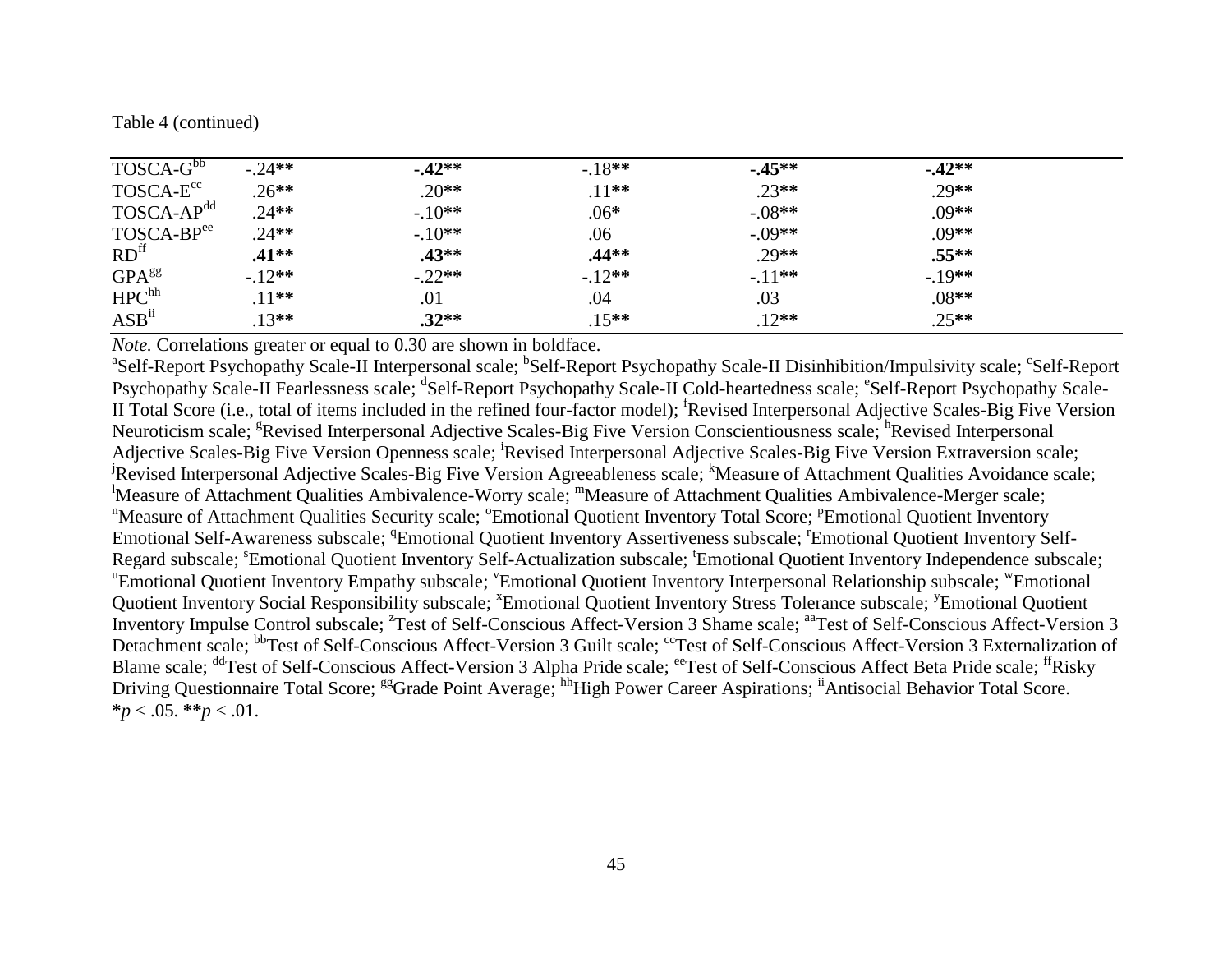Table 4 (continued)

| | | | | | |
|---|---|---|---|---|---|
| TOSCA-G[bb] | -.24** | **-.42**** | -.18** | **-.45**** | **-.42**** |
| TOSCA-E[cc] | .26** | .20** | .11** | .23** | .29** |
| TOSCA-AP[dd] | .24** | -.10** | .06* | -.08** | .09** |
| TOSCA-BP[ee] | .24** | -.10** | .06 | -.09** | .09** |
| RD[ff] | **.41**** | **.43**** | **.44**** | .29** | **.55**** |
| GPA[gg] | -.12** | -.22** | -.12** | -.11** | -.19** |
| HPC[hh] | .11** | .01 | .04 | .03 | .08** |
| ASB[ii] | .13** | **.32**** | .15** | .12** | .25** |

*Note.* Correlations greater or equal to 0.30 are shown in boldface.
[a]Self-Report Psychopathy Scale-II Interpersonal scale; [b]Self-Report Psychopathy Scale-II Disinhibition/Impulsivity scale; [c]Self-Report Psychopathy Scale-II Fearlessness scale; [d]Self-Report Psychopathy Scale-II Cold-heartedness scale; [e]Self-Report Psychopathy Scale-II Total Score (i.e., total of items included in the refined four-factor model); [f]Revised Interpersonal Adjective Scales-Big Five Version Neuroticism scale; [g]Revised Interpersonal Adjective Scales-Big Five Version Conscientiousness scale; [h]Revised Interpersonal Adjective Scales-Big Five Version Openness scale; [i]Revised Interpersonal Adjective Scales-Big Five Version Extraversion scale; [j]Revised Interpersonal Adjective Scales-Big Five Version Agreeableness scale; [k]Measure of Attachment Qualities Avoidance scale; [l]Measure of Attachment Qualities Ambivalence-Worry scale; [m]Measure of Attachment Qualities Ambivalence-Merger scale; [n]Measure of Attachment Qualities Security scale; [o]Emotional Quotient Inventory Total Score; [p]Emotional Quotient Inventory Emotional Self-Awareness subscale; [q]Emotional Quotient Inventory Assertiveness subscale; [r]Emotional Quotient Inventory Self-Regard subscale; [s]Emotional Quotient Inventory Self-Actualization subscale; [t]Emotional Quotient Inventory Independence subscale; [u]Emotional Quotient Inventory Empathy subscale; [v]Emotional Quotient Inventory Interpersonal Relationship subscale; [w]Emotional Quotient Inventory Social Responsibility subscale; [x]Emotional Quotient Inventory Stress Tolerance subscale; [y]Emotional Quotient Inventory Impulse Control subscale; [z]Test of Self-Conscious Affect-Version 3 Shame scale; [aa]Test of Self-Conscious Affect-Version 3 Detachment scale; [bb]Test of Self-Conscious Affect-Version 3 Guilt scale; [cc]Test of Self-Conscious Affect-Version 3 Externalization of Blame scale; [dd]Test of Self-Conscious Affect-Version 3 Alpha Pride scale; [ee]Test of Self-Conscious Affect Beta Pride scale; [ff]Risky Driving Questionnaire Total Score; [gg]Grade Point Average; [hh]High Power Career Aspirations; [ii]Antisocial Behavior Total Score.
*$p < .05$. **$p < .01$.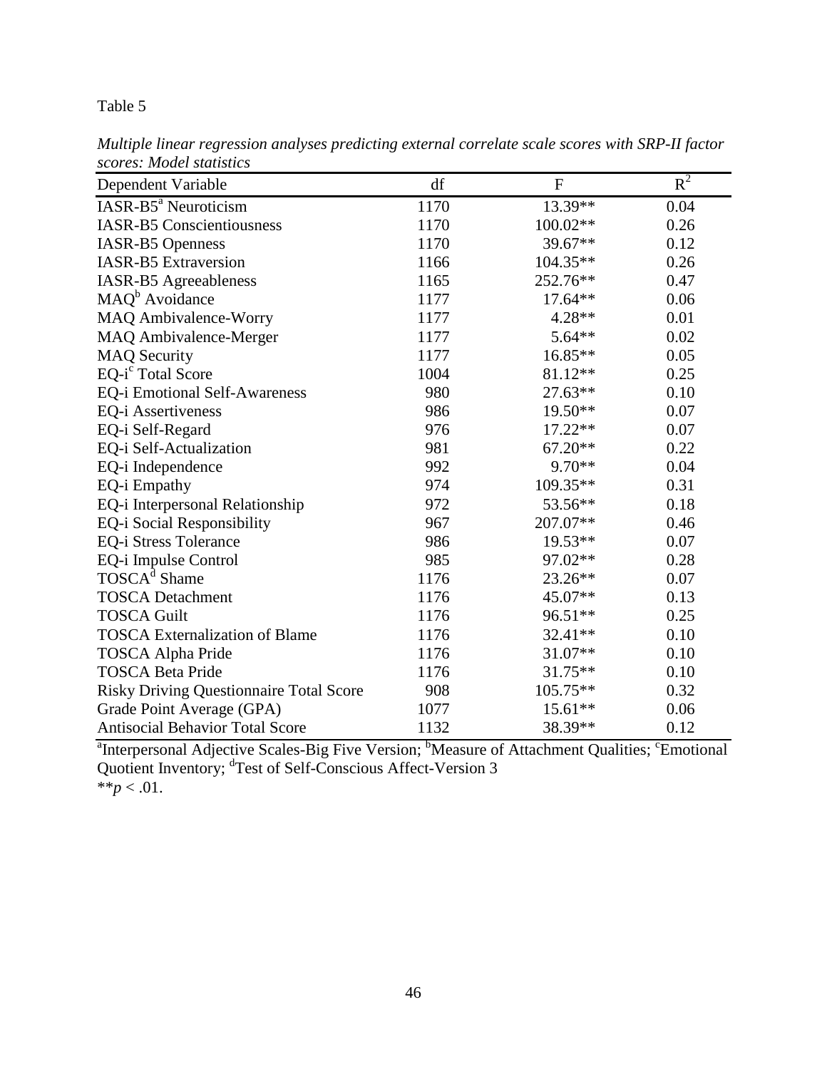Table 5

*Multiple linear regression analyses predicting external correlate scale scores with SRP-II factor scores: Model statistics*

| Dependent Variable | df | F | $R^2$ |
|---|---|---|---|
| IASR-B5[a] Neuroticism | 1170 | 13.39** | 0.04 |
| IASR-B5 Conscientiousness | 1170 | 100.02** | 0.26 |
| IASR-B5 Openness | 1170 | 39.67** | 0.12 |
| IASR-B5 Extraversion | 1166 | 104.35** | 0.26 |
| IASR-B5 Agreeableness | 1165 | 252.76** | 0.47 |
| MAQ[b] Avoidance | 1177 | 17.64** | 0.06 |
| MAQ Ambivalence-Worry | 1177 | 4.28** | 0.01 |
| MAQ Ambivalence-Merger | 1177 | 5.64** | 0.02 |
| MAQ Security | 1177 | 16.85** | 0.05 |
| EQ-i[c] Total Score | 1004 | 81.12** | 0.25 |
| EQ-i Emotional Self-Awareness | 980 | 27.63** | 0.10 |
| EQ-i Assertiveness | 986 | 19.50** | 0.07 |
| EQ-i Self-Regard | 976 | 17.22** | 0.07 |
| EQ-i Self-Actualization | 981 | 67.20** | 0.22 |
| EQ-i Independence | 992 | 9.70** | 0.04 |
| EQ-i Empathy | 974 | 109.35** | 0.31 |
| EQ-i Interpersonal Relationship | 972 | 53.56** | 0.18 |
| EQ-i Social Responsibility | 967 | 207.07** | 0.46 |
| EQ-i Stress Tolerance | 986 | 19.53** | 0.07 |
| EQ-i Impulse Control | 985 | 97.02** | 0.28 |
| TOSCA[d] Shame | 1176 | 23.26** | 0.07 |
| TOSCA Detachment | 1176 | 45.07** | 0.13 |
| TOSCA Guilt | 1176 | 96.51** | 0.25 |
| TOSCA Externalization of Blame | 1176 | 32.41** | 0.10 |
| TOSCA Alpha Pride | 1176 | 31.07** | 0.10 |
| TOSCA Beta Pride | 1176 | 31.75** | 0.10 |
| Risky Driving Questionnaire Total Score | 908 | 105.75** | 0.32 |
| Grade Point Average (GPA) | 1077 | 15.61** | 0.06 |
| Antisocial Behavior Total Score | 1132 | 38.39** | 0.12 |

[a]Interpersonal Adjective Scales-Big Five Version; [b]Measure of Attachment Qualities; [c]Emotional Quotient Inventory; [d]Test of Self-Conscious Affect-Version 3

**$p < .01$.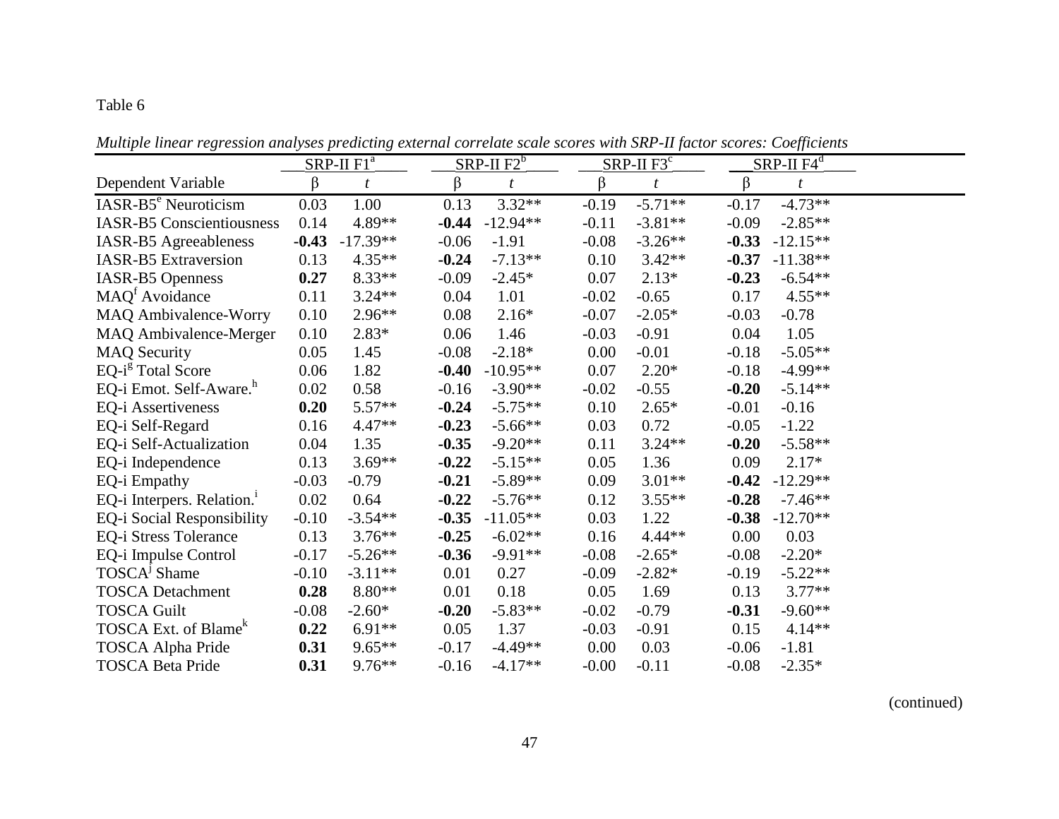Table 6

*Multiple linear regression analyses predicting external correlate scale scores with SRP-II factor scores: Coefficients*

| | SRP-II F1[a] | | SRP-II F2[b] | | SRP-II F3[c] | | SRP-II F4[d] | |
|---|---|---|---|---|---|---|---|---|
| Dependent Variable | β | *t* | β | *t* | β | *t* | β | *t* |
| IASR-B5[e] Neuroticism | 0.03 | 1.00 | 0.13 | 3.32** | -0.19 | -5.71** | -0.17 | -4.73** |
| IASR-B5 Conscientiousness | 0.14 | 4.89** | **-0.44** | -12.94** | -0.11 | -3.81** | -0.09 | -2.85** |
| IASR-B5 Agreeableness | **-0.43** | -17.39** | -0.06 | -1.91 | -0.08 | -3.26** | **-0.33** | -12.15** |
| IASR-B5 Extraversion | 0.13 | 4.35** | **-0.24** | -7.13** | 0.10 | 3.42** | **-0.37** | -11.38** |
| IASR-B5 Openness | **0.27** | 8.33** | -0.09 | -2.45* | 0.07 | 2.13* | **-0.23** | -6.54** |
| MAQ[f] Avoidance | 0.11 | 3.24** | 0.04 | 1.01 | -0.02 | -0.65 | 0.17 | 4.55** |
| MAQ Ambivalence-Worry | 0.10 | 2.96** | 0.08 | 2.16* | -0.07 | -2.05* | -0.03 | -0.78 |
| MAQ Ambivalence-Merger | 0.10 | 2.83* | 0.06 | 1.46 | -0.03 | -0.91 | 0.04 | 1.05 |
| MAQ Security | 0.05 | 1.45 | -0.08 | -2.18* | 0.00 | -0.01 | -0.18 | -5.05** |
| EQ-i[g] Total Score | 0.06 | 1.82 | **-0.40** | -10.95** | 0.07 | 2.20* | -0.18 | -4.99** |
| EQ-i Emot. Self-Aware.[h] | 0.02 | 0.58 | -0.16 | -3.90** | -0.02 | -0.55 | **-0.20** | -5.14** |
| EQ-i Assertiveness | **0.20** | 5.57** | **-0.24** | -5.75** | 0.10 | 2.65* | -0.01 | -0.16 |
| EQ-i Self-Regard | 0.16 | 4.47** | **-0.23** | -5.66** | 0.03 | 0.72 | -0.05 | -1.22 |
| EQ-i Self-Actualization | 0.04 | 1.35 | **-0.35** | -9.20** | 0.11 | 3.24** | **-0.20** | -5.58** |
| EQ-i Independence | 0.13 | 3.69** | **-0.22** | -5.15** | 0.05 | 1.36 | 0.09 | 2.17* |
| EQ-i Empathy | -0.03 | -0.79 | **-0.21** | -5.89** | 0.09 | 3.01** | **-0.42** | -12.29** |
| EQ-i Interpers. Relation.[i] | 0.02 | 0.64 | **-0.22** | -5.76** | 0.12 | 3.55** | **-0.28** | -7.46** |
| EQ-i Social Responsibility | -0.10 | -3.54** | **-0.35** | -11.05** | 0.03 | 1.22 | **-0.38** | -12.70** |
| EQ-i Stress Tolerance | 0.13 | 3.76** | **-0.25** | -6.02** | 0.16 | 4.44** | 0.00 | 0.03 |
| EQ-i Impulse Control | -0.17 | -5.26** | **-0.36** | -9.91** | -0.08 | -2.65* | -0.08 | -2.20* |
| TOSCA[j] Shame | -0.10 | -3.11** | 0.01 | 0.27 | -0.09 | -2.82* | -0.19 | -5.22** |
| TOSCA Detachment | **0.28** | 8.80** | 0.01 | 0.18 | 0.05 | 1.69 | 0.13 | 3.77** |
| TOSCA Guilt | -0.08 | -2.60* | **-0.20** | -5.83** | -0.02 | -0.79 | **-0.31** | -9.60** |
| TOSCA Ext. of Blame[k] | **0.22** | 6.91** | 0.05 | 1.37 | -0.03 | -0.91 | 0.15 | 4.14** |
| TOSCA Alpha Pride | **0.31** | 9.65** | -0.17 | -4.49** | 0.00 | 0.03 | -0.06 | -1.81 |
| TOSCA Beta Pride | **0.31** | 9.76** | -0.16 | -4.17** | -0.00 | -0.11 | -0.08 | -2.35* |

(continued)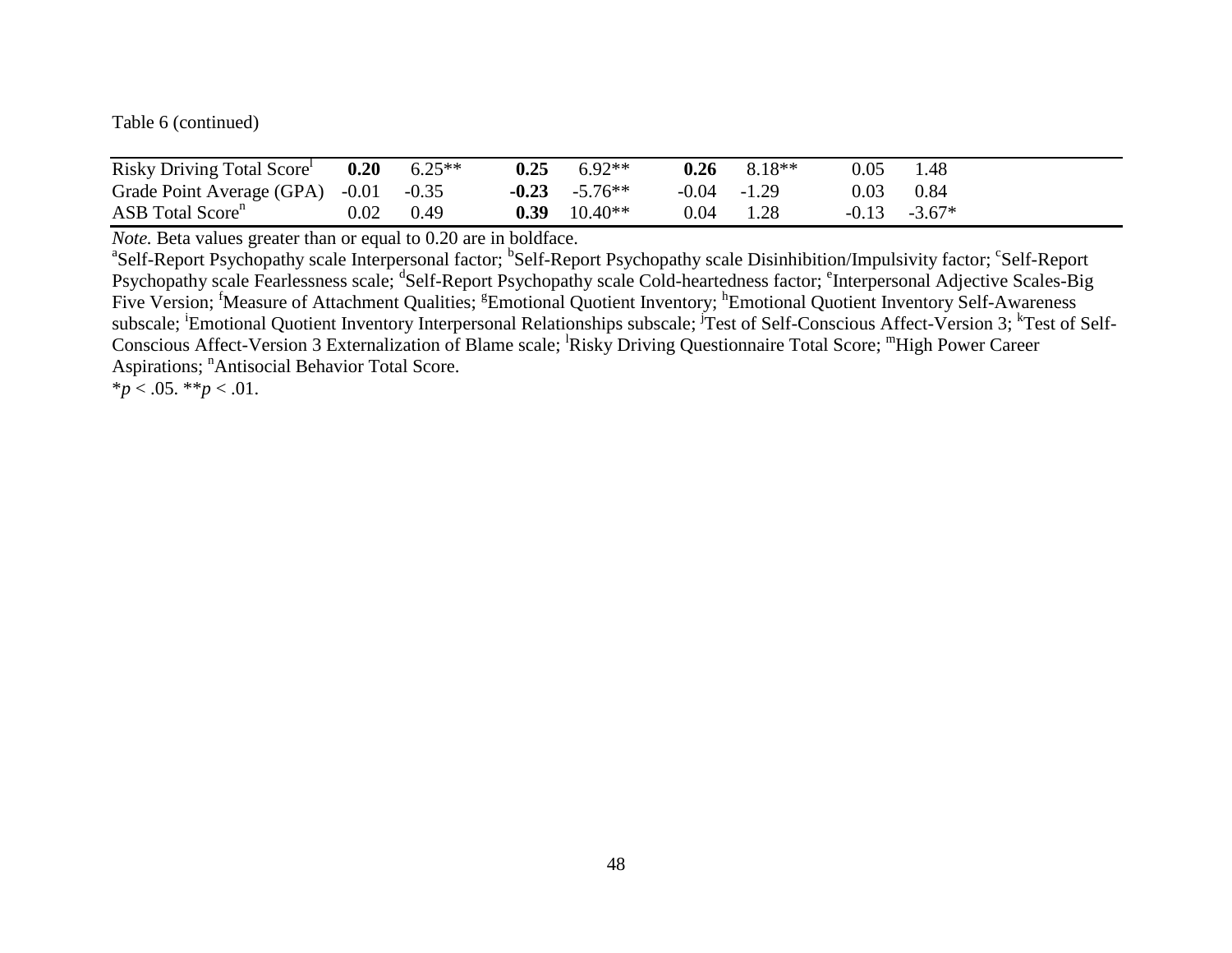Table 6 (continued)

| | | | | | | | | |
|---|---|---|---|---|---|---|---|---|
| Risky Driving Total Score[l] | **0.20** | 6.25** | **0.25** | 6.92** | **0.26** | 8.18** | 0.05 | 1.48 |
| Grade Point Average (GPA) | -0.01 | -0.35 | **-0.23** | -5.76** | -0.04 | -1.29 | 0.03 | 0.84 |
| ASB Total Score[n] | 0.02 | 0.49 | **0.39** | 10.40** | 0.04 | 1.28 | -0.13 | -3.67* |

*Note.* Beta values greater than or equal to 0.20 are in boldface.

[a]Self-Report Psychopathy scale Interpersonal factor; [b]Self-Report Psychopathy scale Disinhibition/Impulsivity factor; [c]Self-Report Psychopathy scale Fearlessness scale; [d]Self-Report Psychopathy scale Cold-heartedness factor; [e]Interpersonal Adjective Scales-Big Five Version; [f]Measure of Attachment Qualities; [g]Emotional Quotient Inventory; [h]Emotional Quotient Inventory Self-Awareness subscale; [i]Emotional Quotient Inventory Interpersonal Relationships subscale; [j]Test of Self-Conscious Affect-Version 3; [k]Test of Self-Conscious Affect-Version 3 Externalization of Blame scale; [l]Risky Driving Questionnaire Total Score; [m]High Power Career Aspirations; [n]Antisocial Behavior Total Score.

*$p < .05$. **$p < .01$.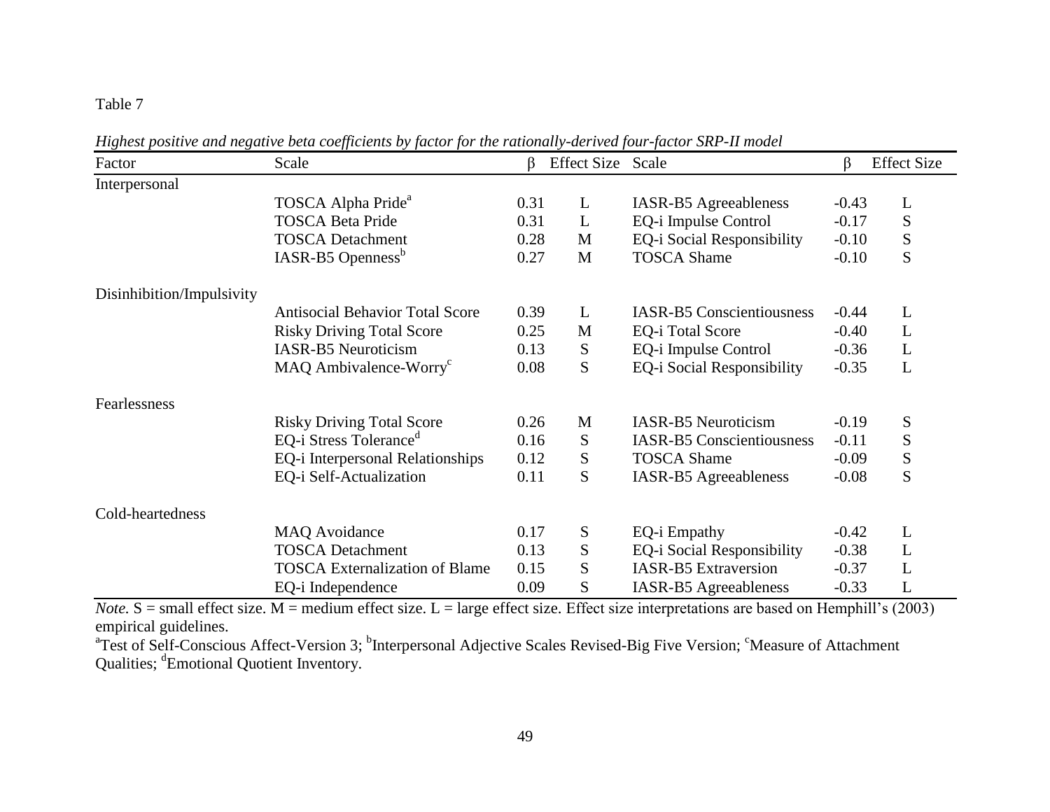Table 7

*Highest positive and negative beta coefficients by factor for the rationally-derived four-factor SRP-II model*

| Factor | Scale | β | Effect Size | Scale | β | Effect Size |
|---|---|---|---|---|---|---|
| Interpersonal | | | | | | |
| | TOSCA Alpha Pride[a] | 0.31 | L | IASR-B5 Agreeableness | -0.43 | L |
| | TOSCA Beta Pride | 0.31 | L | EQ-i Impulse Control | -0.17 | S |
| | TOSCA Detachment | 0.28 | M | EQ-i Social Responsibility | -0.10 | S |
| | IASR-B5 Openness[b] | 0.27 | M | TOSCA Shame | -0.10 | S |
| Disinhibition/Impulsivity | | | | | | |
| | Antisocial Behavior Total Score | 0.39 | L | IASR-B5 Conscientiousness | -0.44 | L |
| | Risky Driving Total Score | 0.25 | M | EQ-i Total Score | -0.40 | L |
| | IASR-B5 Neuroticism | 0.13 | S | EQ-i Impulse Control | -0.36 | L |
| | MAQ Ambivalence-Worry[c] | 0.08 | S | EQ-i Social Responsibility | -0.35 | L |
| Fearlessness | | | | | | |
| | Risky Driving Total Score | 0.26 | M | IASR-B5 Neuroticism | -0.19 | S |
| | EQ-i Stress Tolerance[d] | 0.16 | S | IASR-B5 Conscientiousness | -0.11 | S |
| | EQ-i Interpersonal Relationships | 0.12 | S | TOSCA Shame | -0.09 | S |
| | EQ-i Self-Actualization | 0.11 | S | IASR-B5 Agreeableness | -0.08 | S |
| Cold-heartedness | | | | | | |
| | MAQ Avoidance | 0.17 | S | EQ-i Empathy | -0.42 | L |
| | TOSCA Detachment | 0.13 | S | EQ-i Social Responsibility | -0.38 | L |
| | TOSCA Externalization of Blame | 0.15 | S | IASR-B5 Extraversion | -0.37 | L |
| | EQ-i Independence | 0.09 | S | IASR-B5 Agreeableness | -0.33 | L |

*Note.* S = small effect size. M = medium effect size. L = large effect size. Effect size interpretations are based on Hemphill's (2003) empirical guidelines.

[a]Test of Self-Conscious Affect-Version 3; [b]Interpersonal Adjective Scales Revised-Big Five Version; [c]Measure of Attachment Qualities; [d]Emotional Quotient Inventory.